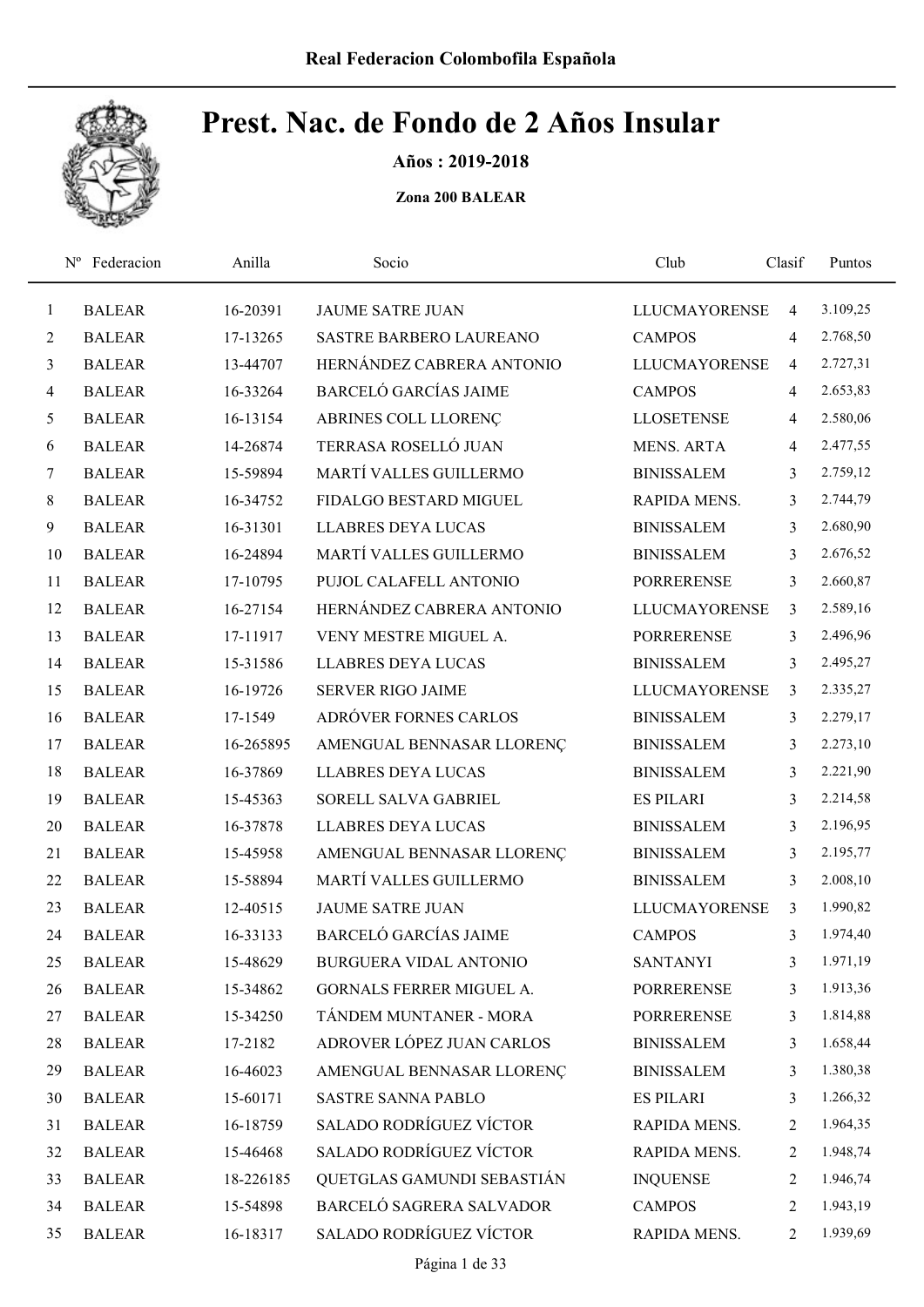Real Federacion Colombofila Española

# Prest. Nac. de Fondo de 2 Años Insular

**Años : 2019-2018**

**Zona 200 BALEAR**

| Nº | Federacion | Anilla | Socio | Club | Clasif | Puntos |
|---|---|---|---|---|---|---|
| 1 | BALEAR | 16-20391 | JAUME SATRE JUAN | LLUCMAYORENSE | 4 | 3.109,25 |
| 2 | BALEAR | 17-13265 | SASTRE BARBERO LAUREANO | CAMPOS | 4 | 2.768,50 |
| 3 | BALEAR | 13-44707 | HERNÁNDEZ CABRERA ANTONIO | LLUCMAYORENSE | 4 | 2.727,31 |
| 4 | BALEAR | 16-33264 | BARCELÓ GARCÍAS JAIME | CAMPOS | 4 | 2.653,83 |
| 5 | BALEAR | 16-13154 | ABRINES COLL LLORENÇ | LLOSETENSE | 4 | 2.580,06 |
| 6 | BALEAR | 14-26874 | TERRASA ROSELLÓ JUAN | MENS. ARTA | 4 | 2.477,55 |
| 7 | BALEAR | 15-59894 | MARTÍ VALLES GUILLERMO | BINISSALEM | 3 | 2.759,12 |
| 8 | BALEAR | 16-34752 | FIDALGO BESTARD MIGUEL | RAPIDA MENS. | 3 | 2.744,79 |
| 9 | BALEAR | 16-31301 | LLABRES DEYA LUCAS | BINISSALEM | 3 | 2.680,90 |
| 10 | BALEAR | 16-24894 | MARTÍ VALLES GUILLERMO | BINISSALEM | 3 | 2.676,52 |
| 11 | BALEAR | 17-10795 | PUJOL CALAFELL ANTONIO | PORRERENSE | 3 | 2.660,87 |
| 12 | BALEAR | 16-27154 | HERNÁNDEZ CABRERA ANTONIO | LLUCMAYORENSE | 3 | 2.589,16 |
| 13 | BALEAR | 17-11917 | VENY MESTRE MIGUEL A. | PORRERENSE | 3 | 2.496,96 |
| 14 | BALEAR | 15-31586 | LLABRES DEYA LUCAS | BINISSALEM | 3 | 2.495,27 |
| 15 | BALEAR | 16-19726 | SERVER RIGO JAIME | LLUCMAYORENSE | 3 | 2.335,27 |
| 16 | BALEAR | 17-1549 | ADRÓVER FORNES CARLOS | BINISSALEM | 3 | 2.279,17 |
| 17 | BALEAR | 16-265895 | AMENGUAL BENNASAR LLORENÇ | BINISSALEM | 3 | 2.273,10 |
| 18 | BALEAR | 16-37869 | LLABRES DEYA LUCAS | BINISSALEM | 3 | 2.221,90 |
| 19 | BALEAR | 15-45363 | SORELL SALVA GABRIEL | ES PILARI | 3 | 2.214,58 |
| 20 | BALEAR | 16-37878 | LLABRES DEYA LUCAS | BINISSALEM | 3 | 2.196,95 |
| 21 | BALEAR | 15-45958 | AMENGUAL BENNASAR LLORENÇ | BINISSALEM | 3 | 2.195,77 |
| 22 | BALEAR | 15-58894 | MARTÍ VALLES GUILLERMO | BINISSALEM | 3 | 2.008,10 |
| 23 | BALEAR | 12-40515 | JAUME SATRE JUAN | LLUCMAYORENSE | 3 | 1.990,82 |
| 24 | BALEAR | 16-33133 | BARCELÓ GARCÍAS JAIME | CAMPOS | 3 | 1.974,40 |
| 25 | BALEAR | 15-48629 | BURGUERA VIDAL ANTONIO | SANTANYI | 3 | 1.971,19 |
| 26 | BALEAR | 15-34862 | GORNALS FERRER MIGUEL A. | PORRERENSE | 3 | 1.913,36 |
| 27 | BALEAR | 15-34250 | TÁNDEM MUNTANER - MORA | PORRERENSE | 3 | 1.814,88 |
| 28 | BALEAR | 17-2182 | ADROVER LÓPEZ JUAN CARLOS | BINISSALEM | 3 | 1.658,44 |
| 29 | BALEAR | 16-46023 | AMENGUAL BENNASAR LLORENÇ | BINISSALEM | 3 | 1.380,38 |
| 30 | BALEAR | 15-60171 | SASTRE SANNA PABLO | ES PILARI | 3 | 1.266,32 |
| 31 | BALEAR | 16-18759 | SALADO RODRÍGUEZ VÍCTOR | RAPIDA MENS. | 2 | 1.964,35 |
| 32 | BALEAR | 15-46468 | SALADO RODRÍGUEZ VÍCTOR | RAPIDA MENS. | 2 | 1.948,74 |
| 33 | BALEAR | 18-226185 | QUETGLAS GAMUNDI SEBASTIÁN | INQUENSE | 2 | 1.946,74 |
| 34 | BALEAR | 15-54898 | BARCELÓ SAGRERA SALVADOR | CAMPOS | 2 | 1.943,19 |
| 35 | BALEAR | 16-18317 | SALADO RODRÍGUEZ VÍCTOR | RAPIDA MENS. | 2 | 1.939,69 |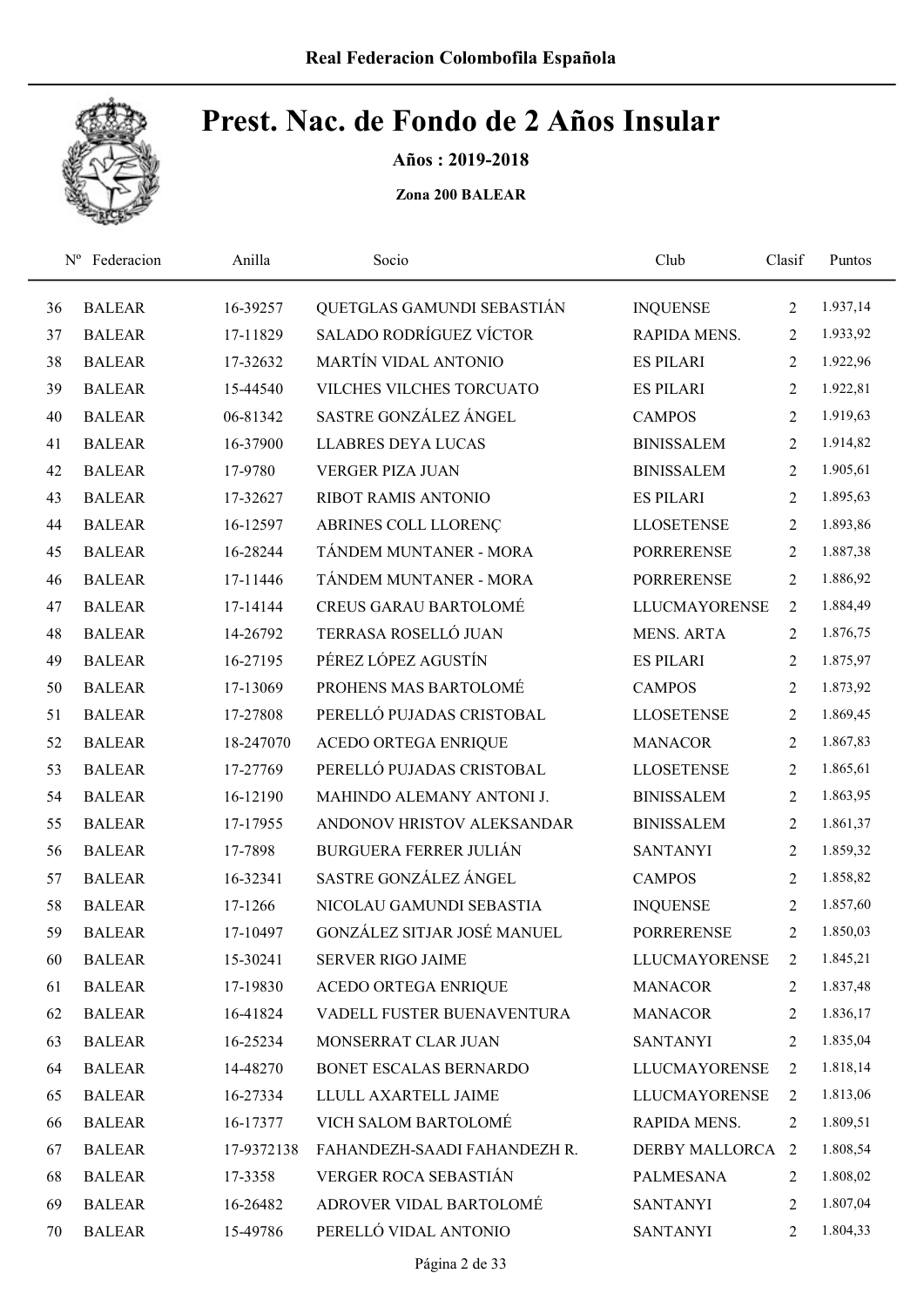# Prest. Nac. de Fondo de 2 Años Insular

**Años : 2019-2018**

**Zona 200 BALEAR**

| Nº | Federacion | Anilla | Socio | Club | Clasif | Puntos |
|---|---|---|---|---|---|---|
| 36 | BALEAR | 16-39257 | QUETGLAS GAMUNDI SEBASTIÁN | INQUENSE | 2 | 1.937,14 |
| 37 | BALEAR | 17-11829 | SALADO RODRÍGUEZ VÍCTOR | RAPIDA MENS. | 2 | 1.933,92 |
| 38 | BALEAR | 17-32632 | MARTÍN VIDAL ANTONIO | ES PILARI | 2 | 1.922,96 |
| 39 | BALEAR | 15-44540 | VILCHES VILCHES TORCUATO | ES PILARI | 2 | 1.922,81 |
| 40 | BALEAR | 06-81342 | SASTRE GONZÁLEZ ÁNGEL | CAMPOS | 2 | 1.919,63 |
| 41 | BALEAR | 16-37900 | LLABRES DEYA LUCAS | BINISSALEM | 2 | 1.914,82 |
| 42 | BALEAR | 17-9780 | VERGER PIZA JUAN | BINISSALEM | 2 | 1.905,61 |
| 43 | BALEAR | 17-32627 | RIBOT RAMIS ANTONIO | ES PILARI | 2 | 1.895,63 |
| 44 | BALEAR | 16-12597 | ABRINES COLL LLORENÇ | LLOSETENSE | 2 | 1.893,86 |
| 45 | BALEAR | 16-28244 | TÁNDEM MUNTANER - MORA | PORRERENSE | 2 | 1.887,38 |
| 46 | BALEAR | 17-11446 | TÁNDEM MUNTANER - MORA | PORRERENSE | 2 | 1.886,92 |
| 47 | BALEAR | 17-14144 | CREUS GARAU BARTOLOMÉ | LLUCMAYORENSE | 2 | 1.884,49 |
| 48 | BALEAR | 14-26792 | TERRASA ROSELLÓ JUAN | MENS. ARTA | 2 | 1.876,75 |
| 49 | BALEAR | 16-27195 | PÉREZ LÓPEZ AGUSTÍN | ES PILARI | 2 | 1.875,97 |
| 50 | BALEAR | 17-13069 | PROHENS MAS BARTOLOMÉ | CAMPOS | 2 | 1.873,92 |
| 51 | BALEAR | 17-27808 | PERELLÓ PUJADAS CRISTOBAL | LLOSETENSE | 2 | 1.869,45 |
| 52 | BALEAR | 18-247070 | ACEDO ORTEGA ENRIQUE | MANACOR | 2 | 1.867,83 |
| 53 | BALEAR | 17-27769 | PERELLÓ PUJADAS CRISTOBAL | LLOSETENSE | 2 | 1.865,61 |
| 54 | BALEAR | 16-12190 | MAHINDO ALEMANY ANTONI J. | BINISSALEM | 2 | 1.863,95 |
| 55 | BALEAR | 17-17955 | ANDONOV HRISTOV ALEKSANDAR | BINISSALEM | 2 | 1.861,37 |
| 56 | BALEAR | 17-7898 | BURGUERA FERRER JULIÁN | SANTANYI | 2 | 1.859,32 |
| 57 | BALEAR | 16-32341 | SASTRE GONZÁLEZ ÁNGEL | CAMPOS | 2 | 1.858,82 |
| 58 | BALEAR | 17-1266 | NICOLAU GAMUNDI SEBASTIA | INQUENSE | 2 | 1.857,60 |
| 59 | BALEAR | 17-10497 | GONZÁLEZ SITJAR JOSÉ MANUEL | PORRERENSE | 2 | 1.850,03 |
| 60 | BALEAR | 15-30241 | SERVER RIGO JAIME | LLUCMAYORENSE | 2 | 1.845,21 |
| 61 | BALEAR | 17-19830 | ACEDO ORTEGA ENRIQUE | MANACOR | 2 | 1.837,48 |
| 62 | BALEAR | 16-41824 | VADELL FUSTER BUENAVENTURA | MANACOR | 2 | 1.836,17 |
| 63 | BALEAR | 16-25234 | MONSERRAT CLAR JUAN | SANTANYI | 2 | 1.835,04 |
| 64 | BALEAR | 14-48270 | BONET ESCALAS BERNARDO | LLUCMAYORENSE | 2 | 1.818,14 |
| 65 | BALEAR | 16-27334 | LLULL AXARTELL JAIME | LLUCMAYORENSE | 2 | 1.813,06 |
| 66 | BALEAR | 16-17377 | VICH SALOM BARTOLOMÉ | RAPIDA MENS. | 2 | 1.809,51 |
| 67 | BALEAR | 17-9372138 | FAHANDEZH-SAADI FAHANDEZH R. | DERBY MALLORCA | 2 | 1.808,54 |
| 68 | BALEAR | 17-3358 | VERGER ROCA SEBASTIÁN | PALMESANA | 2 | 1.808,02 |
| 69 | BALEAR | 16-26482 | ADROVER VIDAL BARTOLOMÉ | SANTANYI | 2 | 1.807,04 |
| 70 | BALEAR | 15-49786 | PERELLÓ VIDAL ANTONIO | SANTANYI | 2 | 1.804,33 |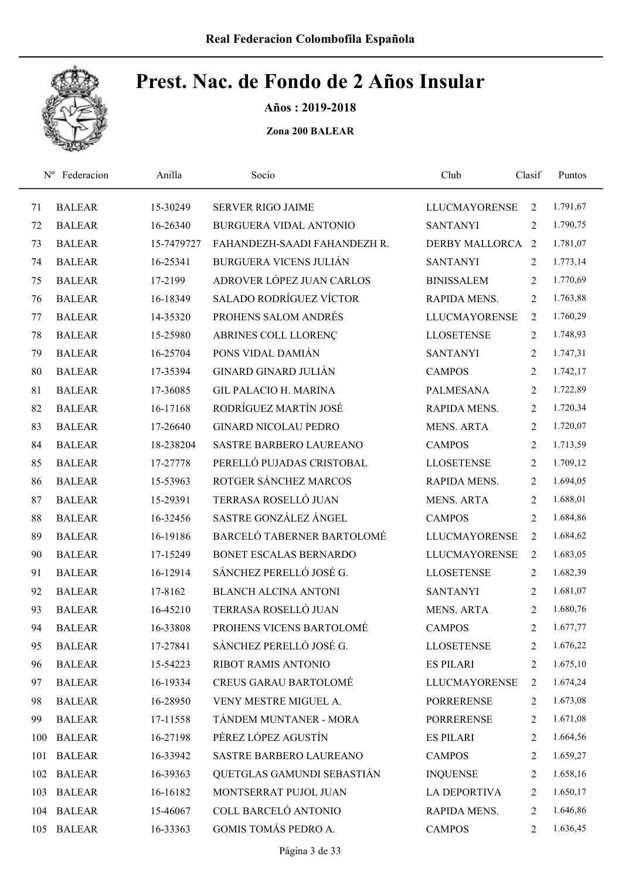# Prest. Nac. de Fondo de 2 Años Insular

**Años : 2019-2018**

**Zona 200 BALEAR**

| Nº | Federacion | Anilla | Socio | Club | Clasif | Puntos |
|---|---|---|---|---|---|---|
| 71 | BALEAR | 15-30249 | SERVER RIGO JAIME | LLUCMAYORENSE | 2 | 1.791,67 |
| 72 | BALEAR | 16-26340 | BURGUERA VIDAL ANTONIO | SANTANYI | 2 | 1.790,75 |
| 73 | BALEAR | 15-7479727 | FAHANDEZH-SAADI FAHANDEZH R. | DERBY MALLORCA | 2 | 1.781,07 |
| 74 | BALEAR | 16-25341 | BURGUERA VICENS JULIÁN | SANTANYI | 2 | 1.773,14 |
| 75 | BALEAR | 17-2199 | ADROVER LÓPEZ JUAN CARLOS | BINISSALEM | 2 | 1.770,69 |
| 76 | BALEAR | 16-18349 | SALADO RODRÍGUEZ VÍCTOR | RAPIDA MENS. | 2 | 1.763,88 |
| 77 | BALEAR | 14-35320 | PROHENS SALOM ANDRÉS | LLUCMAYORENSE | 2 | 1.760,29 |
| 78 | BALEAR | 15-25980 | ABRINES COLL LLORENÇ | LLOSETENSE | 2 | 1.748,93 |
| 79 | BALEAR | 16-25704 | PONS VIDAL DAMIÁN | SANTANYI | 2 | 1.747,31 |
| 80 | BALEAR | 17-35394 | GINARD GINARD JULIÁN | CAMPOS | 2 | 1.742,17 |
| 81 | BALEAR | 17-36085 | GIL PALACIO H. MARINA | PALMESANA | 2 | 1.722,89 |
| 82 | BALEAR | 16-17168 | RODRÍGUEZ MARTÍN JOSÉ | RAPIDA MENS. | 2 | 1.720,34 |
| 83 | BALEAR | 17-26640 | GINARD NICOLAU PEDRO | MENS. ARTA | 2 | 1.720,07 |
| 84 | BALEAR | 18-238204 | SASTRE BARBERO LAUREANO | CAMPOS | 2 | 1.713,59 |
| 85 | BALEAR | 17-27778 | PERELLÓ PUJADAS CRISTOBAL | LLOSETENSE | 2 | 1.709,12 |
| 86 | BALEAR | 15-53963 | ROTGER SÁNCHEZ MARCOS | RAPIDA MENS. | 2 | 1.694,05 |
| 87 | BALEAR | 15-29391 | TERRASA ROSELLÓ JUAN | MENS. ARTA | 2 | 1.688,01 |
| 88 | BALEAR | 16-32456 | SASTRE GONZÁLEZ ÁNGEL | CAMPOS | 2 | 1.684,86 |
| 89 | BALEAR | 16-19186 | BARCELÓ TABERNER BARTOLOMÉ | LLUCMAYORENSE | 2 | 1.684,62 |
| 90 | BALEAR | 17-15249 | BONET ESCALAS BERNARDO | LLUCMAYORENSE | 2 | 1.683,05 |
| 91 | BALEAR | 16-12914 | SÁNCHEZ PERELLÓ JOSÉ G. | LLOSETENSE | 2 | 1.682,39 |
| 92 | BALEAR | 17-8162 | BLANCH ALCINA ANTONI | SANTANYI | 2 | 1.681,07 |
| 93 | BALEAR | 16-45210 | TERRASA ROSELLÓ JUAN | MENS. ARTA | 2 | 1.680,76 |
| 94 | BALEAR | 16-33808 | PROHENS VICENS BARTOLOMÉ | CAMPOS | 2 | 1.677,77 |
| 95 | BALEAR | 17-27841 | SÁNCHEZ PERELLÓ JOSÉ G. | LLOSETENSE | 2 | 1.676,22 |
| 96 | BALEAR | 15-54223 | RIBOT RAMIS ANTONIO | ES PILARI | 2 | 1.675,10 |
| 97 | BALEAR | 16-19334 | CREUS GARAU BARTOLOMÉ | LLUCMAYORENSE | 2 | 1.674,24 |
| 98 | BALEAR | 16-28950 | VENY MESTRE MIGUEL A. | PORRERENSE | 2 | 1.673,08 |
| 99 | BALEAR | 17-11558 | TÁNDEM MUNTANER - MORA | PORRERENSE | 2 | 1.671,08 |
| 100 | BALEAR | 16-27198 | PÉREZ LÓPEZ AGUSTÍN | ES PILARI | 2 | 1.664,56 |
| 101 | BALEAR | 16-33942 | SASTRE BARBERO LAUREANO | CAMPOS | 2 | 1.659,27 |
| 102 | BALEAR | 16-39363 | QUETGLAS GAMUNDI SEBASTIÁN | INQUENSE | 2 | 1.658,16 |
| 103 | BALEAR | 16-16182 | MONTSERRAT PUJOL JUAN | LA DEPORTIVA | 2 | 1.650,17 |
| 104 | BALEAR | 15-46067 | COLL BARCELÓ ANTONIO | RAPIDA MENS. | 2 | 1.646,86 |
| 105 | BALEAR | 16-33363 | GOMIS TOMÁS PEDRO A. | CAMPOS | 2 | 1.636,45 |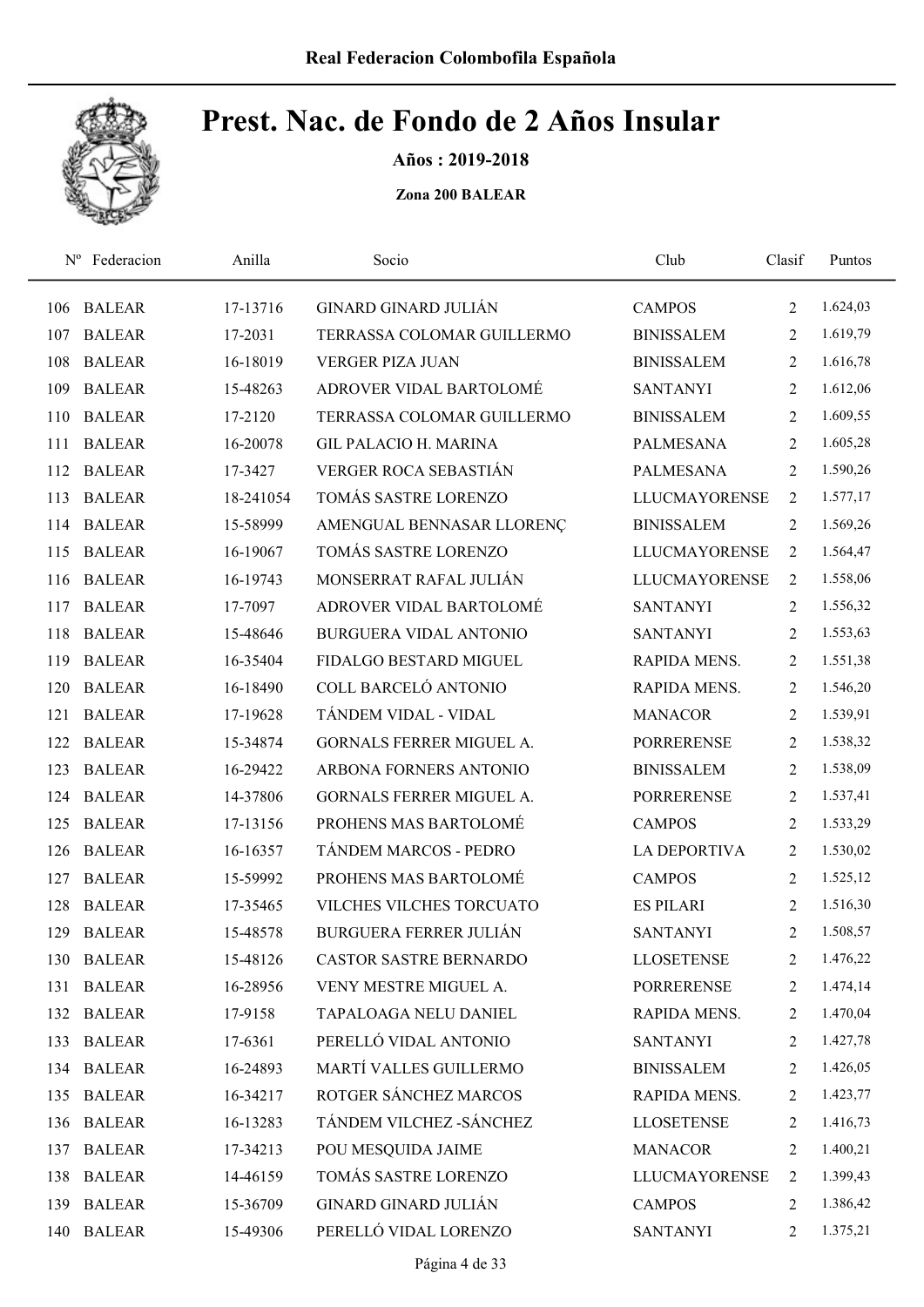**Real Federacion Colombofila Española**

# Prest. Nac. de Fondo de 2 Años Insular

**Años : 2019-2018**

**Zona 200 BALEAR**

| Nº | Federacion | Anilla | Socio | Club | Clasif | Puntos |
|---|---|---|---|---|---|---|
| 106 | BALEAR | 17-13716 | GINARD GINARD JULIÁN | CAMPOS | 2 | 1.624,03 |
| 107 | BALEAR | 17-2031 | TERRASSA COLOMAR GUILLERMO | BINISSALEM | 2 | 1.619,79 |
| 108 | BALEAR | 16-18019 | VERGER PIZA JUAN | BINISSALEM | 2 | 1.616,78 |
| 109 | BALEAR | 15-48263 | ADROVER VIDAL BARTOLOMÉ | SANTANYI | 2 | 1.612,06 |
| 110 | BALEAR | 17-2120 | TERRASSA COLOMAR GUILLERMO | BINISSALEM | 2 | 1.609,55 |
| 111 | BALEAR | 16-20078 | GIL PALACIO H. MARINA | PALMESANA | 2 | 1.605,28 |
| 112 | BALEAR | 17-3427 | VERGER ROCA SEBASTIÁN | PALMESANA | 2 | 1.590,26 |
| 113 | BALEAR | 18-241054 | TOMÁS SASTRE LORENZO | LLUCMAYORENSE | 2 | 1.577,17 |
| 114 | BALEAR | 15-58999 | AMENGUAL BENNASAR LLORENÇ | BINISSALEM | 2 | 1.569,26 |
| 115 | BALEAR | 16-19067 | TOMÁS SASTRE LORENZO | LLUCMAYORENSE | 2 | 1.564,47 |
| 116 | BALEAR | 16-19743 | MONSERRAT RAFAL JULIÁN | LLUCMAYORENSE | 2 | 1.558,06 |
| 117 | BALEAR | 17-7097 | ADROVER VIDAL BARTOLOMÉ | SANTANYI | 2 | 1.556,32 |
| 118 | BALEAR | 15-48646 | BURGUERA VIDAL ANTONIO | SANTANYI | 2 | 1.553,63 |
| 119 | BALEAR | 16-35404 | FIDALGO BESTARD MIGUEL | RAPIDA MENS. | 2 | 1.551,38 |
| 120 | BALEAR | 16-18490 | COLL BARCELÓ ANTONIO | RAPIDA MENS. | 2 | 1.546,20 |
| 121 | BALEAR | 17-19628 | TÁNDEM VIDAL - VIDAL | MANACOR | 2 | 1.539,91 |
| 122 | BALEAR | 15-34874 | GORNALS FERRER MIGUEL A. | PORRERENSE | 2 | 1.538,32 |
| 123 | BALEAR | 16-29422 | ARBONA FORNERS ANTONIO | BINISSALEM | 2 | 1.538,09 |
| 124 | BALEAR | 14-37806 | GORNALS FERRER MIGUEL A. | PORRERENSE | 2 | 1.537,41 |
| 125 | BALEAR | 17-13156 | PROHENS MAS BARTOLOMÉ | CAMPOS | 2 | 1.533,29 |
| 126 | BALEAR | 16-16357 | TÁNDEM MARCOS - PEDRO | LA DEPORTIVA | 2 | 1.530,02 |
| 127 | BALEAR | 15-59992 | PROHENS MAS BARTOLOMÉ | CAMPOS | 2 | 1.525,12 |
| 128 | BALEAR | 17-35465 | VILCHES VILCHES TORCUATO | ES PILARI | 2 | 1.516,30 |
| 129 | BALEAR | 15-48578 | BURGUERA FERRER JULIÁN | SANTANYI | 2 | 1.508,57 |
| 130 | BALEAR | 15-48126 | CASTOR SASTRE BERNARDO | LLOSETENSE | 2 | 1.476,22 |
| 131 | BALEAR | 16-28956 | VENY MESTRE MIGUEL A. | PORRERENSE | 2 | 1.474,14 |
| 132 | BALEAR | 17-9158 | TAPALOAGA NELU DANIEL | RAPIDA MENS. | 2 | 1.470,04 |
| 133 | BALEAR | 17-6361 | PERELLÓ VIDAL ANTONIO | SANTANYI | 2 | 1.427,78 |
| 134 | BALEAR | 16-24893 | MARTÍ VALLES GUILLERMO | BINISSALEM | 2 | 1.426,05 |
| 135 | BALEAR | 16-34217 | ROTGER SÁNCHEZ MARCOS | RAPIDA MENS. | 2 | 1.423,77 |
| 136 | BALEAR | 16-13283 | TÁNDEM VILCHEZ -SÁNCHEZ | LLOSETENSE | 2 | 1.416,73 |
| 137 | BALEAR | 17-34213 | POU MESQUIDA JAIME | MANACOR | 2 | 1.400,21 |
| 138 | BALEAR | 14-46159 | TOMÁS SASTRE LORENZO | LLUCMAYORENSE | 2 | 1.399,43 |
| 139 | BALEAR | 15-36709 | GINARD GINARD JULIÁN | CAMPOS | 2 | 1.386,42 |
| 140 | BALEAR | 15-49306 | PERELLÓ VIDAL LORENZO | SANTANYI | 2 | 1.375,21 |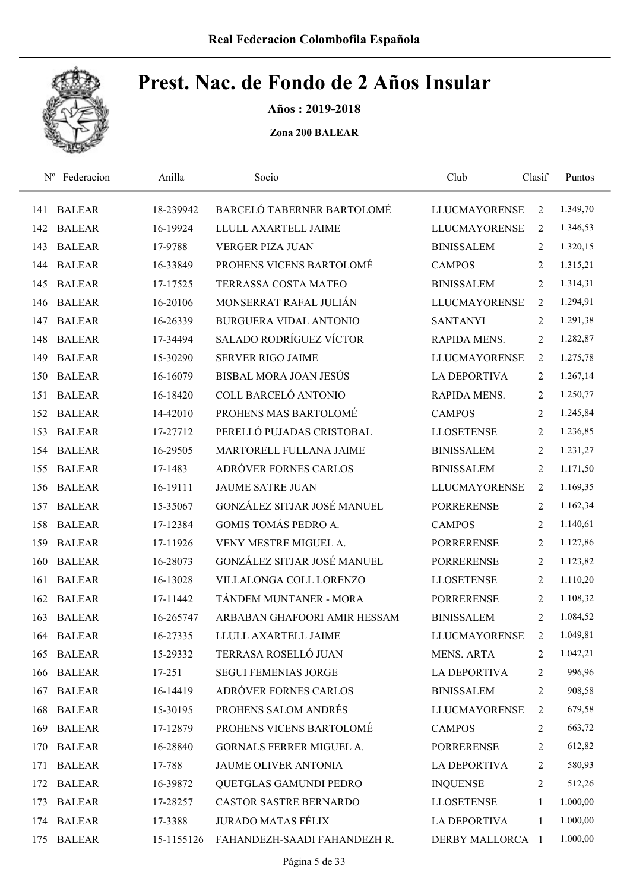# Prest. Nac. de Fondo de 2 Años Insular

**Años : 2019-2018**

**Zona 200 BALEAR**

| Nº | Federacion | Anilla | Socio | Club | Clasif | Puntos |
|---|---|---|---|---|---|---|
| 141 | BALEAR | 18-239942 | BARCELÓ TABERNER BARTOLOMÉ | LLUCMAYORENSE | 2 | 1.349,70 |
| 142 | BALEAR | 16-19924 | LLULL AXARTELL JAIME | LLUCMAYORENSE | 2 | 1.346,53 |
| 143 | BALEAR | 17-9788 | VERGER PIZA JUAN | BINISSALEM | 2 | 1.320,15 |
| 144 | BALEAR | 16-33849 | PROHENS VICENS BARTOLOMÉ | CAMPOS | 2 | 1.315,21 |
| 145 | BALEAR | 17-17525 | TERRASSA COSTA MATEO | BINISSALEM | 2 | 1.314,31 |
| 146 | BALEAR | 16-20106 | MONSERRAT RAFAL JULIÁN | LLUCMAYORENSE | 2 | 1.294,91 |
| 147 | BALEAR | 16-26339 | BURGUERA VIDAL ANTONIO | SANTANYI | 2 | 1.291,38 |
| 148 | BALEAR | 17-34494 | SALADO RODRÍGUEZ VÍCTOR | RAPIDA MENS. | 2 | 1.282,87 |
| 149 | BALEAR | 15-30290 | SERVER RIGO JAIME | LLUCMAYORENSE | 2 | 1.275,78 |
| 150 | BALEAR | 16-16079 | BISBAL MORA JOAN JESÚS | LA DEPORTIVA | 2 | 1.267,14 |
| 151 | BALEAR | 16-18420 | COLL BARCELÓ ANTONIO | RAPIDA MENS. | 2 | 1.250,77 |
| 152 | BALEAR | 14-42010 | PROHENS MAS BARTOLOMÉ | CAMPOS | 2 | 1.245,84 |
| 153 | BALEAR | 17-27712 | PERELLÓ PUJADAS CRISTOBAL | LLOSETENSE | 2 | 1.236,85 |
| 154 | BALEAR | 16-29505 | MARTORELL FULLANA JAIME | BINISSALEM | 2 | 1.231,27 |
| 155 | BALEAR | 17-1483 | ADRÓVER FORNES CARLOS | BINISSALEM | 2 | 1.171,50 |
| 156 | BALEAR | 16-19111 | JAUME SATRE JUAN | LLUCMAYORENSE | 2 | 1.169,35 |
| 157 | BALEAR | 15-35067 | GONZÁLEZ SITJAR JOSÉ MANUEL | PORRERENSE | 2 | 1.162,34 |
| 158 | BALEAR | 17-12384 | GOMIS TOMÁS PEDRO A. | CAMPOS | 2 | 1.140,61 |
| 159 | BALEAR | 17-11926 | VENY MESTRE MIGUEL A. | PORRERENSE | 2 | 1.127,86 |
| 160 | BALEAR | 16-28073 | GONZÁLEZ SITJAR JOSÉ MANUEL | PORRERENSE | 2 | 1.123,82 |
| 161 | BALEAR | 16-13028 | VILLALONGA COLL LORENZO | LLOSETENSE | 2 | 1.110,20 |
| 162 | BALEAR | 17-11442 | TÁNDEM MUNTANER - MORA | PORRERENSE | 2 | 1.108,32 |
| 163 | BALEAR | 16-265747 | ARBABAN GHAFOORI AMIR HESSAM | BINISSALEM | 2 | 1.084,52 |
| 164 | BALEAR | 16-27335 | LLULL AXARTELL JAIME | LLUCMAYORENSE | 2 | 1.049,81 |
| 165 | BALEAR | 15-29332 | TERRASA ROSELLÓ JUAN | MENS. ARTA | 2 | 1.042,21 |
| 166 | BALEAR | 17-251 | SEGUI FEMENIAS JORGE | LA DEPORTIVA | 2 | 996,96 |
| 167 | BALEAR | 16-14419 | ADRÓVER FORNES CARLOS | BINISSALEM | 2 | 908,58 |
| 168 | BALEAR | 15-30195 | PROHENS SALOM ANDRÉS | LLUCMAYORENSE | 2 | 679,58 |
| 169 | BALEAR | 17-12879 | PROHENS VICENS BARTOLOMÉ | CAMPOS | 2 | 663,72 |
| 170 | BALEAR | 16-28840 | GORNALS FERRER MIGUEL A. | PORRERENSE | 2 | 612,82 |
| 171 | BALEAR | 17-788 | JAUME OLIVER ANTONIA | LA DEPORTIVA | 2 | 580,93 |
| 172 | BALEAR | 16-39872 | QUETGLAS GAMUNDI PEDRO | INQUENSE | 2 | 512,26 |
| 173 | BALEAR | 17-28257 | CASTOR SASTRE BERNARDO | LLOSETENSE | 1 | 1.000,00 |
| 174 | BALEAR | 17-3388 | JURADO MATAS FÉLIX | LA DEPORTIVA | 1 | 1.000,00 |
| 175 | BALEAR | 15-1155126 | FAHANDEZH-SAADI FAHANDEZH R. | DERBY MALLORCA | 1 | 1.000,00 |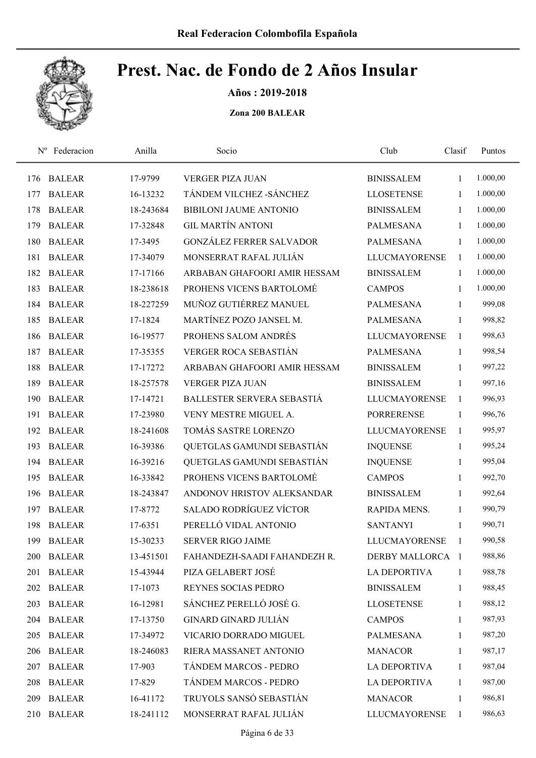Real Federacion Colombofila Española

# Prest. Nac. de Fondo de 2 Años Insular

**Años : 2019-2018**

**Zona 200 BALEAR**

| Nº | Federacion | Anilla | Socio | Club | Clasif | Puntos |
|---|---|---|---|---|---|---|
| 176 | BALEAR | 17-9799 | VERGER PIZA JUAN | BINISSALEM | 1 | 1.000,00 |
| 177 | BALEAR | 16-13232 | TÁNDEM VILCHEZ -SÁNCHEZ | LLOSETENSE | 1 | 1.000,00 |
| 178 | BALEAR | 18-243684 | BIBILONI JAUME ANTONIO | BINISSALEM | 1 | 1.000,00 |
| 179 | BALEAR | 17-32848 | GIL MARTÍN ANTONI | PALMESANA | 1 | 1.000,00 |
| 180 | BALEAR | 17-3495 | GONZÁLEZ FERRER SALVADOR | PALMESANA | 1 | 1.000,00 |
| 181 | BALEAR | 17-34079 | MONSERRAT RAFAL JULIÁN | LLUCMAYORENSE | 1 | 1.000,00 |
| 182 | BALEAR | 17-17166 | ARBABAN GHAFOORI AMIR HESSAM | BINISSALEM | 1 | 1.000,00 |
| 183 | BALEAR | 18-238618 | PROHENS VICENS BARTOLOMÉ | CAMPOS | 1 | 1.000,00 |
| 184 | BALEAR | 18-227259 | MUÑOZ GUTIÉRREZ MANUEL | PALMESANA | 1 | 999,08 |
| 185 | BALEAR | 17-1824 | MARTÍNEZ POZO JANSEL M. | PALMESANA | 1 | 998,82 |
| 186 | BALEAR | 16-19577 | PROHENS SALOM ANDRÉS | LLUCMAYORENSE | 1 | 998,63 |
| 187 | BALEAR | 17-35355 | VERGER ROCA SEBASTIÁN | PALMESANA | 1 | 998,54 |
| 188 | BALEAR | 17-17272 | ARBABAN GHAFOORI AMIR HESSAM | BINISSALEM | 1 | 997,22 |
| 189 | BALEAR | 18-257578 | VERGER PIZA JUAN | BINISSALEM | 1 | 997,16 |
| 190 | BALEAR | 17-14721 | BALLESTER SERVERA SEBASTIÁ | LLUCMAYORENSE | 1 | 996,93 |
| 191 | BALEAR | 17-23980 | VENY MESTRE MIGUEL A. | PORRERENSE | 1 | 996,76 |
| 192 | BALEAR | 18-241608 | TOMÁS SASTRE LORENZO | LLUCMAYORENSE | 1 | 995,97 |
| 193 | BALEAR | 16-39386 | QUETGLAS GAMUNDI SEBASTIÁN | INQUENSE | 1 | 995,24 |
| 194 | BALEAR | 16-39216 | QUETGLAS GAMUNDI SEBASTIÁN | INQUENSE | 1 | 995,04 |
| 195 | BALEAR | 16-33842 | PROHENS VICENS BARTOLOMÉ | CAMPOS | 1 | 992,70 |
| 196 | BALEAR | 18-243847 | ANDONOV HRISTOV ALEKSANDAR | BINISSALEM | 1 | 992,64 |
| 197 | BALEAR | 17-8772 | SALADO RODRÍGUEZ VÍCTOR | RAPIDA MENS. | 1 | 990,79 |
| 198 | BALEAR | 17-6351 | PERELLÓ VIDAL ANTONIO | SANTANYI | 1 | 990,71 |
| 199 | BALEAR | 15-30233 | SERVER RIGO JAIME | LLUCMAYORENSE | 1 | 990,58 |
| 200 | BALEAR | 13-451501 | FAHANDEZH-SAADI FAHANDEZH R. | DERBY MALLORCA | 1 | 988,86 |
| 201 | BALEAR | 15-43944 | PIZA GELABERT JOSÉ | LA DEPORTIVA | 1 | 988,78 |
| 202 | BALEAR | 17-1073 | REYNES SOCIAS PEDRO | BINISSALEM | 1 | 988,45 |
| 203 | BALEAR | 16-12981 | SÁNCHEZ PERELLÓ JOSÉ G. | LLOSETENSE | 1 | 988,12 |
| 204 | BALEAR | 17-13750 | GINARD GINARD JULIÁN | CAMPOS | 1 | 987,93 |
| 205 | BALEAR | 17-34972 | VICARIO DORRADO MIGUEL | PALMESANA | 1 | 987,20 |
| 206 | BALEAR | 18-246083 | RIERA MASSANET ANTONIO | MANACOR | 1 | 987,17 |
| 207 | BALEAR | 17-903 | TÁNDEM MARCOS - PEDRO | LA DEPORTIVA | 1 | 987,04 |
| 208 | BALEAR | 17-829 | TÁNDEM MARCOS - PEDRO | LA DEPORTIVA | 1 | 987,00 |
| 209 | BALEAR | 16-41172 | TRUYOLS SANSÓ SEBASTIÁN | MANACOR | 1 | 986,81 |
| 210 | BALEAR | 18-241112 | MONSERRAT RAFAL JULIÁN | LLUCMAYORENSE | 1 | 986,63 |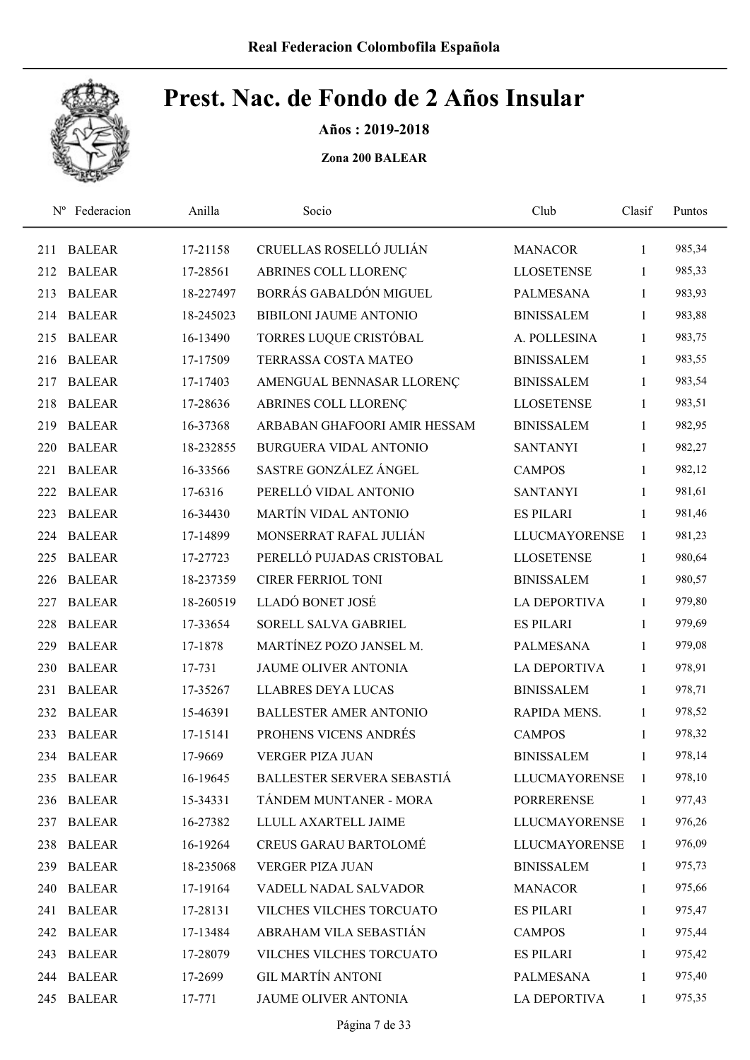# Prest. Nac. de Fondo de 2 Años Insular

**Años : 2019-2018**

**Zona 200 BALEAR**

| Nº | Federacion | Anilla | Socio | Club | Clasif | Puntos |
|---|---|---|---|---|---|---|
| 211 | BALEAR | 17-21158 | CRUELLAS ROSELLÓ JULIÁN | MANACOR | 1 | 985,34 |
| 212 | BALEAR | 17-28561 | ABRINES COLL LLORENÇ | LLOSETENSE | 1 | 985,33 |
| 213 | BALEAR | 18-227497 | BORRÁS GABALDÓN MIGUEL | PALMESANA | 1 | 983,93 |
| 214 | BALEAR | 18-245023 | BIBILONI JAUME ANTONIO | BINISSALEM | 1 | 983,88 |
| 215 | BALEAR | 16-13490 | TORRES LUQUE CRISTÓBAL | A. POLLESINA | 1 | 983,75 |
| 216 | BALEAR | 17-17509 | TERRASSA COSTA MATEO | BINISSALEM | 1 | 983,55 |
| 217 | BALEAR | 17-17403 | AMENGUAL BENNASAR LLORENÇ | BINISSALEM | 1 | 983,54 |
| 218 | BALEAR | 17-28636 | ABRINES COLL LLORENÇ | LLOSETENSE | 1 | 983,51 |
| 219 | BALEAR | 16-37368 | ARBABAN GHAFOORI AMIR HESSAM | BINISSALEM | 1 | 982,95 |
| 220 | BALEAR | 18-232855 | BURGUERA VIDAL ANTONIO | SANTANYI | 1 | 982,27 |
| 221 | BALEAR | 16-33566 | SASTRE GONZÁLEZ ÁNGEL | CAMPOS | 1 | 982,12 |
| 222 | BALEAR | 17-6316 | PERELLÓ VIDAL ANTONIO | SANTANYI | 1 | 981,61 |
| 223 | BALEAR | 16-34430 | MARTÍN VIDAL ANTONIO | ES PILARI | 1 | 981,46 |
| 224 | BALEAR | 17-14899 | MONSERRAT RAFAL JULIÁN | LLUCMAYORENSE | 1 | 981,23 |
| 225 | BALEAR | 17-27723 | PERELLÓ PUJADAS CRISTOBAL | LLOSETENSE | 1 | 980,64 |
| 226 | BALEAR | 18-237359 | CIRER FERRIOL TONI | BINISSALEM | 1 | 980,57 |
| 227 | BALEAR | 18-260519 | LLADÓ BONET JOSÉ | LA DEPORTIVA | 1 | 979,80 |
| 228 | BALEAR | 17-33654 | SORELL SALVA GABRIEL | ES PILARI | 1 | 979,69 |
| 229 | BALEAR | 17-1878 | MARTÍNEZ POZO JANSEL M. | PALMESANA | 1 | 979,08 |
| 230 | BALEAR | 17-731 | JAUME OLIVER ANTONIA | LA DEPORTIVA | 1 | 978,91 |
| 231 | BALEAR | 17-35267 | LLABRES DEYA LUCAS | BINISSALEM | 1 | 978,71 |
| 232 | BALEAR | 15-46391 | BALLESTER AMER ANTONIO | RAPIDA MENS. | 1 | 978,52 |
| 233 | BALEAR | 17-15141 | PROHENS VICENS ANDRÉS | CAMPOS | 1 | 978,32 |
| 234 | BALEAR | 17-9669 | VERGER PIZA JUAN | BINISSALEM | 1 | 978,14 |
| 235 | BALEAR | 16-19645 | BALLESTER SERVERA SEBASTIÁ | LLUCMAYORENSE | 1 | 978,10 |
| 236 | BALEAR | 15-34331 | TÁNDEM MUNTANER - MORA | PORRERENSE | 1 | 977,43 |
| 237 | BALEAR | 16-27382 | LLULL AXARTELL JAIME | LLUCMAYORENSE | 1 | 976,26 |
| 238 | BALEAR | 16-19264 | CREUS GARAU BARTOLOMÉ | LLUCMAYORENSE | 1 | 976,09 |
| 239 | BALEAR | 18-235068 | VERGER PIZA JUAN | BINISSALEM | 1 | 975,73 |
| 240 | BALEAR | 17-19164 | VADELL NADAL SALVADOR | MANACOR | 1 | 975,66 |
| 241 | BALEAR | 17-28131 | VILCHES VILCHES TORCUATO | ES PILARI | 1 | 975,47 |
| 242 | BALEAR | 17-13484 | ABRAHAM VILA SEBASTIÁN | CAMPOS | 1 | 975,44 |
| 243 | BALEAR | 17-28079 | VILCHES VILCHES TORCUATO | ES PILARI | 1 | 975,42 |
| 244 | BALEAR | 17-2699 | GIL MARTÍN ANTONI | PALMESANA | 1 | 975,40 |
| 245 | BALEAR | 17-771 | JAUME OLIVER ANTONIA | LA DEPORTIVA | 1 | 975,35 |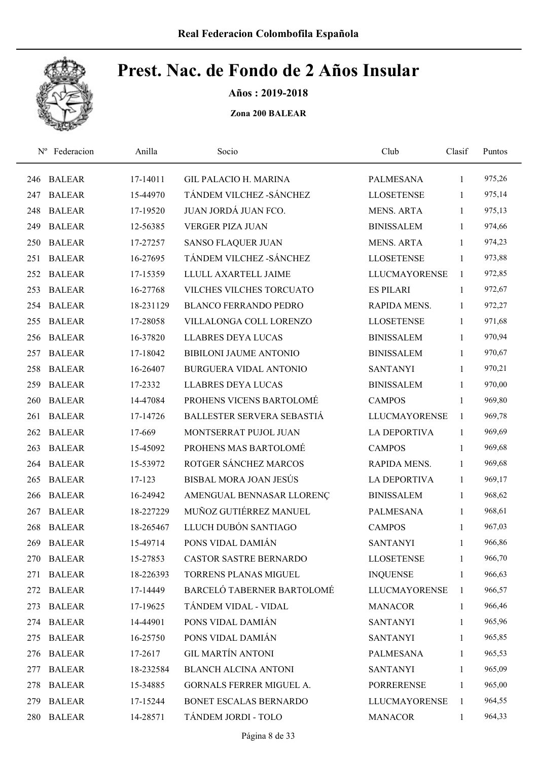# Prest. Nac. de Fondo de 2 Años Insular

**Años : 2019-2018**

**Zona 200 BALEAR**

| Nº | Federacion | Anilla | Socio | Club | Clasif | Puntos |
|---|---|---|---|---|---|---|
| 246 | BALEAR | 17-14011 | GIL PALACIO H. MARINA | PALMESANA | 1 | 975,26 |
| 247 | BALEAR | 15-44970 | TÁNDEM VILCHEZ -SÁNCHEZ | LLOSETENSE | 1 | 975,14 |
| 248 | BALEAR | 17-19520 | JUAN JORDÁ JUAN FCO. | MENS. ARTA | 1 | 975,13 |
| 249 | BALEAR | 12-56385 | VERGER PIZA JUAN | BINISSALEM | 1 | 974,66 |
| 250 | BALEAR | 17-27257 | SANSO FLAQUER JUAN | MENS. ARTA | 1 | 974,23 |
| 251 | BALEAR | 16-27695 | TÁNDEM VILCHEZ -SÁNCHEZ | LLOSETENSE | 1 | 973,88 |
| 252 | BALEAR | 17-15359 | LLULL AXARTELL JAIME | LLUCMAYORENSE | 1 | 972,85 |
| 253 | BALEAR | 16-27768 | VILCHES VILCHES TORCUATO | ES PILARI | 1 | 972,67 |
| 254 | BALEAR | 18-231129 | BLANCO FERRANDO PEDRO | RAPIDA MENS. | 1 | 972,27 |
| 255 | BALEAR | 17-28058 | VILLALONGA COLL LORENZO | LLOSETENSE | 1 | 971,68 |
| 256 | BALEAR | 16-37820 | LLABRES DEYA LUCAS | BINISSALEM | 1 | 970,94 |
| 257 | BALEAR | 17-18042 | BIBILONI JAUME ANTONIO | BINISSALEM | 1 | 970,67 |
| 258 | BALEAR | 16-26407 | BURGUERA VIDAL ANTONIO | SANTANYI | 1 | 970,21 |
| 259 | BALEAR | 17-2332 | LLABRES DEYA LUCAS | BINISSALEM | 1 | 970,00 |
| 260 | BALEAR | 14-47084 | PROHENS VICENS BARTOLOMÉ | CAMPOS | 1 | 969,80 |
| 261 | BALEAR | 17-14726 | BALLESTER SERVERA SEBASTIÁ | LLUCMAYORENSE | 1 | 969,78 |
| 262 | BALEAR | 17-669 | MONTSERRAT PUJOL JUAN | LA DEPORTIVA | 1 | 969,69 |
| 263 | BALEAR | 15-45092 | PROHENS MAS BARTOLOMÉ | CAMPOS | 1 | 969,68 |
| 264 | BALEAR | 15-53972 | ROTGER SÁNCHEZ MARCOS | RAPIDA MENS. | 1 | 969,68 |
| 265 | BALEAR | 17-123 | BISBAL MORA JOAN JESÚS | LA DEPORTIVA | 1 | 969,17 |
| 266 | BALEAR | 16-24942 | AMENGUAL BENNASAR LLORENÇ | BINISSALEM | 1 | 968,62 |
| 267 | BALEAR | 18-227229 | MUÑOZ GUTIÉRREZ MANUEL | PALMESANA | 1 | 968,61 |
| 268 | BALEAR | 18-265467 | LLUCH DUBÓN SANTIAGO | CAMPOS | 1 | 967,03 |
| 269 | BALEAR | 15-49714 | PONS VIDAL DAMIÁN | SANTANYI | 1 | 966,86 |
| 270 | BALEAR | 15-27853 | CASTOR SASTRE BERNARDO | LLOSETENSE | 1 | 966,70 |
| 271 | BALEAR | 18-226393 | TORRENS PLANAS MIGUEL | INQUENSE | 1 | 966,63 |
| 272 | BALEAR | 17-14449 | BARCELÓ TABERNER BARTOLOMÉ | LLUCMAYORENSE | 1 | 966,57 |
| 273 | BALEAR | 17-19625 | TÁNDEM VIDAL - VIDAL | MANACOR | 1 | 966,46 |
| 274 | BALEAR | 14-44901 | PONS VIDAL DAMIÁN | SANTANYI | 1 | 965,96 |
| 275 | BALEAR | 16-25750 | PONS VIDAL DAMIÁN | SANTANYI | 1 | 965,85 |
| 276 | BALEAR | 17-2617 | GIL MARTÍN ANTONI | PALMESANA | 1 | 965,53 |
| 277 | BALEAR | 18-232584 | BLANCH ALCINA ANTONI | SANTANYI | 1 | 965,09 |
| 278 | BALEAR | 15-34885 | GORNALS FERRER MIGUEL A. | PORRERENSE | 1 | 965,00 |
| 279 | BALEAR | 17-15244 | BONET ESCALAS BERNARDO | LLUCMAYORENSE | 1 | 964,55 |
| 280 | BALEAR | 14-28571 | TÁNDEM JORDI - TOLO | MANACOR | 1 | 964,33 |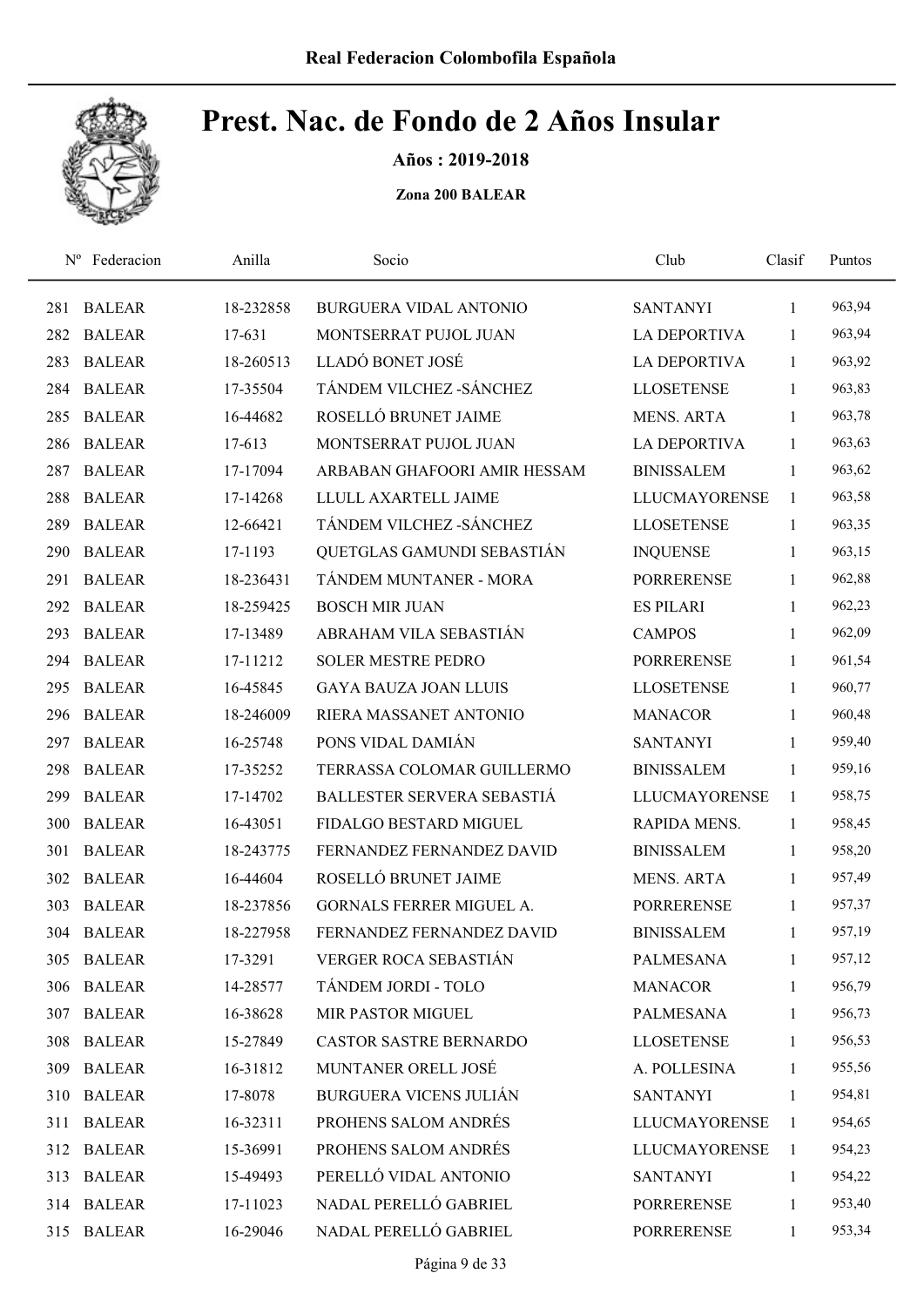# Prest. Nac. de Fondo de 2 Años Insular

**Años : 2019-2018**

**Zona 200 BALEAR**

| Nº | Federacion | Anilla | Socio | Club | Clasif | Puntos |
|---|---|---|---|---|---|---|
| 281 | BALEAR | 18-232858 | BURGUERA VIDAL ANTONIO | SANTANYI | 1 | 963,94 |
| 282 | BALEAR | 17-631 | MONTSERRAT PUJOL JUAN | LA DEPORTIVA | 1 | 963,94 |
| 283 | BALEAR | 18-260513 | LLADÓ BONET JOSÉ | LA DEPORTIVA | 1 | 963,92 |
| 284 | BALEAR | 17-35504 | TÁNDEM VILCHEZ -SÁNCHEZ | LLOSETENSE | 1 | 963,83 |
| 285 | BALEAR | 16-44682 | ROSELLÓ BRUNET JAIME | MENS. ARTA | 1 | 963,78 |
| 286 | BALEAR | 17-613 | MONTSERRAT PUJOL JUAN | LA DEPORTIVA | 1 | 963,63 |
| 287 | BALEAR | 17-17094 | ARBABAN GHAFOORI AMIR HESSAM | BINISSALEM | 1 | 963,62 |
| 288 | BALEAR | 17-14268 | LLULL AXARTELL JAIME | LLUCMAYORENSE | 1 | 963,58 |
| 289 | BALEAR | 12-66421 | TÁNDEM VILCHEZ -SÁNCHEZ | LLOSETENSE | 1 | 963,35 |
| 290 | BALEAR | 17-1193 | QUETGLAS GAMUNDI SEBASTIÁN | INQUENSE | 1 | 963,15 |
| 291 | BALEAR | 18-236431 | TÁNDEM MUNTANER - MORA | PORRERENSE | 1 | 962,88 |
| 292 | BALEAR | 18-259425 | BOSCH MIR JUAN | ES PILARI | 1 | 962,23 |
| 293 | BALEAR | 17-13489 | ABRAHAM VILA SEBASTIÁN | CAMPOS | 1 | 962,09 |
| 294 | BALEAR | 17-11212 | SOLER MESTRE PEDRO | PORRERENSE | 1 | 961,54 |
| 295 | BALEAR | 16-45845 | GAYA BAUZA JOAN LLUIS | LLOSETENSE | 1 | 960,77 |
| 296 | BALEAR | 18-246009 | RIERA MASSANET ANTONIO | MANACOR | 1 | 960,48 |
| 297 | BALEAR | 16-25748 | PONS VIDAL DAMIÁN | SANTANYI | 1 | 959,40 |
| 298 | BALEAR | 17-35252 | TERRASSA COLOMAR GUILLERMO | BINISSALEM | 1 | 959,16 |
| 299 | BALEAR | 17-14702 | BALLESTER SERVERA SEBASTIÁ | LLUCMAYORENSE | 1 | 958,75 |
| 300 | BALEAR | 16-43051 | FIDALGO BESTARD MIGUEL | RAPIDA MENS. | 1 | 958,45 |
| 301 | BALEAR | 18-243775 | FERNANDEZ FERNANDEZ DAVID | BINISSALEM | 1 | 958,20 |
| 302 | BALEAR | 16-44604 | ROSELLÓ BRUNET JAIME | MENS. ARTA | 1 | 957,49 |
| 303 | BALEAR | 18-237856 | GORNALS FERRER MIGUEL A. | PORRERENSE | 1 | 957,37 |
| 304 | BALEAR | 18-227958 | FERNANDEZ FERNANDEZ DAVID | BINISSALEM | 1 | 957,19 |
| 305 | BALEAR | 17-3291 | VERGER ROCA SEBASTIÁN | PALMESANA | 1 | 957,12 |
| 306 | BALEAR | 14-28577 | TÁNDEM JORDI - TOLO | MANACOR | 1 | 956,79 |
| 307 | BALEAR | 16-38628 | MIR PASTOR MIGUEL | PALMESANA | 1 | 956,73 |
| 308 | BALEAR | 15-27849 | CASTOR SASTRE BERNARDO | LLOSETENSE | 1 | 956,53 |
| 309 | BALEAR | 16-31812 | MUNTANER ORELL JOSÉ | A. POLLESINA | 1 | 955,56 |
| 310 | BALEAR | 17-8078 | BURGUERA VICENS JULIÁN | SANTANYI | 1 | 954,81 |
| 311 | BALEAR | 16-32311 | PROHENS SALOM ANDRÉS | LLUCMAYORENSE | 1 | 954,65 |
| 312 | BALEAR | 15-36991 | PROHENS SALOM ANDRÉS | LLUCMAYORENSE | 1 | 954,23 |
| 313 | BALEAR | 15-49493 | PERELLÓ VIDAL ANTONIO | SANTANYI | 1 | 954,22 |
| 314 | BALEAR | 17-11023 | NADAL PERELLÓ GABRIEL | PORRERENSE | 1 | 953,40 |
| 315 | BALEAR | 16-29046 | NADAL PERELLÓ GABRIEL | PORRERENSE | 1 | 953,34 |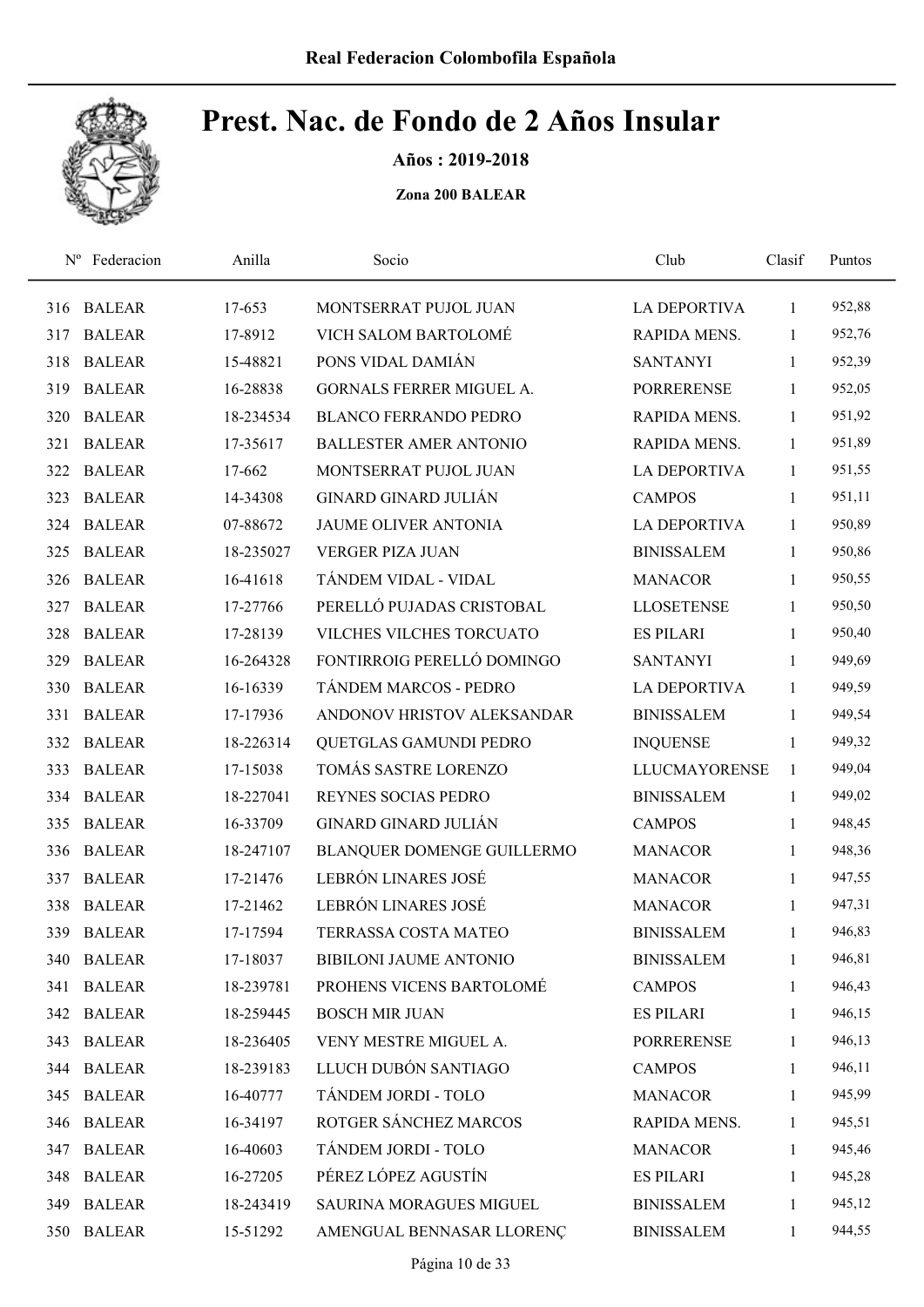# Prest. Nac. de Fondo de 2 Años Insular

**Años : 2019-2018**

**Zona 200 BALEAR**

| Nº | Federacion | Anilla | Socio | Club | Clasif | Puntos |
|---|---|---|---|---|---|---|
| 316 | BALEAR | 17-653 | MONTSERRAT PUJOL JUAN | LA DEPORTIVA | 1 | 952,88 |
| 317 | BALEAR | 17-8912 | VICH SALOM BARTOLOMÉ | RAPIDA MENS. | 1 | 952,76 |
| 318 | BALEAR | 15-48821 | PONS VIDAL DAMIÁN | SANTANYI | 1 | 952,39 |
| 319 | BALEAR | 16-28838 | GORNALS FERRER MIGUEL A. | PORRERENSE | 1 | 952,05 |
| 320 | BALEAR | 18-234534 | BLANCO FERRANDO PEDRO | RAPIDA MENS. | 1 | 951,92 |
| 321 | BALEAR | 17-35617 | BALLESTER AMER ANTONIO | RAPIDA MENS. | 1 | 951,89 |
| 322 | BALEAR | 17-662 | MONTSERRAT PUJOL JUAN | LA DEPORTIVA | 1 | 951,55 |
| 323 | BALEAR | 14-34308 | GINARD GINARD JULIÁN | CAMPOS | 1 | 951,11 |
| 324 | BALEAR | 07-88672 | JAUME OLIVER ANTONIA | LA DEPORTIVA | 1 | 950,89 |
| 325 | BALEAR | 18-235027 | VERGER PIZA JUAN | BINISSALEM | 1 | 950,86 |
| 326 | BALEAR | 16-41618 | TÁNDEM VIDAL - VIDAL | MANACOR | 1 | 950,55 |
| 327 | BALEAR | 17-27766 | PERELLÓ PUJADAS CRISTOBAL | LLOSETENSE | 1 | 950,50 |
| 328 | BALEAR | 17-28139 | VILCHES VILCHES TORCUATO | ES PILARI | 1 | 950,40 |
| 329 | BALEAR | 16-264328 | FONTIRROIG PERELLÓ DOMINGO | SANTANYI | 1 | 949,69 |
| 330 | BALEAR | 16-16339 | TÁNDEM MARCOS - PEDRO | LA DEPORTIVA | 1 | 949,59 |
| 331 | BALEAR | 17-17936 | ANDONOV HRISTOV ALEKSANDAR | BINISSALEM | 1 | 949,54 |
| 332 | BALEAR | 18-226314 | QUETGLAS GAMUNDI PEDRO | INQUENSE | 1 | 949,32 |
| 333 | BALEAR | 17-15038 | TOMÁS SASTRE LORENZO | LLUCMAYORENSE | 1 | 949,04 |
| 334 | BALEAR | 18-227041 | REYNES SOCIAS PEDRO | BINISSALEM | 1 | 949,02 |
| 335 | BALEAR | 16-33709 | GINARD GINARD JULIÁN | CAMPOS | 1 | 948,45 |
| 336 | BALEAR | 18-247107 | BLANQUER DOMENGE GUILLERMO | MANACOR | 1 | 948,36 |
| 337 | BALEAR | 17-21476 | LEBRÓN LINARES JOSÉ | MANACOR | 1 | 947,55 |
| 338 | BALEAR | 17-21462 | LEBRÓN LINARES JOSÉ | MANACOR | 1 | 947,31 |
| 339 | BALEAR | 17-17594 | TERRASSA COSTA MATEO | BINISSALEM | 1 | 946,83 |
| 340 | BALEAR | 17-18037 | BIBILONI JAUME ANTONIO | BINISSALEM | 1 | 946,81 |
| 341 | BALEAR | 18-239781 | PROHENS VICENS BARTOLOMÉ | CAMPOS | 1 | 946,43 |
| 342 | BALEAR | 18-259445 | BOSCH MIR JUAN | ES PILARI | 1 | 946,15 |
| 343 | BALEAR | 18-236405 | VENY MESTRE MIGUEL A. | PORRERENSE | 1 | 946,13 |
| 344 | BALEAR | 18-239183 | LLUCH DUBÓN SANTIAGO | CAMPOS | 1 | 946,11 |
| 345 | BALEAR | 16-40777 | TÁNDEM JORDI - TOLO | MANACOR | 1 | 945,99 |
| 346 | BALEAR | 16-34197 | ROTGER SÁNCHEZ MARCOS | RAPIDA MENS. | 1 | 945,51 |
| 347 | BALEAR | 16-40603 | TÁNDEM JORDI - TOLO | MANACOR | 1 | 945,46 |
| 348 | BALEAR | 16-27205 | PÉREZ LÓPEZ AGUSTÍN | ES PILARI | 1 | 945,28 |
| 349 | BALEAR | 18-243419 | SAURINA MORAGUES MIGUEL | BINISSALEM | 1 | 945,12 |
| 350 | BALEAR | 15-51292 | AMENGUAL BENNASAR LLORENÇ | BINISSALEM | 1 | 944,55 |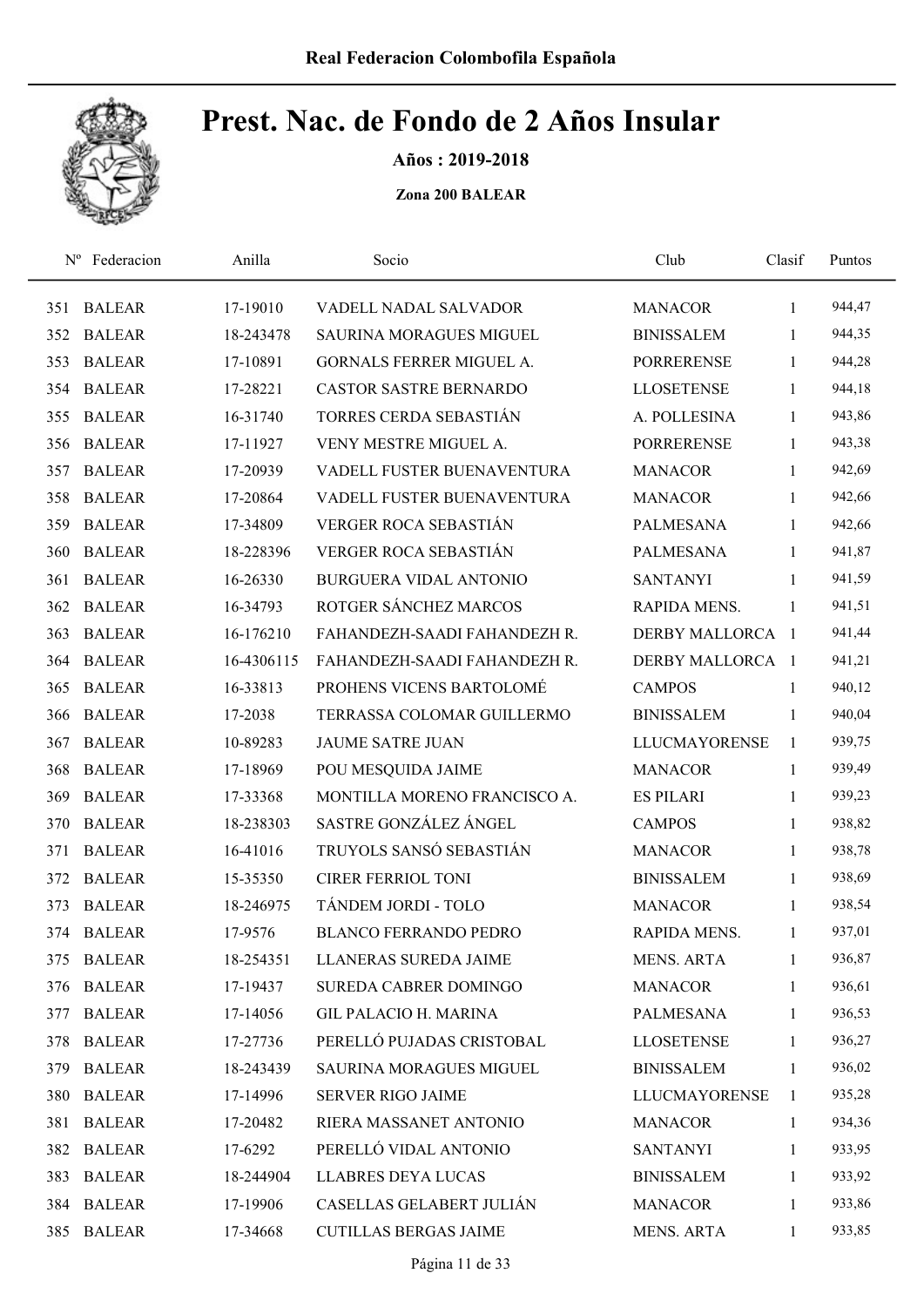Real Federacion Colombofila Española

# Prest. Nac. de Fondo de 2 Años Insular

**Años : 2019-2018**

**Zona 200 BALEAR**

| Nº | Federacion | Anilla | Socio | Club | Clasif | Puntos |
|---|---|---|---|---|---|---|
| 351 | BALEAR | 17-19010 | VADELL NADAL SALVADOR | MANACOR | 1 | 944,47 |
| 352 | BALEAR | 18-243478 | SAURINA MORAGUES MIGUEL | BINISSALEM | 1 | 944,35 |
| 353 | BALEAR | 17-10891 | GORNALS FERRER MIGUEL A. | PORRERENSE | 1 | 944,28 |
| 354 | BALEAR | 17-28221 | CASTOR SASTRE BERNARDO | LLOSETENSE | 1 | 944,18 |
| 355 | BALEAR | 16-31740 | TORRES CERDA SEBASTIÁN | A. POLLESINA | 1 | 943,86 |
| 356 | BALEAR | 17-11927 | VENY MESTRE MIGUEL A. | PORRERENSE | 1 | 943,38 |
| 357 | BALEAR | 17-20939 | VADELL FUSTER BUENAVENTURA | MANACOR | 1 | 942,69 |
| 358 | BALEAR | 17-20864 | VADELL FUSTER BUENAVENTURA | MANACOR | 1 | 942,66 |
| 359 | BALEAR | 17-34809 | VERGER ROCA SEBASTIÁN | PALMESANA | 1 | 942,66 |
| 360 | BALEAR | 18-228396 | VERGER ROCA SEBASTIÁN | PALMESANA | 1 | 941,87 |
| 361 | BALEAR | 16-26330 | BURGUERA VIDAL ANTONIO | SANTANYI | 1 | 941,59 |
| 362 | BALEAR | 16-34793 | ROTGER SÁNCHEZ MARCOS | RAPIDA MENS. | 1 | 941,51 |
| 363 | BALEAR | 16-176210 | FAHANDEZH-SAADI FAHANDEZH R. | DERBY MALLORCA | 1 | 941,44 |
| 364 | BALEAR | 16-4306115 | FAHANDEZH-SAADI FAHANDEZH R. | DERBY MALLORCA | 1 | 941,21 |
| 365 | BALEAR | 16-33813 | PROHENS VICENS BARTOLOMÉ | CAMPOS | 1 | 940,12 |
| 366 | BALEAR | 17-2038 | TERRASSA COLOMAR GUILLERMO | BINISSALEM | 1 | 940,04 |
| 367 | BALEAR | 10-89283 | JAUME SATRE JUAN | LLUCMAYORENSE | 1 | 939,75 |
| 368 | BALEAR | 17-18969 | POU MESQUIDA JAIME | MANACOR | 1 | 939,49 |
| 369 | BALEAR | 17-33368 | MONTILLA MORENO FRANCISCO A. | ES PILARI | 1 | 939,23 |
| 370 | BALEAR | 18-238303 | SASTRE GONZÁLEZ ÁNGEL | CAMPOS | 1 | 938,82 |
| 371 | BALEAR | 16-41016 | TRUYOLS SANSÓ SEBASTIÁN | MANACOR | 1 | 938,78 |
| 372 | BALEAR | 15-35350 | CIRER FERRIOL TONI | BINISSALEM | 1 | 938,69 |
| 373 | BALEAR | 18-246975 | TÁNDEM JORDI - TOLO | MANACOR | 1 | 938,54 |
| 374 | BALEAR | 17-9576 | BLANCO FERRANDO PEDRO | RAPIDA MENS. | 1 | 937,01 |
| 375 | BALEAR | 18-254351 | LLANERAS SUREDA JAIME | MENS. ARTA | 1 | 936,87 |
| 376 | BALEAR | 17-19437 | SUREDA CABRER DOMINGO | MANACOR | 1 | 936,61 |
| 377 | BALEAR | 17-14056 | GIL PALACIO H. MARINA | PALMESANA | 1 | 936,53 |
| 378 | BALEAR | 17-27736 | PERELLÓ PUJADAS CRISTOBAL | LLOSETENSE | 1 | 936,27 |
| 379 | BALEAR | 18-243439 | SAURINA MORAGUES MIGUEL | BINISSALEM | 1 | 936,02 |
| 380 | BALEAR | 17-14996 | SERVER RIGO JAIME | LLUCMAYORENSE | 1 | 935,28 |
| 381 | BALEAR | 17-20482 | RIERA MASSANET ANTONIO | MANACOR | 1 | 934,36 |
| 382 | BALEAR | 17-6292 | PERELLÓ VIDAL ANTONIO | SANTANYI | 1 | 933,95 |
| 383 | BALEAR | 18-244904 | LLABRES DEYA LUCAS | BINISSALEM | 1 | 933,92 |
| 384 | BALEAR | 17-19906 | CASELLAS GELABERT JULIÁN | MANACOR | 1 | 933,86 |
| 385 | BALEAR | 17-34668 | CUTILLAS BERGAS JAIME | MENS. ARTA | 1 | 933,85 |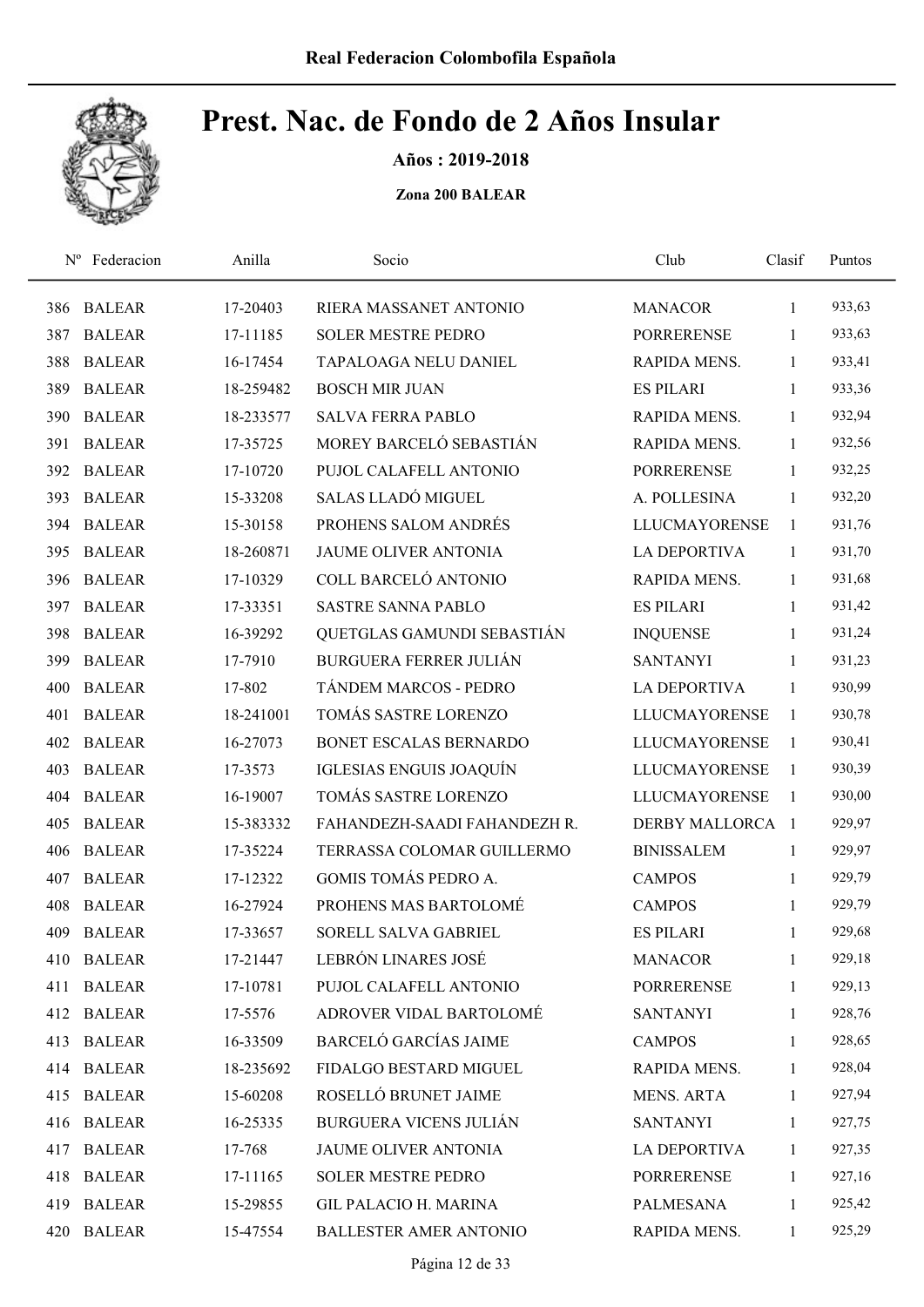Real Federacion Colombofila Española

# Prest. Nac. de Fondo de 2 Años Insular

**Años : 2019-2018**

**Zona 200 BALEAR**

| Nº | Federacion | Anilla | Socio | Club | Clasif | Puntos |
|---|---|---|---|---|---|---|
| 386 | BALEAR | 17-20403 | RIERA MASSANET ANTONIO | MANACOR | 1 | 933,63 |
| 387 | BALEAR | 17-11185 | SOLER MESTRE PEDRO | PORRERENSE | 1 | 933,63 |
| 388 | BALEAR | 16-17454 | TAPALOAGA NELU DANIEL | RAPIDA MENS. | 1 | 933,41 |
| 389 | BALEAR | 18-259482 | BOSCH MIR JUAN | ES PILARI | 1 | 933,36 |
| 390 | BALEAR | 18-233577 | SALVA FERRA PABLO | RAPIDA MENS. | 1 | 932,94 |
| 391 | BALEAR | 17-35725 | MOREY BARCELÓ SEBASTIÁN | RAPIDA MENS. | 1 | 932,56 |
| 392 | BALEAR | 17-10720 | PUJOL CALAFELL ANTONIO | PORRERENSE | 1 | 932,25 |
| 393 | BALEAR | 15-33208 | SALAS LLADÓ MIGUEL | A. POLLESINA | 1 | 932,20 |
| 394 | BALEAR | 15-30158 | PROHENS SALOM ANDRÉS | LLUCMAYORENSE | 1 | 931,76 |
| 395 | BALEAR | 18-260871 | JAUME OLIVER ANTONIA | LA DEPORTIVA | 1 | 931,70 |
| 396 | BALEAR | 17-10329 | COLL BARCELÓ ANTONIO | RAPIDA MENS. | 1 | 931,68 |
| 397 | BALEAR | 17-33351 | SASTRE SANNA PABLO | ES PILARI | 1 | 931,42 |
| 398 | BALEAR | 16-39292 | QUETGLAS GAMUNDI SEBASTIÁN | INQUENSE | 1 | 931,24 |
| 399 | BALEAR | 17-7910 | BURGUERA FERRER JULIÁN | SANTANYI | 1 | 931,23 |
| 400 | BALEAR | 17-802 | TÁNDEM MARCOS - PEDRO | LA DEPORTIVA | 1 | 930,99 |
| 401 | BALEAR | 18-241001 | TOMÁS SASTRE LORENZO | LLUCMAYORENSE | 1 | 930,78 |
| 402 | BALEAR | 16-27073 | BONET ESCALAS BERNARDO | LLUCMAYORENSE | 1 | 930,41 |
| 403 | BALEAR | 17-3573 | IGLESIAS ENGUIS JOAQUÍN | LLUCMAYORENSE | 1 | 930,39 |
| 404 | BALEAR | 16-19007 | TOMÁS SASTRE LORENZO | LLUCMAYORENSE | 1 | 930,00 |
| 405 | BALEAR | 15-383332 | FAHANDEZH-SAADI FAHANDEZH R. | DERBY MALLORCA | 1 | 929,97 |
| 406 | BALEAR | 17-35224 | TERRASSA COLOMAR GUILLERMO | BINISSALEM | 1 | 929,97 |
| 407 | BALEAR | 17-12322 | GOMIS TOMÁS PEDRO A. | CAMPOS | 1 | 929,79 |
| 408 | BALEAR | 16-27924 | PROHENS MAS BARTOLOMÉ | CAMPOS | 1 | 929,79 |
| 409 | BALEAR | 17-33657 | SORELL SALVA GABRIEL | ES PILARI | 1 | 929,68 |
| 410 | BALEAR | 17-21447 | LEBRÓN LINARES JOSÉ | MANACOR | 1 | 929,18 |
| 411 | BALEAR | 17-10781 | PUJOL CALAFELL ANTONIO | PORRERENSE | 1 | 929,13 |
| 412 | BALEAR | 17-5576 | ADROVER VIDAL BARTOLOMÉ | SANTANYI | 1 | 928,76 |
| 413 | BALEAR | 16-33509 | BARCELÓ GARCÍAS JAIME | CAMPOS | 1 | 928,65 |
| 414 | BALEAR | 18-235692 | FIDALGO BESTARD MIGUEL | RAPIDA MENS. | 1 | 928,04 |
| 415 | BALEAR | 15-60208 | ROSELLÓ BRUNET JAIME | MENS. ARTA | 1 | 927,94 |
| 416 | BALEAR | 16-25335 | BURGUERA VICENS JULIÁN | SANTANYI | 1 | 927,75 |
| 417 | BALEAR | 17-768 | JAUME OLIVER ANTONIA | LA DEPORTIVA | 1 | 927,35 |
| 418 | BALEAR | 17-11165 | SOLER MESTRE PEDRO | PORRERENSE | 1 | 927,16 |
| 419 | BALEAR | 15-29855 | GIL PALACIO H. MARINA | PALMESANA | 1 | 925,42 |
| 420 | BALEAR | 15-47554 | BALLESTER AMER ANTONIO | RAPIDA MENS. | 1 | 925,29 |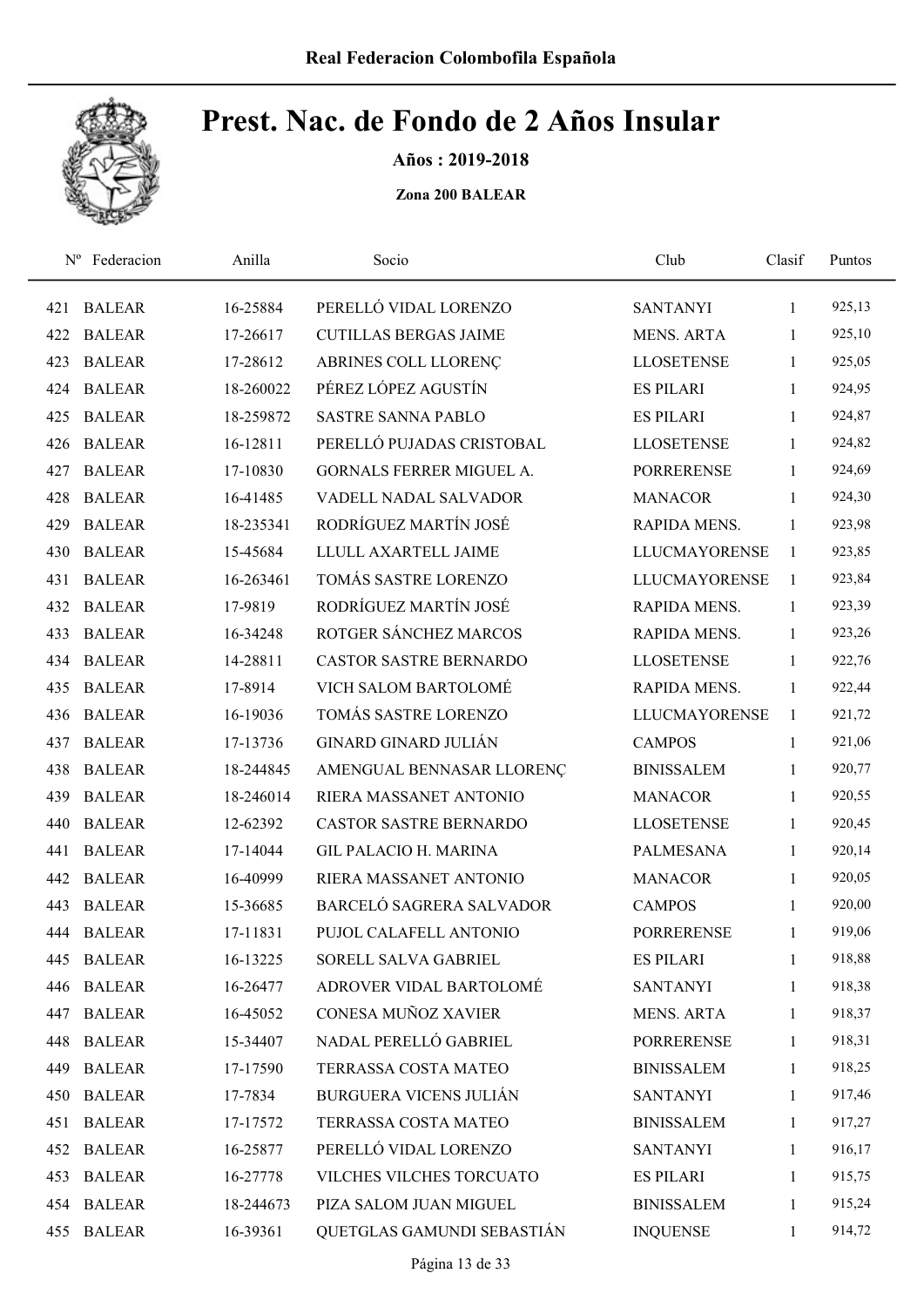# Prest. Nac. de Fondo de 2 Años Insular

**Años : 2019-2018**

**Zona 200 BALEAR**

| Nº | Federacion | Anilla | Socio | Club | Clasif | Puntos |
|---|---|---|---|---|---|---|
| 421 | BALEAR | 16-25884 | PERELLÓ VIDAL LORENZO | SANTANYI | 1 | 925,13 |
| 422 | BALEAR | 17-26617 | CUTILLAS BERGAS JAIME | MENS. ARTA | 1 | 925,10 |
| 423 | BALEAR | 17-28612 | ABRINES COLL LLORENÇ | LLOSETENSE | 1 | 925,05 |
| 424 | BALEAR | 18-260022 | PÉREZ LÓPEZ AGUSTÍN | ES PILARI | 1 | 924,95 |
| 425 | BALEAR | 18-259872 | SASTRE SANNA PABLO | ES PILARI | 1 | 924,87 |
| 426 | BALEAR | 16-12811 | PERELLÓ PUJADAS CRISTOBAL | LLOSETENSE | 1 | 924,82 |
| 427 | BALEAR | 17-10830 | GORNALS FERRER MIGUEL A. | PORRERENSE | 1 | 924,69 |
| 428 | BALEAR | 16-41485 | VADELL NADAL SALVADOR | MANACOR | 1 | 924,30 |
| 429 | BALEAR | 18-235341 | RODRÍGUEZ MARTÍN JOSÉ | RAPIDA MENS. | 1 | 923,98 |
| 430 | BALEAR | 15-45684 | LLULL AXARTELL JAIME | LLUCMAYORENSE | 1 | 923,85 |
| 431 | BALEAR | 16-263461 | TOMÁS SASTRE LORENZO | LLUCMAYORENSE | 1 | 923,84 |
| 432 | BALEAR | 17-9819 | RODRÍGUEZ MARTÍN JOSÉ | RAPIDA MENS. | 1 | 923,39 |
| 433 | BALEAR | 16-34248 | ROTGER SÁNCHEZ MARCOS | RAPIDA MENS. | 1 | 923,26 |
| 434 | BALEAR | 14-28811 | CASTOR SASTRE BERNARDO | LLOSETENSE | 1 | 922,76 |
| 435 | BALEAR | 17-8914 | VICH SALOM BARTOLOMÉ | RAPIDA MENS. | 1 | 922,44 |
| 436 | BALEAR | 16-19036 | TOMÁS SASTRE LORENZO | LLUCMAYORENSE | 1 | 921,72 |
| 437 | BALEAR | 17-13736 | GINARD GINARD JULIÁN | CAMPOS | 1 | 921,06 |
| 438 | BALEAR | 18-244845 | AMENGUAL BENNASAR LLORENÇ | BINISSALEM | 1 | 920,77 |
| 439 | BALEAR | 18-246014 | RIERA MASSANET ANTONIO | MANACOR | 1 | 920,55 |
| 440 | BALEAR | 12-62392 | CASTOR SASTRE BERNARDO | LLOSETENSE | 1 | 920,45 |
| 441 | BALEAR | 17-14044 | GIL PALACIO H. MARINA | PALMESANA | 1 | 920,14 |
| 442 | BALEAR | 16-40999 | RIERA MASSANET ANTONIO | MANACOR | 1 | 920,05 |
| 443 | BALEAR | 15-36685 | BARCELÓ SAGRERA SALVADOR | CAMPOS | 1 | 920,00 |
| 444 | BALEAR | 17-11831 | PUJOL CALAFELL ANTONIO | PORRERENSE | 1 | 919,06 |
| 445 | BALEAR | 16-13225 | SORELL SALVA GABRIEL | ES PILARI | 1 | 918,88 |
| 446 | BALEAR | 16-26477 | ADROVER VIDAL BARTOLOMÉ | SANTANYI | 1 | 918,38 |
| 447 | BALEAR | 16-45052 | CONESA MUÑOZ XAVIER | MENS. ARTA | 1 | 918,37 |
| 448 | BALEAR | 15-34407 | NADAL PERELLÓ GABRIEL | PORRERENSE | 1 | 918,31 |
| 449 | BALEAR | 17-17590 | TERRASSA COSTA MATEO | BINISSALEM | 1 | 918,25 |
| 450 | BALEAR | 17-7834 | BURGUERA VICENS JULIÁN | SANTANYI | 1 | 917,46 |
| 451 | BALEAR | 17-17572 | TERRASSA COSTA MATEO | BINISSALEM | 1 | 917,27 |
| 452 | BALEAR | 16-25877 | PERELLÓ VIDAL LORENZO | SANTANYI | 1 | 916,17 |
| 453 | BALEAR | 16-27778 | VILCHES VILCHES TORCUATO | ES PILARI | 1 | 915,75 |
| 454 | BALEAR | 18-244673 | PIZA SALOM JUAN MIGUEL | BINISSALEM | 1 | 915,24 |
| 455 | BALEAR | 16-39361 | QUETGLAS GAMUNDI SEBASTIÁN | INQUENSE | 1 | 914,72 |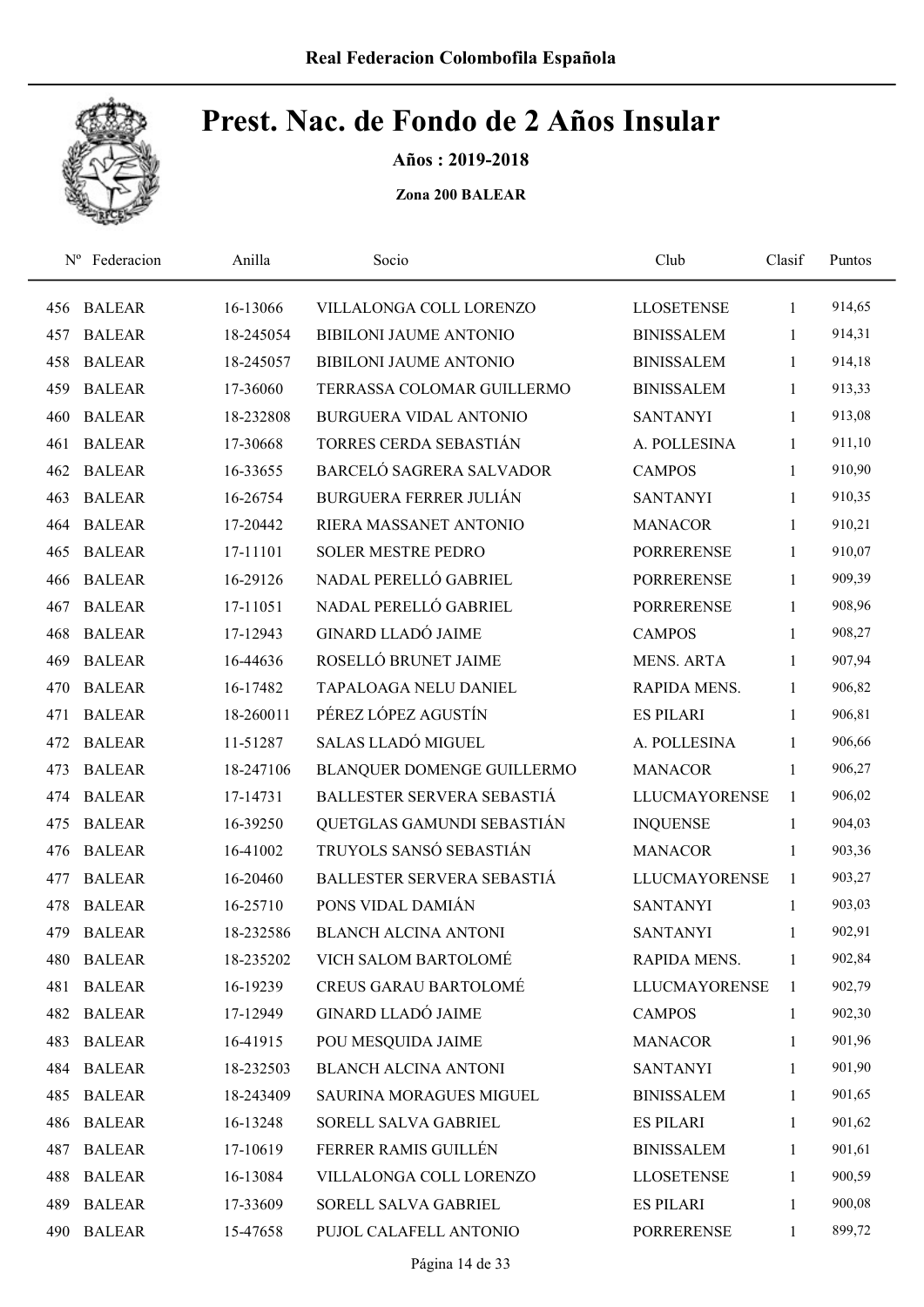# Prest. Nac. de Fondo de 2 Años Insular

**Años : 2019-2018**

**Zona 200 BALEAR**

| Nº | Federacion | Anilla | Socio | Club | Clasif | Puntos |
|---|---|---|---|---|---|---|
| 456 | BALEAR | 16-13066 | VILLALONGA COLL LORENZO | LLOSETENSE | 1 | 914,65 |
| 457 | BALEAR | 18-245054 | BIBILONI JAUME ANTONIO | BINISSALEM | 1 | 914,31 |
| 458 | BALEAR | 18-245057 | BIBILONI JAUME ANTONIO | BINISSALEM | 1 | 914,18 |
| 459 | BALEAR | 17-36060 | TERRASSA COLOMAR GUILLERMO | BINISSALEM | 1 | 913,33 |
| 460 | BALEAR | 18-232808 | BURGUERA VIDAL ANTONIO | SANTANYI | 1 | 913,08 |
| 461 | BALEAR | 17-30668 | TORRES CERDA SEBASTIÁN | A. POLLESINA | 1 | 911,10 |
| 462 | BALEAR | 16-33655 | BARCELÓ SAGRERA SALVADOR | CAMPOS | 1 | 910,90 |
| 463 | BALEAR | 16-26754 | BURGUERA FERRER JULIÁN | SANTANYI | 1 | 910,35 |
| 464 | BALEAR | 17-20442 | RIERA MASSANET ANTONIO | MANACOR | 1 | 910,21 |
| 465 | BALEAR | 17-11101 | SOLER MESTRE PEDRO | PORRERENSE | 1 | 910,07 |
| 466 | BALEAR | 16-29126 | NADAL PERELLÓ GABRIEL | PORRERENSE | 1 | 909,39 |
| 467 | BALEAR | 17-11051 | NADAL PERELLÓ GABRIEL | PORRERENSE | 1 | 908,96 |
| 468 | BALEAR | 17-12943 | GINARD LLADÓ JAIME | CAMPOS | 1 | 908,27 |
| 469 | BALEAR | 16-44636 | ROSELLÓ BRUNET JAIME | MENS. ARTA | 1 | 907,94 |
| 470 | BALEAR | 16-17482 | TAPALOAGA NELU DANIEL | RAPIDA MENS. | 1 | 906,82 |
| 471 | BALEAR | 18-260011 | PÉREZ LÓPEZ AGUSTÍN | ES PILARI | 1 | 906,81 |
| 472 | BALEAR | 11-51287 | SALAS LLADÓ MIGUEL | A. POLLESINA | 1 | 906,66 |
| 473 | BALEAR | 18-247106 | BLANQUER DOMENGE GUILLERMO | MANACOR | 1 | 906,27 |
| 474 | BALEAR | 17-14731 | BALLESTER SERVERA SEBASTIÁ | LLUCMAYORENSE | 1 | 906,02 |
| 475 | BALEAR | 16-39250 | QUETGLAS GAMUNDI SEBASTIÁN | INQUENSE | 1 | 904,03 |
| 476 | BALEAR | 16-41002 | TRUYOLS SANSÓ SEBASTIÁN | MANACOR | 1 | 903,36 |
| 477 | BALEAR | 16-20460 | BALLESTER SERVERA SEBASTIÁ | LLUCMAYORENSE | 1 | 903,27 |
| 478 | BALEAR | 16-25710 | PONS VIDAL DAMIÁN | SANTANYI | 1 | 903,03 |
| 479 | BALEAR | 18-232586 | BLANCH ALCINA ANTONI | SANTANYI | 1 | 902,91 |
| 480 | BALEAR | 18-235202 | VICH SALOM BARTOLOMÉ | RAPIDA MENS. | 1 | 902,84 |
| 481 | BALEAR | 16-19239 | CREUS GARAU BARTOLOMÉ | LLUCMAYORENSE | 1 | 902,79 |
| 482 | BALEAR | 17-12949 | GINARD LLADÓ JAIME | CAMPOS | 1 | 902,30 |
| 483 | BALEAR | 16-41915 | POU MESQUIDA JAIME | MANACOR | 1 | 901,96 |
| 484 | BALEAR | 18-232503 | BLANCH ALCINA ANTONI | SANTANYI | 1 | 901,90 |
| 485 | BALEAR | 18-243409 | SAURINA MORAGUES MIGUEL | BINISSALEM | 1 | 901,65 |
| 486 | BALEAR | 16-13248 | SORELL SALVA GABRIEL | ES PILARI | 1 | 901,62 |
| 487 | BALEAR | 17-10619 | FERRER RAMIS GUILLÉN | BINISSALEM | 1 | 901,61 |
| 488 | BALEAR | 16-13084 | VILLALONGA COLL LORENZO | LLOSETENSE | 1 | 900,59 |
| 489 | BALEAR | 17-33609 | SORELL SALVA GABRIEL | ES PILARI | 1 | 900,08 |
| 490 | BALEAR | 15-47658 | PUJOL CALAFELL ANTONIO | PORRERENSE | 1 | 899,72 |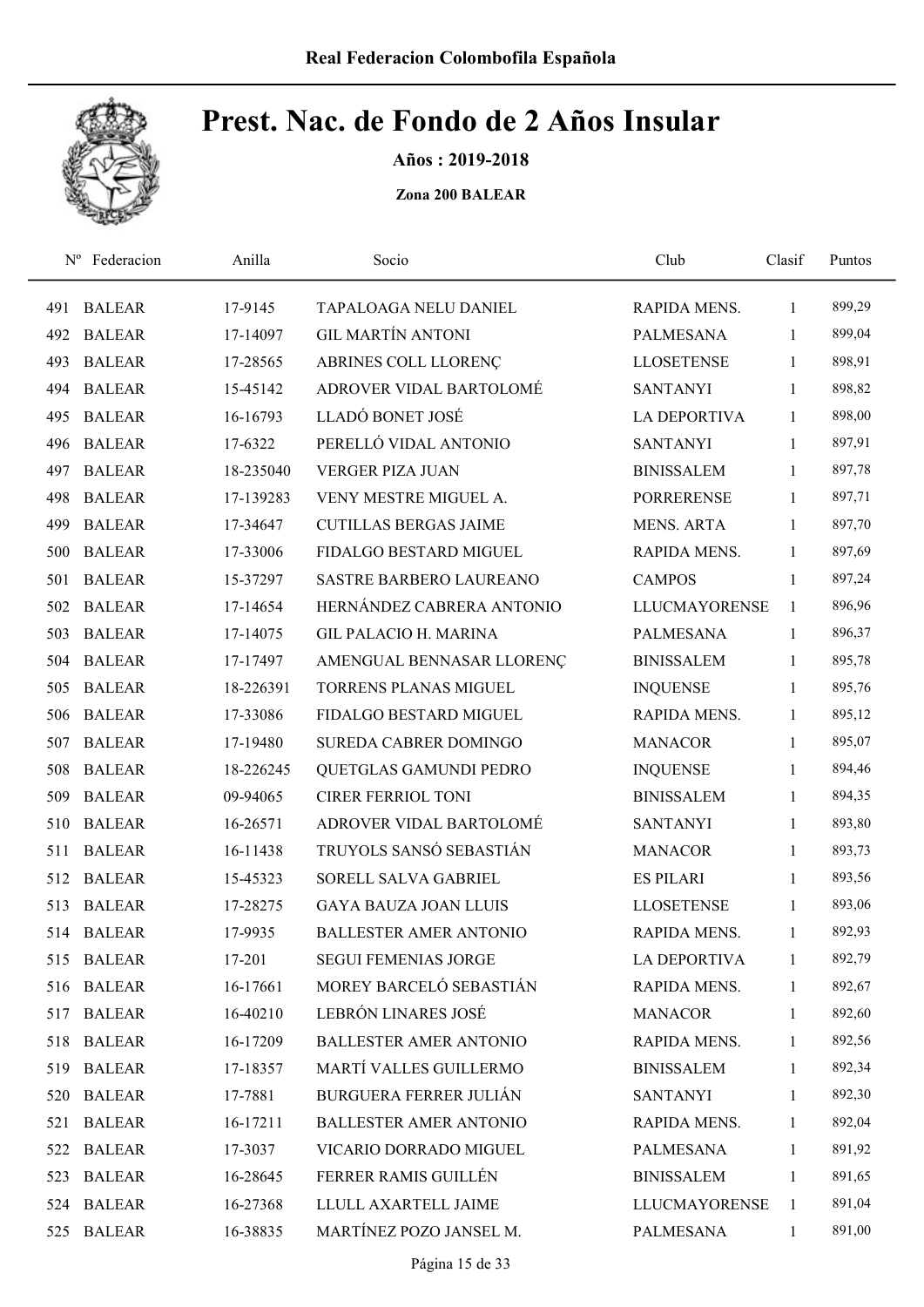# Prest. Nac. de Fondo de 2 Años Insular

**Años : 2019-2018**

**Zona 200 BALEAR**

| Nº | Federacion | Anilla | Socio | Club | Clasif | Puntos |
|---|---|---|---|---|---|---|
| 491 | BALEAR | 17-9145 | TAPALOAGA NELU DANIEL | RAPIDA MENS. | 1 | 899,29 |
| 492 | BALEAR | 17-14097 | GIL MARTÍN ANTONI | PALMESANA | 1 | 899,04 |
| 493 | BALEAR | 17-28565 | ABRINES COLL LLORENÇ | LLOSETENSE | 1 | 898,91 |
| 494 | BALEAR | 15-45142 | ADROVER VIDAL BARTOLOMÉ | SANTANYI | 1 | 898,82 |
| 495 | BALEAR | 16-16793 | LLADÓ BONET JOSÉ | LA DEPORTIVA | 1 | 898,00 |
| 496 | BALEAR | 17-6322 | PERELLÓ VIDAL ANTONIO | SANTANYI | 1 | 897,91 |
| 497 | BALEAR | 18-235040 | VERGER PIZA JUAN | BINISSALEM | 1 | 897,78 |
| 498 | BALEAR | 17-139283 | VENY MESTRE MIGUEL A. | PORRERENSE | 1 | 897,71 |
| 499 | BALEAR | 17-34647 | CUTILLAS BERGAS JAIME | MENS. ARTA | 1 | 897,70 |
| 500 | BALEAR | 17-33006 | FIDALGO BESTARD MIGUEL | RAPIDA MENS. | 1 | 897,69 |
| 501 | BALEAR | 15-37297 | SASTRE BARBERO LAUREANO | CAMPOS | 1 | 897,24 |
| 502 | BALEAR | 17-14654 | HERNÁNDEZ CABRERA ANTONIO | LLUCMAYORENSE | 1 | 896,96 |
| 503 | BALEAR | 17-14075 | GIL PALACIO H. MARINA | PALMESANA | 1 | 896,37 |
| 504 | BALEAR | 17-17497 | AMENGUAL BENNASAR LLORENÇ | BINISSALEM | 1 | 895,78 |
| 505 | BALEAR | 18-226391 | TORRENS PLANAS MIGUEL | INQUENSE | 1 | 895,76 |
| 506 | BALEAR | 17-33086 | FIDALGO BESTARD MIGUEL | RAPIDA MENS. | 1 | 895,12 |
| 507 | BALEAR | 17-19480 | SUREDA CABRER DOMINGO | MANACOR | 1 | 895,07 |
| 508 | BALEAR | 18-226245 | QUETGLAS GAMUNDI PEDRO | INQUENSE | 1 | 894,46 |
| 509 | BALEAR | 09-94065 | CIRER FERRIOL TONI | BINISSALEM | 1 | 894,35 |
| 510 | BALEAR | 16-26571 | ADROVER VIDAL BARTOLOMÉ | SANTANYI | 1 | 893,80 |
| 511 | BALEAR | 16-11438 | TRUYOLS SANSÓ SEBASTIÁN | MANACOR | 1 | 893,73 |
| 512 | BALEAR | 15-45323 | SORELL SALVA GABRIEL | ES PILARI | 1 | 893,56 |
| 513 | BALEAR | 17-28275 | GAYA BAUZA JOAN LLUIS | LLOSETENSE | 1 | 893,06 |
| 514 | BALEAR | 17-9935 | BALLESTER AMER ANTONIO | RAPIDA MENS. | 1 | 892,93 |
| 515 | BALEAR | 17-201 | SEGUI FEMENIAS JORGE | LA DEPORTIVA | 1 | 892,79 |
| 516 | BALEAR | 16-17661 | MOREY BARCELÓ SEBASTIÁN | RAPIDA MENS. | 1 | 892,67 |
| 517 | BALEAR | 16-40210 | LEBRÓN LINARES JOSÉ | MANACOR | 1 | 892,60 |
| 518 | BALEAR | 16-17209 | BALLESTER AMER ANTONIO | RAPIDA MENS. | 1 | 892,56 |
| 519 | BALEAR | 17-18357 | MARTÍ VALLES GUILLERMO | BINISSALEM | 1 | 892,34 |
| 520 | BALEAR | 17-7881 | BURGUERA FERRER JULIÁN | SANTANYI | 1 | 892,30 |
| 521 | BALEAR | 16-17211 | BALLESTER AMER ANTONIO | RAPIDA MENS. | 1 | 892,04 |
| 522 | BALEAR | 17-3037 | VICARIO DORRADO MIGUEL | PALMESANA | 1 | 891,92 |
| 523 | BALEAR | 16-28645 | FERRER RAMIS GUILLÉN | BINISSALEM | 1 | 891,65 |
| 524 | BALEAR | 16-27368 | LLULL AXARTELL JAIME | LLUCMAYORENSE | 1 | 891,04 |
| 525 | BALEAR | 16-38835 | MARTÍNEZ POZO JANSEL M. | PALMESANA | 1 | 891,00 |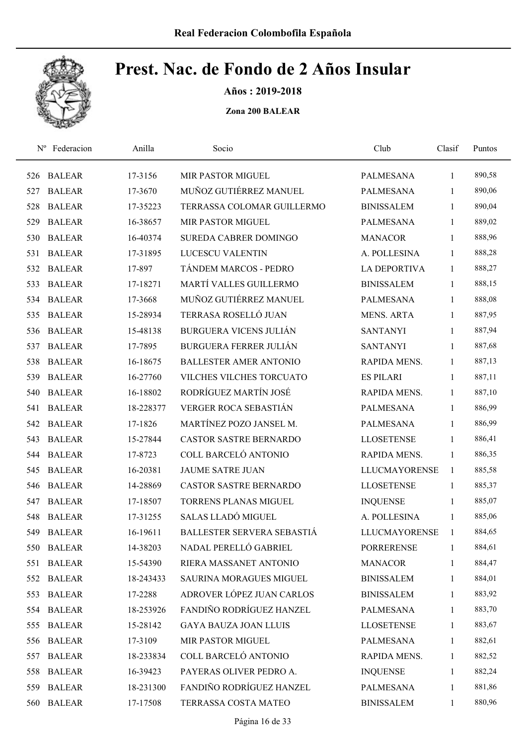# Prest. Nac. de Fondo de 2 Años Insular

**Años : 2019-2018**

**Zona 200 BALEAR**

| Nº | Federacion | Anilla | Socio | Club | Clasif | Puntos |
|---|---|---|---|---|---|---|
| 526 | BALEAR | 17-3156 | MIR PASTOR MIGUEL | PALMESANA | 1 | 890,58 |
| 527 | BALEAR | 17-3670 | MUÑOZ GUTIÉRREZ MANUEL | PALMESANA | 1 | 890,06 |
| 528 | BALEAR | 17-35223 | TERRASSA COLOMAR GUILLERMO | BINISSALEM | 1 | 890,04 |
| 529 | BALEAR | 16-38657 | MIR PASTOR MIGUEL | PALMESANA | 1 | 889,02 |
| 530 | BALEAR | 16-40374 | SUREDA CABRER DOMINGO | MANACOR | 1 | 888,96 |
| 531 | BALEAR | 17-31895 | LUCESCU VALENTIN | A. POLLESINA | 1 | 888,28 |
| 532 | BALEAR | 17-897 | TÁNDEM MARCOS - PEDRO | LA DEPORTIVA | 1 | 888,27 |
| 533 | BALEAR | 17-18271 | MARTÍ VALLES GUILLERMO | BINISSALEM | 1 | 888,15 |
| 534 | BALEAR | 17-3668 | MUÑOZ GUTIÉRREZ MANUEL | PALMESANA | 1 | 888,08 |
| 535 | BALEAR | 15-28934 | TERRASA ROSELLÓ JUAN | MENS. ARTA | 1 | 887,95 |
| 536 | BALEAR | 15-48138 | BURGUERA VICENS JULIÁN | SANTANYI | 1 | 887,94 |
| 537 | BALEAR | 17-7895 | BURGUERA FERRER JULIÁN | SANTANYI | 1 | 887,68 |
| 538 | BALEAR | 16-18675 | BALLESTER AMER ANTONIO | RAPIDA MENS. | 1 | 887,13 |
| 539 | BALEAR | 16-27760 | VILCHES VILCHES TORCUATO | ES PILARI | 1 | 887,11 |
| 540 | BALEAR | 16-18802 | RODRÍGUEZ MARTÍN JOSÉ | RAPIDA MENS. | 1 | 887,10 |
| 541 | BALEAR | 18-228377 | VERGER ROCA SEBASTIÁN | PALMESANA | 1 | 886,99 |
| 542 | BALEAR | 17-1826 | MARTÍNEZ POZO JANSEL M. | PALMESANA | 1 | 886,99 |
| 543 | BALEAR | 15-27844 | CASTOR SASTRE BERNARDO | LLOSETENSE | 1 | 886,41 |
| 544 | BALEAR | 17-8723 | COLL BARCELÓ ANTONIO | RAPIDA MENS. | 1 | 886,35 |
| 545 | BALEAR | 16-20381 | JAUME SATRE JUAN | LLUCMAYORENSE | 1 | 885,58 |
| 546 | BALEAR | 14-28869 | CASTOR SASTRE BERNARDO | LLOSETENSE | 1 | 885,37 |
| 547 | BALEAR | 17-18507 | TORRENS PLANAS MIGUEL | INQUENSE | 1 | 885,07 |
| 548 | BALEAR | 17-31255 | SALAS LLADÓ MIGUEL | A. POLLESINA | 1 | 885,06 |
| 549 | BALEAR | 16-19611 | BALLESTER SERVERA SEBASTIÁ | LLUCMAYORENSE | 1 | 884,65 |
| 550 | BALEAR | 14-38203 | NADAL PERELLÓ GABRIEL | PORRERENSE | 1 | 884,61 |
| 551 | BALEAR | 15-54390 | RIERA MASSANET ANTONIO | MANACOR | 1 | 884,47 |
| 552 | BALEAR | 18-243433 | SAURINA MORAGUES MIGUEL | BINISSALEM | 1 | 884,01 |
| 553 | BALEAR | 17-2288 | ADROVER LÓPEZ JUAN CARLOS | BINISSALEM | 1 | 883,92 |
| 554 | BALEAR | 18-253926 | FANDIÑO RODRÍGUEZ HANZEL | PALMESANA | 1 | 883,70 |
| 555 | BALEAR | 15-28142 | GAYA BAUZA JOAN LLUIS | LLOSETENSE | 1 | 883,67 |
| 556 | BALEAR | 17-3109 | MIR PASTOR MIGUEL | PALMESANA | 1 | 882,61 |
| 557 | BALEAR | 18-233834 | COLL BARCELÓ ANTONIO | RAPIDA MENS. | 1 | 882,52 |
| 558 | BALEAR | 16-39423 | PAYERAS OLIVER PEDRO A. | INQUENSE | 1 | 882,24 |
| 559 | BALEAR | 18-231300 | FANDIÑO RODRÍGUEZ HANZEL | PALMESANA | 1 | 881,86 |
| 560 | BALEAR | 17-17508 | TERRASSA COSTA MATEO | BINISSALEM | 1 | 880,96 |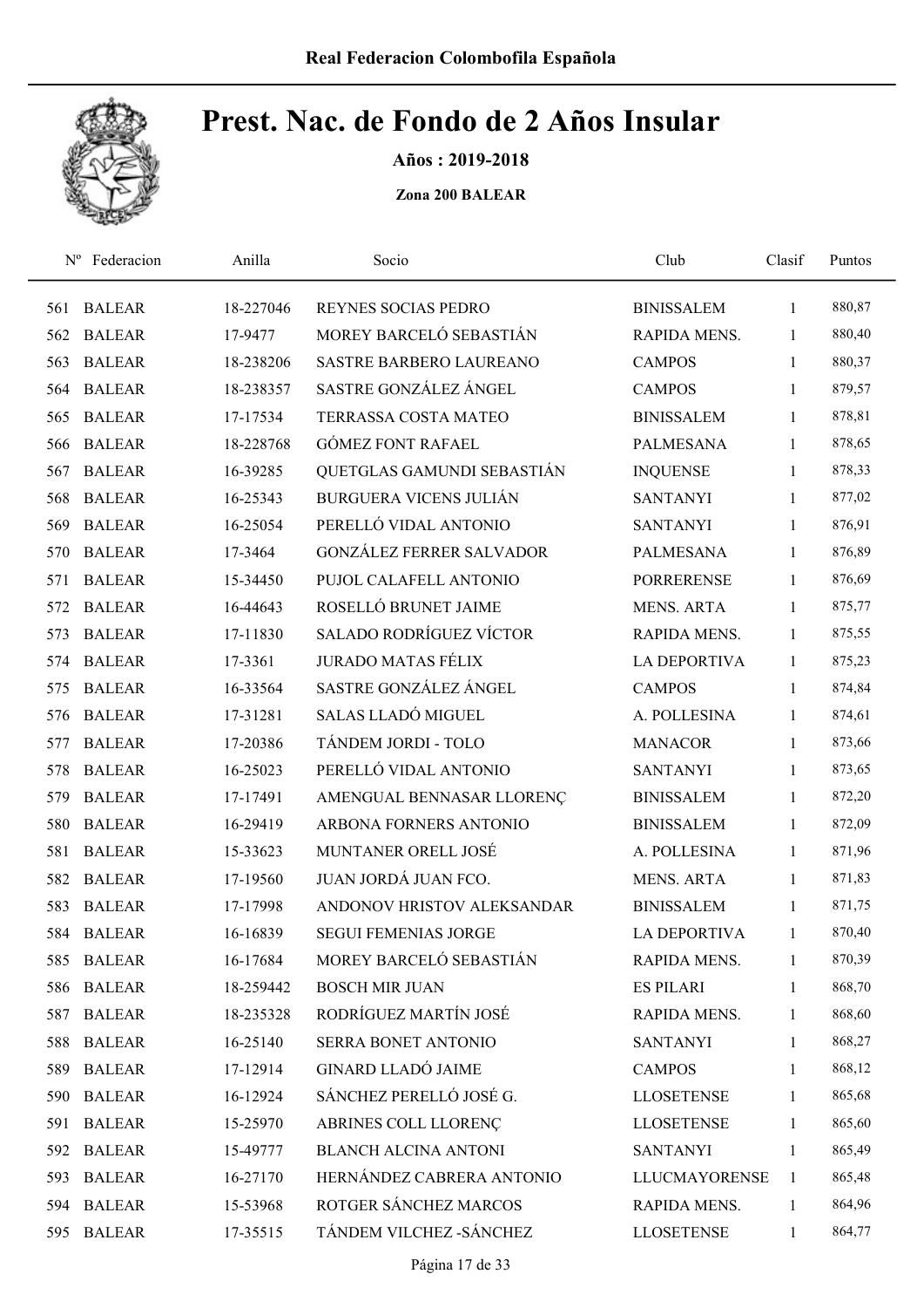# Prest. Nac. de Fondo de 2 Años Insular

**Años : 2019-2018**

**Zona 200 BALEAR**

| Nº | Federacion | Anilla | Socio | Club | Clasif | Puntos |
|---|---|---|---|---|---|---|
| 561 | BALEAR | 18-227046 | REYNES SOCIAS PEDRO | BINISSALEM | 1 | 880,87 |
| 562 | BALEAR | 17-9477 | MOREY BARCELÓ SEBASTIÁN | RAPIDA MENS. | 1 | 880,40 |
| 563 | BALEAR | 18-238206 | SASTRE BARBERO LAUREANO | CAMPOS | 1 | 880,37 |
| 564 | BALEAR | 18-238357 | SASTRE GONZÁLEZ ÁNGEL | CAMPOS | 1 | 879,57 |
| 565 | BALEAR | 17-17534 | TERRASSA COSTA MATEO | BINISSALEM | 1 | 878,81 |
| 566 | BALEAR | 18-228768 | GÓMEZ FONT RAFAEL | PALMESANA | 1 | 878,65 |
| 567 | BALEAR | 16-39285 | QUETGLAS GAMUNDI SEBASTIÁN | INQUENSE | 1 | 878,33 |
| 568 | BALEAR | 16-25343 | BURGUERA VICENS JULIÁN | SANTANYI | 1 | 877,02 |
| 569 | BALEAR | 16-25054 | PERELLÓ VIDAL ANTONIO | SANTANYI | 1 | 876,91 |
| 570 | BALEAR | 17-3464 | GONZÁLEZ FERRER SALVADOR | PALMESANA | 1 | 876,89 |
| 571 | BALEAR | 15-34450 | PUJOL CALAFELL ANTONIO | PORRERENSE | 1 | 876,69 |
| 572 | BALEAR | 16-44643 | ROSELLÓ BRUNET JAIME | MENS. ARTA | 1 | 875,77 |
| 573 | BALEAR | 17-11830 | SALADO RODRÍGUEZ VÍCTOR | RAPIDA MENS. | 1 | 875,55 |
| 574 | BALEAR | 17-3361 | JURADO MATAS FÉLIX | LA DEPORTIVA | 1 | 875,23 |
| 575 | BALEAR | 16-33564 | SASTRE GONZÁLEZ ÁNGEL | CAMPOS | 1 | 874,84 |
| 576 | BALEAR | 17-31281 | SALAS LLADÓ MIGUEL | A. POLLESINA | 1 | 874,61 |
| 577 | BALEAR | 17-20386 | TÁNDEM JORDI - TOLO | MANACOR | 1 | 873,66 |
| 578 | BALEAR | 16-25023 | PERELLÓ VIDAL ANTONIO | SANTANYI | 1 | 873,65 |
| 579 | BALEAR | 17-17491 | AMENGUAL BENNASAR LLORENÇ | BINISSALEM | 1 | 872,20 |
| 580 | BALEAR | 16-29419 | ARBONA FORNERS ANTONIO | BINISSALEM | 1 | 872,09 |
| 581 | BALEAR | 15-33623 | MUNTANER ORELL JOSÉ | A. POLLESINA | 1 | 871,96 |
| 582 | BALEAR | 17-19560 | JUAN JORDÁ JUAN FCO. | MENS. ARTA | 1 | 871,83 |
| 583 | BALEAR | 17-17998 | ANDONOV HRISTOV ALEKSANDAR | BINISSALEM | 1 | 871,75 |
| 584 | BALEAR | 16-16839 | SEGUI FEMENIAS JORGE | LA DEPORTIVA | 1 | 870,40 |
| 585 | BALEAR | 16-17684 | MOREY BARCELÓ SEBASTIÁN | RAPIDA MENS. | 1 | 870,39 |
| 586 | BALEAR | 18-259442 | BOSCH MIR JUAN | ES PILARI | 1 | 868,70 |
| 587 | BALEAR | 18-235328 | RODRÍGUEZ MARTÍN JOSÉ | RAPIDA MENS. | 1 | 868,60 |
| 588 | BALEAR | 16-25140 | SERRA BONET ANTONIO | SANTANYI | 1 | 868,27 |
| 589 | BALEAR | 17-12914 | GINARD LLADÓ JAIME | CAMPOS | 1 | 868,12 |
| 590 | BALEAR | 16-12924 | SÁNCHEZ PERELLÓ JOSÉ G. | LLOSETENSE | 1 | 865,68 |
| 591 | BALEAR | 15-25970 | ABRINES COLL LLORENÇ | LLOSETENSE | 1 | 865,60 |
| 592 | BALEAR | 15-49777 | BLANCH ALCINA ANTONI | SANTANYI | 1 | 865,49 |
| 593 | BALEAR | 16-27170 | HERNÁNDEZ CABRERA ANTONIO | LLUCMAYORENSE | 1 | 865,48 |
| 594 | BALEAR | 15-53968 | ROTGER SÁNCHEZ MARCOS | RAPIDA MENS. | 1 | 864,96 |
| 595 | BALEAR | 17-35515 | TÁNDEM VILCHEZ -SÁNCHEZ | LLOSETENSE | 1 | 864,77 |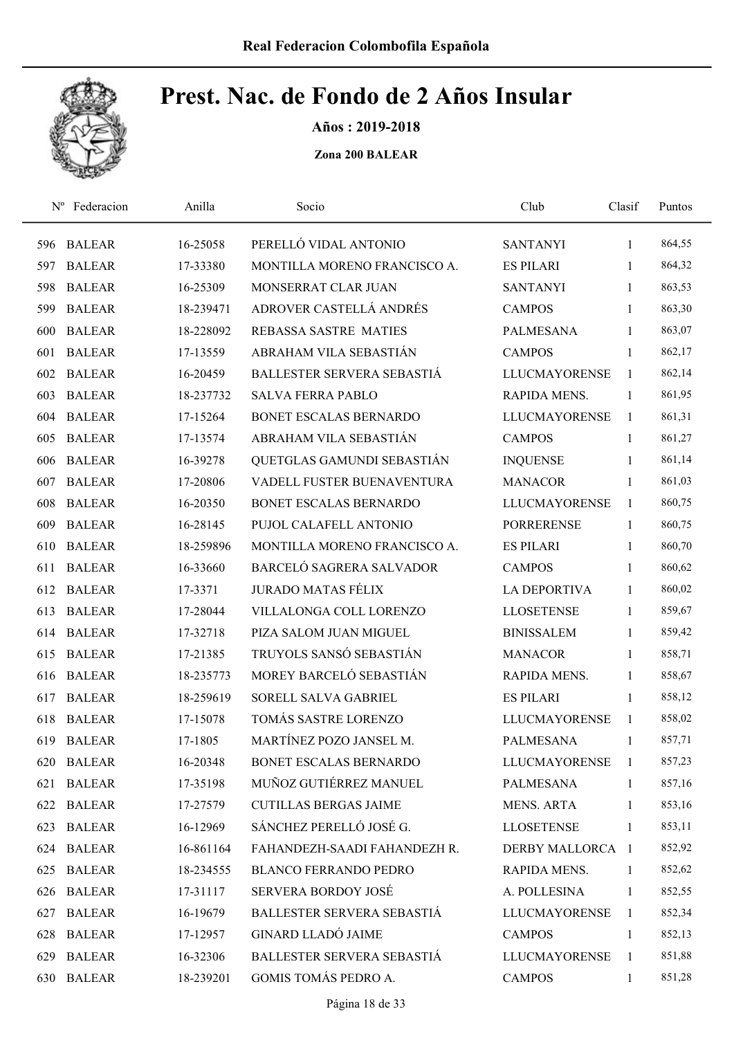Real Federacion Colombofila Española

# Prest. Nac. de Fondo de 2 Años Insular

**Años : 2019-2018**

**Zona 200 BALEAR**

| Nº | Federacion | Anilla | Socio | Club | Clasif | Puntos |
|---|---|---|---|---|---|---|
| 596 | BALEAR | 16-25058 | PERELLÓ VIDAL ANTONIO | SANTANYI | 1 | 864,55 |
| 597 | BALEAR | 17-33380 | MONTILLA MORENO FRANCISCO A. | ES PILARI | 1 | 864,32 |
| 598 | BALEAR | 16-25309 | MONSERRAT CLAR JUAN | SANTANYI | 1 | 863,53 |
| 599 | BALEAR | 18-239471 | ADROVER CASTELLÁ ANDRÉS | CAMPOS | 1 | 863,30 |
| 600 | BALEAR | 18-228092 | REBASSA SASTRE MATIES | PALMESANA | 1 | 863,07 |
| 601 | BALEAR | 17-13559 | ABRAHAM VILA SEBASTIÁN | CAMPOS | 1 | 862,17 |
| 602 | BALEAR | 16-20459 | BALLESTER SERVERA SEBASTIÁ | LLUCMAYORENSE | 1 | 862,14 |
| 603 | BALEAR | 18-237732 | SALVA FERRA PABLO | RAPIDA MENS. | 1 | 861,95 |
| 604 | BALEAR | 17-15264 | BONET ESCALAS BERNARDO | LLUCMAYORENSE | 1 | 861,31 |
| 605 | BALEAR | 17-13574 | ABRAHAM VILA SEBASTIÁN | CAMPOS | 1 | 861,27 |
| 606 | BALEAR | 16-39278 | QUETGLAS GAMUNDI SEBASTIÁN | INQUENSE | 1 | 861,14 |
| 607 | BALEAR | 17-20806 | VADELL FUSTER BUENAVENTURA | MANACOR | 1 | 861,03 |
| 608 | BALEAR | 16-20350 | BONET ESCALAS BERNARDO | LLUCMAYORENSE | 1 | 860,75 |
| 609 | BALEAR | 16-28145 | PUJOL CALAFELL ANTONIO | PORRERENSE | 1 | 860,75 |
| 610 | BALEAR | 18-259896 | MONTILLA MORENO FRANCISCO A. | ES PILARI | 1 | 860,70 |
| 611 | BALEAR | 16-33660 | BARCELÓ SAGRERA SALVADOR | CAMPOS | 1 | 860,62 |
| 612 | BALEAR | 17-3371 | JURADO MATAS FÉLIX | LA DEPORTIVA | 1 | 860,02 |
| 613 | BALEAR | 17-28044 | VILLALONGA COLL LORENZO | LLOSETENSE | 1 | 859,67 |
| 614 | BALEAR | 17-32718 | PIZA SALOM JUAN MIGUEL | BINISSALEM | 1 | 859,42 |
| 615 | BALEAR | 17-21385 | TRUYOLS SANSÓ SEBASTIÁN | MANACOR | 1 | 858,71 |
| 616 | BALEAR | 18-235773 | MOREY BARCELÓ SEBASTIÁN | RAPIDA MENS. | 1 | 858,67 |
| 617 | BALEAR | 18-259619 | SORELL SALVA GABRIEL | ES PILARI | 1 | 858,12 |
| 618 | BALEAR | 17-15078 | TOMÁS SASTRE LORENZO | LLUCMAYORENSE | 1 | 858,02 |
| 619 | BALEAR | 17-1805 | MARTÍNEZ POZO JANSEL M. | PALMESANA | 1 | 857,71 |
| 620 | BALEAR | 16-20348 | BONET ESCALAS BERNARDO | LLUCMAYORENSE | 1 | 857,23 |
| 621 | BALEAR | 17-35198 | MUÑOZ GUTIÉRREZ MANUEL | PALMESANA | 1 | 857,16 |
| 622 | BALEAR | 17-27579 | CUTILLAS BERGAS JAIME | MENS. ARTA | 1 | 853,16 |
| 623 | BALEAR | 16-12969 | SÁNCHEZ PERELLÓ JOSÉ G. | LLOSETENSE | 1 | 853,11 |
| 624 | BALEAR | 16-861164 | FAHANDEZH-SAADI FAHANDEZH R. | DERBY MALLORCA | 1 | 852,92 |
| 625 | BALEAR | 18-234555 | BLANCO FERRANDO PEDRO | RAPIDA MENS. | 1 | 852,62 |
| 626 | BALEAR | 17-31117 | SERVERA BORDOY JOSÉ | A. POLLESINA | 1 | 852,55 |
| 627 | BALEAR | 16-19679 | BALLESTER SERVERA SEBASTIÁ | LLUCMAYORENSE | 1 | 852,34 |
| 628 | BALEAR | 17-12957 | GINARD LLADÓ JAIME | CAMPOS | 1 | 852,13 |
| 629 | BALEAR | 16-32306 | BALLESTER SERVERA SEBASTIÁ | LLUCMAYORENSE | 1 | 851,88 |
| 630 | BALEAR | 18-239201 | GOMIS TOMÁS PEDRO A. | CAMPOS | 1 | 851,28 |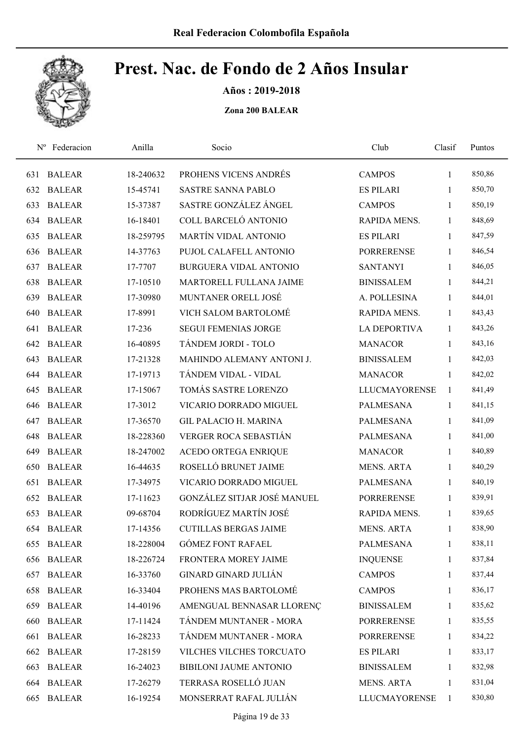# Prest. Nac. de Fondo de 2 Años Insular

**Años : 2019-2018**

**Zona 200 BALEAR**

| Nº | Federacion | Anilla | Socio | Club | Clasif | Puntos |
|---|---|---|---|---|---|---|
| 631 | BALEAR | 18-240632 | PROHENS VICENS ANDRÉS | CAMPOS | 1 | 850,86 |
| 632 | BALEAR | 15-45741 | SASTRE SANNA PABLO | ES PILARI | 1 | 850,70 |
| 633 | BALEAR | 15-37387 | SASTRE GONZÁLEZ ÁNGEL | CAMPOS | 1 | 850,19 |
| 634 | BALEAR | 16-18401 | COLL BARCELÓ ANTONIO | RAPIDA MENS. | 1 | 848,69 |
| 635 | BALEAR | 18-259795 | MARTÍN VIDAL ANTONIO | ES PILARI | 1 | 847,59 |
| 636 | BALEAR | 14-37763 | PUJOL CALAFELL ANTONIO | PORRERENSE | 1 | 846,54 |
| 637 | BALEAR | 17-7707 | BURGUERA VIDAL ANTONIO | SANTANYI | 1 | 846,05 |
| 638 | BALEAR | 17-10510 | MARTORELL FULLANA JAIME | BINISSALEM | 1 | 844,21 |
| 639 | BALEAR | 17-30980 | MUNTANER ORELL JOSÉ | A. POLLESINA | 1 | 844,01 |
| 640 | BALEAR | 17-8991 | VICH SALOM BARTOLOMÉ | RAPIDA MENS. | 1 | 843,43 |
| 641 | BALEAR | 17-236 | SEGUI FEMENIAS JORGE | LA DEPORTIVA | 1 | 843,26 |
| 642 | BALEAR | 16-40895 | TÁNDEM JORDI - TOLO | MANACOR | 1 | 843,16 |
| 643 | BALEAR | 17-21328 | MAHINDO ALEMANY ANTONI J. | BINISSALEM | 1 | 842,03 |
| 644 | BALEAR | 17-19713 | TÁNDEM VIDAL - VIDAL | MANACOR | 1 | 842,02 |
| 645 | BALEAR | 17-15067 | TOMÁS SASTRE LORENZO | LLUCMAYORENSE | 1 | 841,49 |
| 646 | BALEAR | 17-3012 | VICARIO DORRADO MIGUEL | PALMESANA | 1 | 841,15 |
| 647 | BALEAR | 17-36570 | GIL PALACIO H. MARINA | PALMESANA | 1 | 841,09 |
| 648 | BALEAR | 18-228360 | VERGER ROCA SEBASTIÁN | PALMESANA | 1 | 841,00 |
| 649 | BALEAR | 18-247002 | ACEDO ORTEGA ENRIQUE | MANACOR | 1 | 840,89 |
| 650 | BALEAR | 16-44635 | ROSELLÓ BRUNET JAIME | MENS. ARTA | 1 | 840,29 |
| 651 | BALEAR | 17-34975 | VICARIO DORRADO MIGUEL | PALMESANA | 1 | 840,19 |
| 652 | BALEAR | 17-11623 | GONZÁLEZ SITJAR JOSÉ MANUEL | PORRERENSE | 1 | 839,91 |
| 653 | BALEAR | 09-68704 | RODRÍGUEZ MARTÍN JOSÉ | RAPIDA MENS. | 1 | 839,65 |
| 654 | BALEAR | 17-14356 | CUTILLAS BERGAS JAIME | MENS. ARTA | 1 | 838,90 |
| 655 | BALEAR | 18-228004 | GÓMEZ FONT RAFAEL | PALMESANA | 1 | 838,11 |
| 656 | BALEAR | 18-226724 | FRONTERA MOREY JAIME | INQUENSE | 1 | 837,84 |
| 657 | BALEAR | 16-33760 | GINARD GINARD JULIÁN | CAMPOS | 1 | 837,44 |
| 658 | BALEAR | 16-33404 | PROHENS MAS BARTOLOMÉ | CAMPOS | 1 | 836,17 |
| 659 | BALEAR | 14-40196 | AMENGUAL BENNASAR LLORENÇ | BINISSALEM | 1 | 835,62 |
| 660 | BALEAR | 17-11424 | TÁNDEM MUNTANER - MORA | PORRERENSE | 1 | 835,55 |
| 661 | BALEAR | 16-28233 | TÁNDEM MUNTANER - MORA | PORRERENSE | 1 | 834,22 |
| 662 | BALEAR | 17-28159 | VILCHES VILCHES TORCUATO | ES PILARI | 1 | 833,17 |
| 663 | BALEAR | 16-24023 | BIBILONI JAUME ANTONIO | BINISSALEM | 1 | 832,98 |
| 664 | BALEAR | 17-26279 | TERRASA ROSELLÓ JUAN | MENS. ARTA | 1 | 831,04 |
| 665 | BALEAR | 16-19254 | MONSERRAT RAFAL JULIÁN | LLUCMAYORENSE | 1 | 830,80 |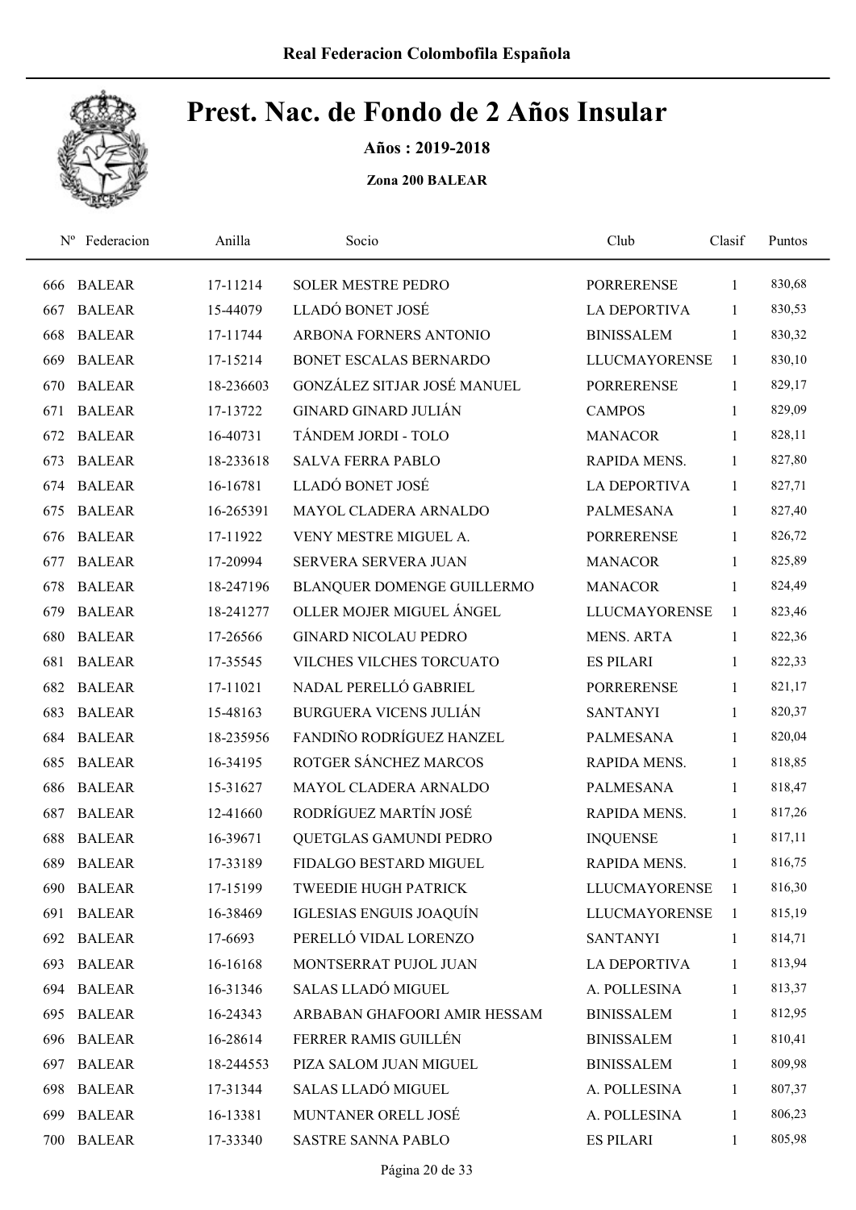Real Federacion Colombofila Española

# Prest. Nac. de Fondo de 2 Años Insular

**Años : 2019-2018**

**Zona 200 BALEAR**

| Nº | Federacion | Anilla | Socio | Club | Clasif | Puntos |
|---|---|---|---|---|---|---|
| 666 | BALEAR | 17-11214 | SOLER MESTRE PEDRO | PORRERENSE | 1 | 830,68 |
| 667 | BALEAR | 15-44079 | LLADÓ BONET JOSÉ | LA DEPORTIVA | 1 | 830,53 |
| 668 | BALEAR | 17-11744 | ARBONA FORNERS ANTONIO | BINISSALEM | 1 | 830,32 |
| 669 | BALEAR | 17-15214 | BONET ESCALAS BERNARDO | LLUCMAYORENSE | 1 | 830,10 |
| 670 | BALEAR | 18-236603 | GONZÁLEZ SITJAR JOSÉ MANUEL | PORRERENSE | 1 | 829,17 |
| 671 | BALEAR | 17-13722 | GINARD GINARD JULIÁN | CAMPOS | 1 | 829,09 |
| 672 | BALEAR | 16-40731 | TÁNDEM JORDI - TOLO | MANACOR | 1 | 828,11 |
| 673 | BALEAR | 18-233618 | SALVA FERRA PABLO | RAPIDA MENS. | 1 | 827,80 |
| 674 | BALEAR | 16-16781 | LLADÓ BONET JOSÉ | LA DEPORTIVA | 1 | 827,71 |
| 675 | BALEAR | 16-265391 | MAYOL CLADERA ARNALDO | PALMESANA | 1 | 827,40 |
| 676 | BALEAR | 17-11922 | VENY MESTRE MIGUEL A. | PORRERENSE | 1 | 826,72 |
| 677 | BALEAR | 17-20994 | SERVERA SERVERA JUAN | MANACOR | 1 | 825,89 |
| 678 | BALEAR | 18-247196 | BLANQUER DOMENGE GUILLERMO | MANACOR | 1 | 824,49 |
| 679 | BALEAR | 18-241277 | OLLER MOJER MIGUEL ÁNGEL | LLUCMAYORENSE | 1 | 823,46 |
| 680 | BALEAR | 17-26566 | GINARD NICOLAU PEDRO | MENS. ARTA | 1 | 822,36 |
| 681 | BALEAR | 17-35545 | VILCHES VILCHES TORCUATO | ES PILARI | 1 | 822,33 |
| 682 | BALEAR | 17-11021 | NADAL PERELLÓ GABRIEL | PORRERENSE | 1 | 821,17 |
| 683 | BALEAR | 15-48163 | BURGUERA VICENS JULIÁN | SANTANYI | 1 | 820,37 |
| 684 | BALEAR | 18-235956 | FANDIÑO RODRÍGUEZ HANZEL | PALMESANA | 1 | 820,04 |
| 685 | BALEAR | 16-34195 | ROTGER SÁNCHEZ MARCOS | RAPIDA MENS. | 1 | 818,85 |
| 686 | BALEAR | 15-31627 | MAYOL CLADERA ARNALDO | PALMESANA | 1 | 818,47 |
| 687 | BALEAR | 12-41660 | RODRÍGUEZ MARTÍN JOSÉ | RAPIDA MENS. | 1 | 817,26 |
| 688 | BALEAR | 16-39671 | QUETGLAS GAMUNDI PEDRO | INQUENSE | 1 | 817,11 |
| 689 | BALEAR | 17-33189 | FIDALGO BESTARD MIGUEL | RAPIDA MENS. | 1 | 816,75 |
| 690 | BALEAR | 17-15199 | TWEEDIE HUGH PATRICK | LLUCMAYORENSE | 1 | 816,30 |
| 691 | BALEAR | 16-38469 | IGLESIAS ENGUIS JOAQUÍN | LLUCMAYORENSE | 1 | 815,19 |
| 692 | BALEAR | 17-6693 | PERELLÓ VIDAL LORENZO | SANTANYI | 1 | 814,71 |
| 693 | BALEAR | 16-16168 | MONTSERRAT PUJOL JUAN | LA DEPORTIVA | 1 | 813,94 |
| 694 | BALEAR | 16-31346 | SALAS LLADÓ MIGUEL | A. POLLESINA | 1 | 813,37 |
| 695 | BALEAR | 16-24343 | ARBABAN GHAFOORI AMIR HESSAM | BINISSALEM | 1 | 812,95 |
| 696 | BALEAR | 16-28614 | FERRER RAMIS GUILLÉN | BINISSALEM | 1 | 810,41 |
| 697 | BALEAR | 18-244553 | PIZA SALOM JUAN MIGUEL | BINISSALEM | 1 | 809,98 |
| 698 | BALEAR | 17-31344 | SALAS LLADÓ MIGUEL | A. POLLESINA | 1 | 807,37 |
| 699 | BALEAR | 16-13381 | MUNTANER ORELL JOSÉ | A. POLLESINA | 1 | 806,23 |
| 700 | BALEAR | 17-33340 | SASTRE SANNA PABLO | ES PILARI | 1 | 805,98 |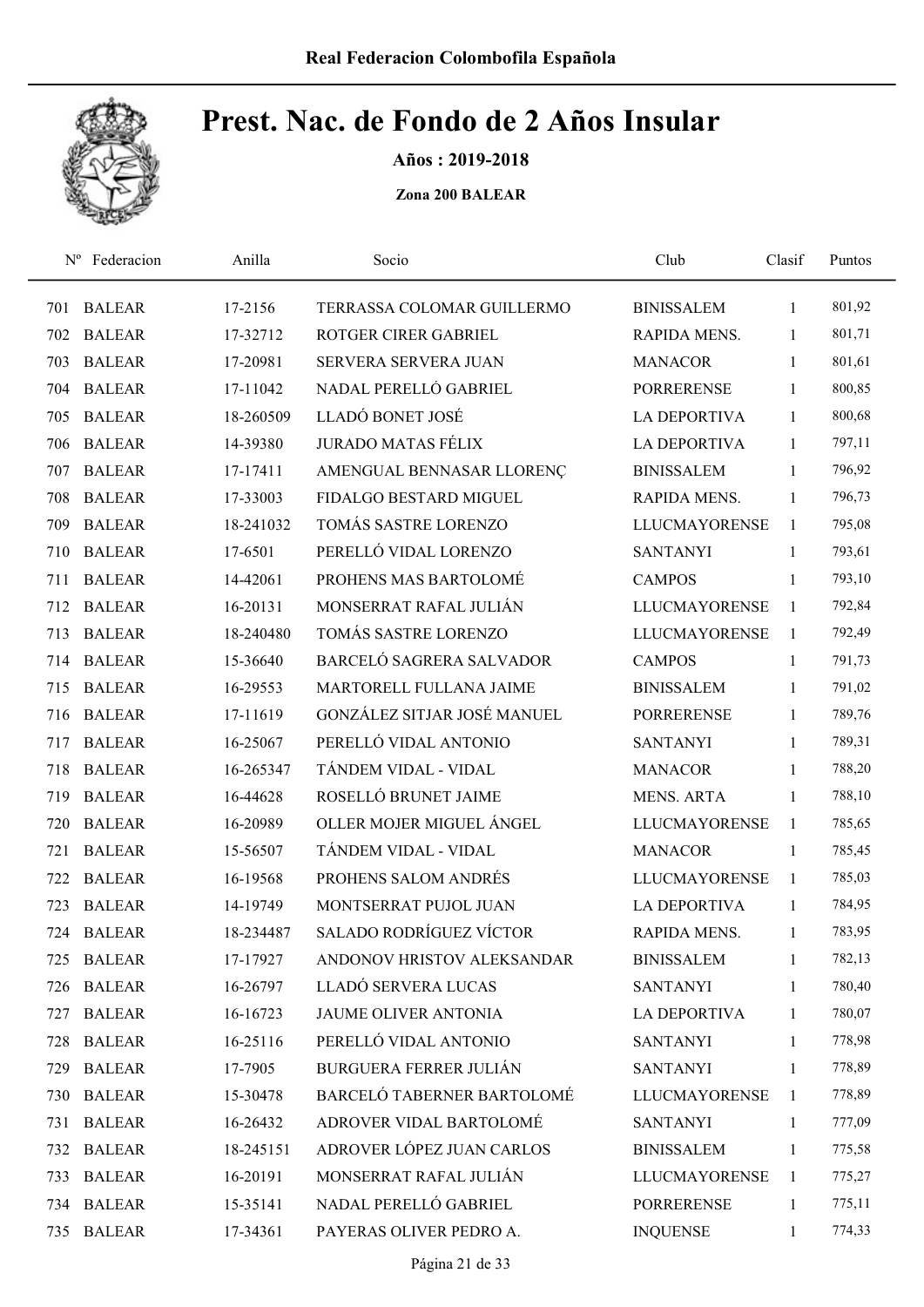Real Federacion Colombofila Española

# Prest. Nac. de Fondo de 2 Años Insular

**Años : 2019-2018**

**Zona 200 BALEAR**

| Nº | Federacion | Anilla | Socio | Club | Clasif | Puntos |
|---|---|---|---|---|---|---|
| 701 | BALEAR | 17-2156 | TERRASSA COLOMAR GUILLERMO | BINISSALEM | 1 | 801,92 |
| 702 | BALEAR | 17-32712 | ROTGER CIRER GABRIEL | RAPIDA MENS. | 1 | 801,71 |
| 703 | BALEAR | 17-20981 | SERVERA SERVERA JUAN | MANACOR | 1 | 801,61 |
| 704 | BALEAR | 17-11042 | NADAL PERELLÓ GABRIEL | PORRERENSE | 1 | 800,85 |
| 705 | BALEAR | 18-260509 | LLADÓ BONET JOSÉ | LA DEPORTIVA | 1 | 800,68 |
| 706 | BALEAR | 14-39380 | JURADO MATAS FÉLIX | LA DEPORTIVA | 1 | 797,11 |
| 707 | BALEAR | 17-17411 | AMENGUAL BENNASAR LLORENÇ | BINISSALEM | 1 | 796,92 |
| 708 | BALEAR | 17-33003 | FIDALGO BESTARD MIGUEL | RAPIDA MENS. | 1 | 796,73 |
| 709 | BALEAR | 18-241032 | TOMÁS SASTRE LORENZO | LLUCMAYORENSE | 1 | 795,08 |
| 710 | BALEAR | 17-6501 | PERELLÓ VIDAL LORENZO | SANTANYI | 1 | 793,61 |
| 711 | BALEAR | 14-42061 | PROHENS MAS BARTOLOMÉ | CAMPOS | 1 | 793,10 |
| 712 | BALEAR | 16-20131 | MONSERRAT RAFAL JULIÁN | LLUCMAYORENSE | 1 | 792,84 |
| 713 | BALEAR | 18-240480 | TOMÁS SASTRE LORENZO | LLUCMAYORENSE | 1 | 792,49 |
| 714 | BALEAR | 15-36640 | BARCELÓ SAGRERA SALVADOR | CAMPOS | 1 | 791,73 |
| 715 | BALEAR | 16-29553 | MARTORELL FULLANA JAIME | BINISSALEM | 1 | 791,02 |
| 716 | BALEAR | 17-11619 | GONZÁLEZ SITJAR JOSÉ MANUEL | PORRERENSE | 1 | 789,76 |
| 717 | BALEAR | 16-25067 | PERELLÓ VIDAL ANTONIO | SANTANYI | 1 | 789,31 |
| 718 | BALEAR | 16-265347 | TÁNDEM VIDAL - VIDAL | MANACOR | 1 | 788,20 |
| 719 | BALEAR | 16-44628 | ROSELLÓ BRUNET JAIME | MENS. ARTA | 1 | 788,10 |
| 720 | BALEAR | 16-20989 | OLLER MOJER MIGUEL ÁNGEL | LLUCMAYORENSE | 1 | 785,65 |
| 721 | BALEAR | 15-56507 | TÁNDEM VIDAL - VIDAL | MANACOR | 1 | 785,45 |
| 722 | BALEAR | 16-19568 | PROHENS SALOM ANDRÉS | LLUCMAYORENSE | 1 | 785,03 |
| 723 | BALEAR | 14-19749 | MONTSERRAT PUJOL JUAN | LA DEPORTIVA | 1 | 784,95 |
| 724 | BALEAR | 18-234487 | SALADO RODRÍGUEZ VÍCTOR | RAPIDA MENS. | 1 | 783,95 |
| 725 | BALEAR | 17-17927 | ANDONOV HRISTOV ALEKSANDAR | BINISSALEM | 1 | 782,13 |
| 726 | BALEAR | 16-26797 | LLADÓ SERVERA LUCAS | SANTANYI | 1 | 780,40 |
| 727 | BALEAR | 16-16723 | JAUME OLIVER ANTONIA | LA DEPORTIVA | 1 | 780,07 |
| 728 | BALEAR | 16-25116 | PERELLÓ VIDAL ANTONIO | SANTANYI | 1 | 778,98 |
| 729 | BALEAR | 17-7905 | BURGUERA FERRER JULIÁN | SANTANYI | 1 | 778,89 |
| 730 | BALEAR | 15-30478 | BARCELÓ TABERNER BARTOLOMÉ | LLUCMAYORENSE | 1 | 778,89 |
| 731 | BALEAR | 16-26432 | ADROVER VIDAL BARTOLOMÉ | SANTANYI | 1 | 777,09 |
| 732 | BALEAR | 18-245151 | ADROVER LÓPEZ JUAN CARLOS | BINISSALEM | 1 | 775,58 |
| 733 | BALEAR | 16-20191 | MONSERRAT RAFAL JULIÁN | LLUCMAYORENSE | 1 | 775,27 |
| 734 | BALEAR | 15-35141 | NADAL PERELLÓ GABRIEL | PORRERENSE | 1 | 775,11 |
| 735 | BALEAR | 17-34361 | PAYERAS OLIVER PEDRO A. | INQUENSE | 1 | 774,33 |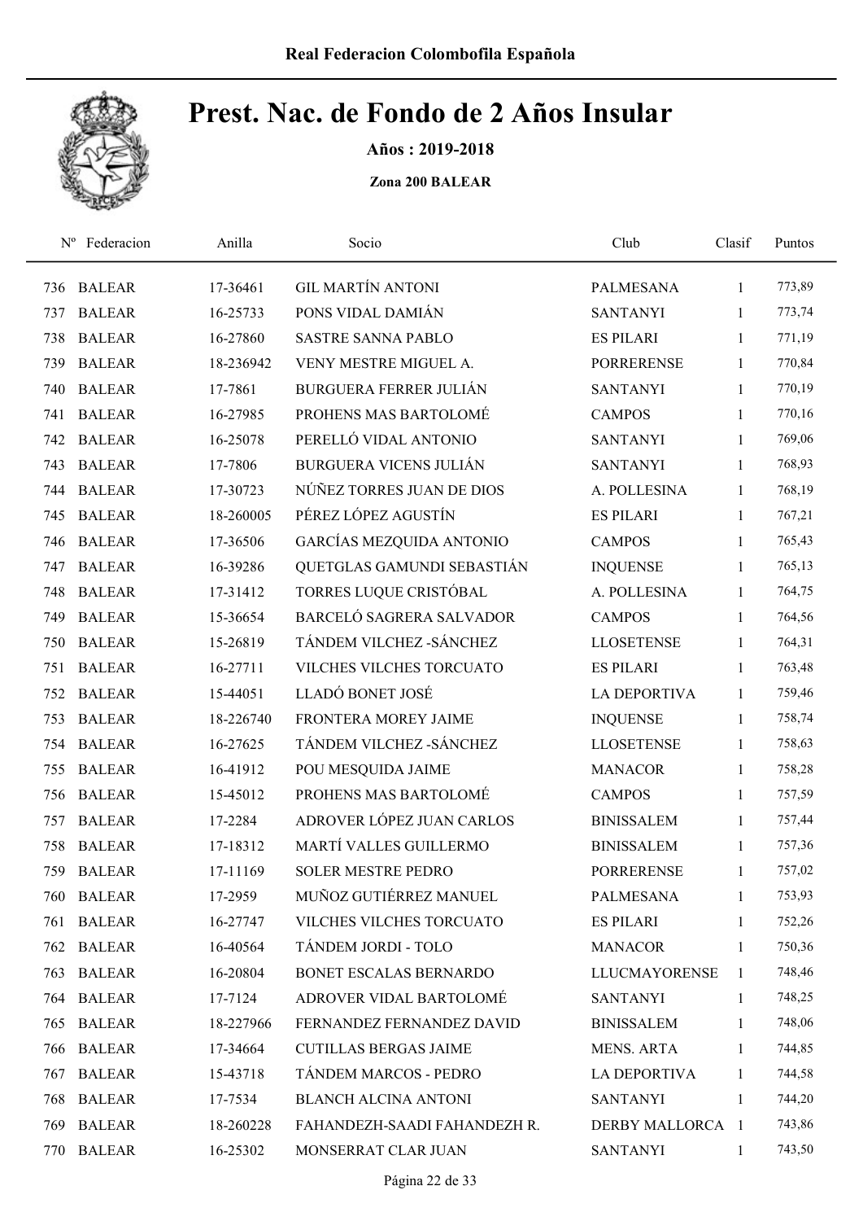Real Federacion Colombofila Española

# Prest. Nac. de Fondo de 2 Años Insular

**Años : 2019-2018**

**Zona 200 BALEAR**

| Nº | Federacion | Anilla | Socio | Club | Clasif | Puntos |
|---|---|---|---|---|---|---|
| 736 | BALEAR | 17-36461 | GIL MARTÍN ANTONI | PALMESANA | 1 | 773,89 |
| 737 | BALEAR | 16-25733 | PONS VIDAL DAMIÁN | SANTANYI | 1 | 773,74 |
| 738 | BALEAR | 16-27860 | SASTRE SANNA PABLO | ES PILARI | 1 | 771,19 |
| 739 | BALEAR | 18-236942 | VENY MESTRE MIGUEL A. | PORRERENSE | 1 | 770,84 |
| 740 | BALEAR | 17-7861 | BURGUERA FERRER JULIÁN | SANTANYI | 1 | 770,19 |
| 741 | BALEAR | 16-27985 | PROHENS MAS BARTOLOMÉ | CAMPOS | 1 | 770,16 |
| 742 | BALEAR | 16-25078 | PERELLÓ VIDAL ANTONIO | SANTANYI | 1 | 769,06 |
| 743 | BALEAR | 17-7806 | BURGUERA VICENS JULIÁN | SANTANYI | 1 | 768,93 |
| 744 | BALEAR | 17-30723 | NÚÑEZ TORRES JUAN DE DIOS | A. POLLESINA | 1 | 768,19 |
| 745 | BALEAR | 18-260005 | PÉREZ LÓPEZ AGUSTÍN | ES PILARI | 1 | 767,21 |
| 746 | BALEAR | 17-36506 | GARCÍAS MEZQUIDA ANTONIO | CAMPOS | 1 | 765,43 |
| 747 | BALEAR | 16-39286 | QUETGLAS GAMUNDI SEBASTIÁN | INQUENSE | 1 | 765,13 |
| 748 | BALEAR | 17-31412 | TORRES LUQUE CRISTÓBAL | A. POLLESINA | 1 | 764,75 |
| 749 | BALEAR | 15-36654 | BARCELÓ SAGRERA SALVADOR | CAMPOS | 1 | 764,56 |
| 750 | BALEAR | 15-26819 | TÁNDEM VILCHEZ -SÁNCHEZ | LLOSETENSE | 1 | 764,31 |
| 751 | BALEAR | 16-27711 | VILCHES VILCHES TORCUATO | ES PILARI | 1 | 763,48 |
| 752 | BALEAR | 15-44051 | LLADÓ BONET JOSÉ | LA DEPORTIVA | 1 | 759,46 |
| 753 | BALEAR | 18-226740 | FRONTERA MOREY JAIME | INQUENSE | 1 | 758,74 |
| 754 | BALEAR | 16-27625 | TÁNDEM VILCHEZ -SÁNCHEZ | LLOSETENSE | 1 | 758,63 |
| 755 | BALEAR | 16-41912 | POU MESQUIDA JAIME | MANACOR | 1 | 758,28 |
| 756 | BALEAR | 15-45012 | PROHENS MAS BARTOLOMÉ | CAMPOS | 1 | 757,59 |
| 757 | BALEAR | 17-2284 | ADROVER LÓPEZ JUAN CARLOS | BINISSALEM | 1 | 757,44 |
| 758 | BALEAR | 17-18312 | MARTÍ VALLES GUILLERMO | BINISSALEM | 1 | 757,36 |
| 759 | BALEAR | 17-11169 | SOLER MESTRE PEDRO | PORRERENSE | 1 | 757,02 |
| 760 | BALEAR | 17-2959 | MUÑOZ GUTIÉRREZ MANUEL | PALMESANA | 1 | 753,93 |
| 761 | BALEAR | 16-27747 | VILCHES VILCHES TORCUATO | ES PILARI | 1 | 752,26 |
| 762 | BALEAR | 16-40564 | TÁNDEM JORDI - TOLO | MANACOR | 1 | 750,36 |
| 763 | BALEAR | 16-20804 | BONET ESCALAS BERNARDO | LLUCMAYORENSE | 1 | 748,46 |
| 764 | BALEAR | 17-7124 | ADROVER VIDAL BARTOLOMÉ | SANTANYI | 1 | 748,25 |
| 765 | BALEAR | 18-227966 | FERNANDEZ FERNANDEZ DAVID | BINISSALEM | 1 | 748,06 |
| 766 | BALEAR | 17-34664 | CUTILLAS BERGAS JAIME | MENS. ARTA | 1 | 744,85 |
| 767 | BALEAR | 15-43718 | TÁNDEM MARCOS - PEDRO | LA DEPORTIVA | 1 | 744,58 |
| 768 | BALEAR | 17-7534 | BLANCH ALCINA ANTONI | SANTANYI | 1 | 744,20 |
| 769 | BALEAR | 18-260228 | FAHANDEZH-SAADI FAHANDEZH R. | DERBY MALLORCA | 1 | 743,86 |
| 770 | BALEAR | 16-25302 | MONSERRAT CLAR JUAN | SANTANYI | 1 | 743,50 |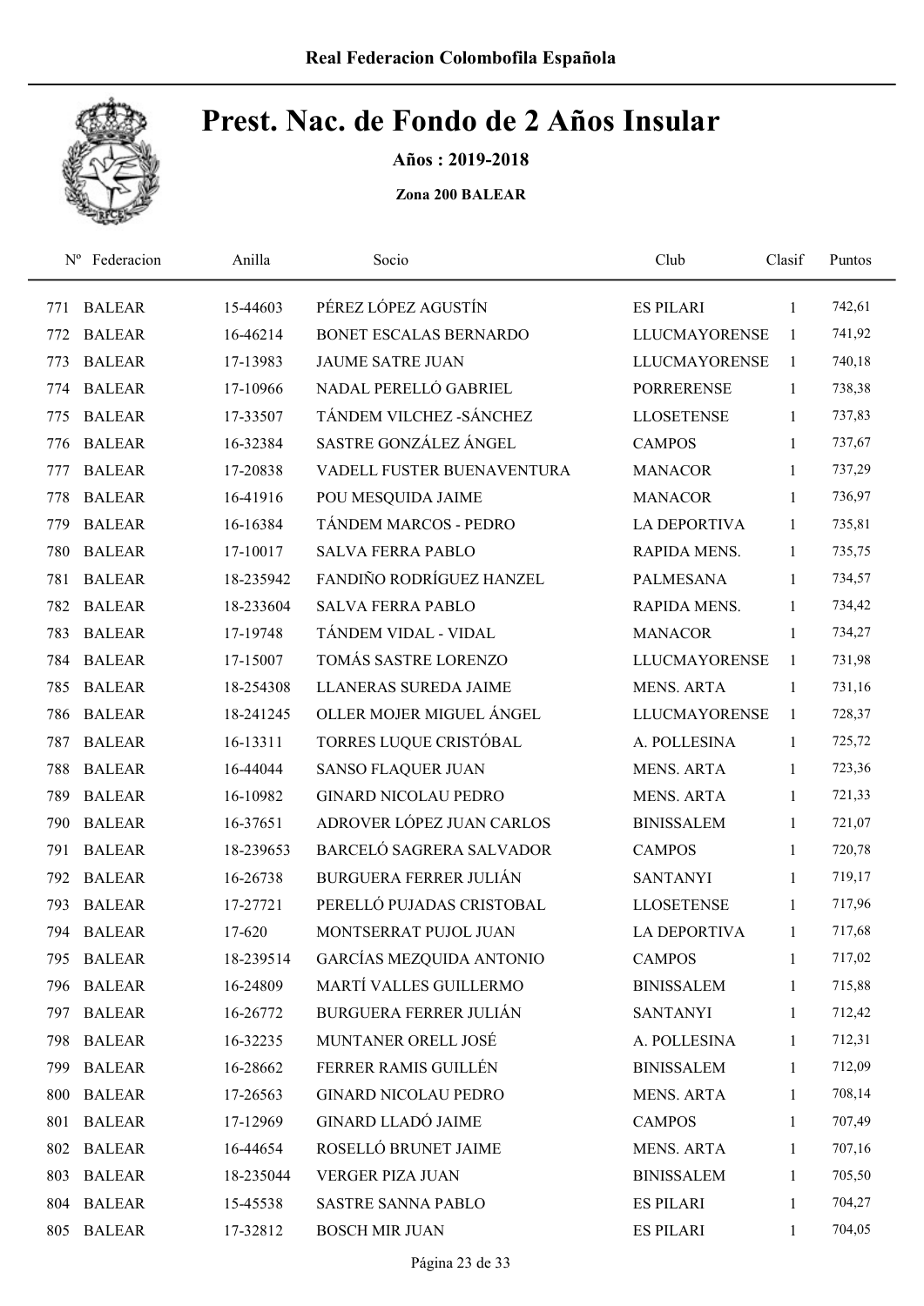Real Federacion Colombofila Española

# Prest. Nac. de Fondo de 2 Años Insular

**Años : 2019-2018**

**Zona 200 BALEAR**

| Nº | Federacion | Anilla | Socio | Club | Clasif | Puntos |
|---|---|---|---|---|---|---|
| 771 | BALEAR | 15-44603 | PÉREZ LÓPEZ AGUSTÍN | ES PILARI | 1 | 742,61 |
| 772 | BALEAR | 16-46214 | BONET ESCALAS BERNARDO | LLUCMAYORENSE | 1 | 741,92 |
| 773 | BALEAR | 17-13983 | JAUME SATRE JUAN | LLUCMAYORENSE | 1 | 740,18 |
| 774 | BALEAR | 17-10966 | NADAL PERELLÓ GABRIEL | PORRERENSE | 1 | 738,38 |
| 775 | BALEAR | 17-33507 | TÁNDEM VILCHEZ -SÁNCHEZ | LLOSETENSE | 1 | 737,83 |
| 776 | BALEAR | 16-32384 | SASTRE GONZÁLEZ ÁNGEL | CAMPOS | 1 | 737,67 |
| 777 | BALEAR | 17-20838 | VADELL FUSTER BUENAVENTURA | MANACOR | 1 | 737,29 |
| 778 | BALEAR | 16-41916 | POU MESQUIDA JAIME | MANACOR | 1 | 736,97 |
| 779 | BALEAR | 16-16384 | TÁNDEM MARCOS - PEDRO | LA DEPORTIVA | 1 | 735,81 |
| 780 | BALEAR | 17-10017 | SALVA FERRA PABLO | RAPIDA MENS. | 1 | 735,75 |
| 781 | BALEAR | 18-235942 | FANDIÑO RODRÍGUEZ HANZEL | PALMESANA | 1 | 734,57 |
| 782 | BALEAR | 18-233604 | SALVA FERRA PABLO | RAPIDA MENS. | 1 | 734,42 |
| 783 | BALEAR | 17-19748 | TÁNDEM VIDAL - VIDAL | MANACOR | 1 | 734,27 |
| 784 | BALEAR | 17-15007 | TOMÁS SASTRE LORENZO | LLUCMAYORENSE | 1 | 731,98 |
| 785 | BALEAR | 18-254308 | LLANERAS SUREDA JAIME | MENS. ARTA | 1 | 731,16 |
| 786 | BALEAR | 18-241245 | OLLER MOJER MIGUEL ÁNGEL | LLUCMAYORENSE | 1 | 728,37 |
| 787 | BALEAR | 16-13311 | TORRES LUQUE CRISTÓBAL | A. POLLESINA | 1 | 725,72 |
| 788 | BALEAR | 16-44044 | SANSO FLAQUER JUAN | MENS. ARTA | 1 | 723,36 |
| 789 | BALEAR | 16-10982 | GINARD NICOLAU PEDRO | MENS. ARTA | 1 | 721,33 |
| 790 | BALEAR | 16-37651 | ADROVER LÓPEZ JUAN CARLOS | BINISSALEM | 1 | 721,07 |
| 791 | BALEAR | 18-239653 | BARCELÓ SAGRERA SALVADOR | CAMPOS | 1 | 720,78 |
| 792 | BALEAR | 16-26738 | BURGUERA FERRER JULIÁN | SANTANYI | 1 | 719,17 |
| 793 | BALEAR | 17-27721 | PERELLÓ PUJADAS CRISTOBAL | LLOSETENSE | 1 | 717,96 |
| 794 | BALEAR | 17-620 | MONTSERRAT PUJOL JUAN | LA DEPORTIVA | 1 | 717,68 |
| 795 | BALEAR | 18-239514 | GARCÍAS MEZQUIDA ANTONIO | CAMPOS | 1 | 717,02 |
| 796 | BALEAR | 16-24809 | MARTÍ VALLES GUILLERMO | BINISSALEM | 1 | 715,88 |
| 797 | BALEAR | 16-26772 | BURGUERA FERRER JULIÁN | SANTANYI | 1 | 712,42 |
| 798 | BALEAR | 16-32235 | MUNTANER ORELL JOSÉ | A. POLLESINA | 1 | 712,31 |
| 799 | BALEAR | 16-28662 | FERRER RAMIS GUILLÉN | BINISSALEM | 1 | 712,09 |
| 800 | BALEAR | 17-26563 | GINARD NICOLAU PEDRO | MENS. ARTA | 1 | 708,14 |
| 801 | BALEAR | 17-12969 | GINARD LLADÓ JAIME | CAMPOS | 1 | 707,49 |
| 802 | BALEAR | 16-44654 | ROSELLÓ BRUNET JAIME | MENS. ARTA | 1 | 707,16 |
| 803 | BALEAR | 18-235044 | VERGER PIZA JUAN | BINISSALEM | 1 | 705,50 |
| 804 | BALEAR | 15-45538 | SASTRE SANNA PABLO | ES PILARI | 1 | 704,27 |
| 805 | BALEAR | 17-32812 | BOSCH MIR JUAN | ES PILARI | 1 | 704,05 |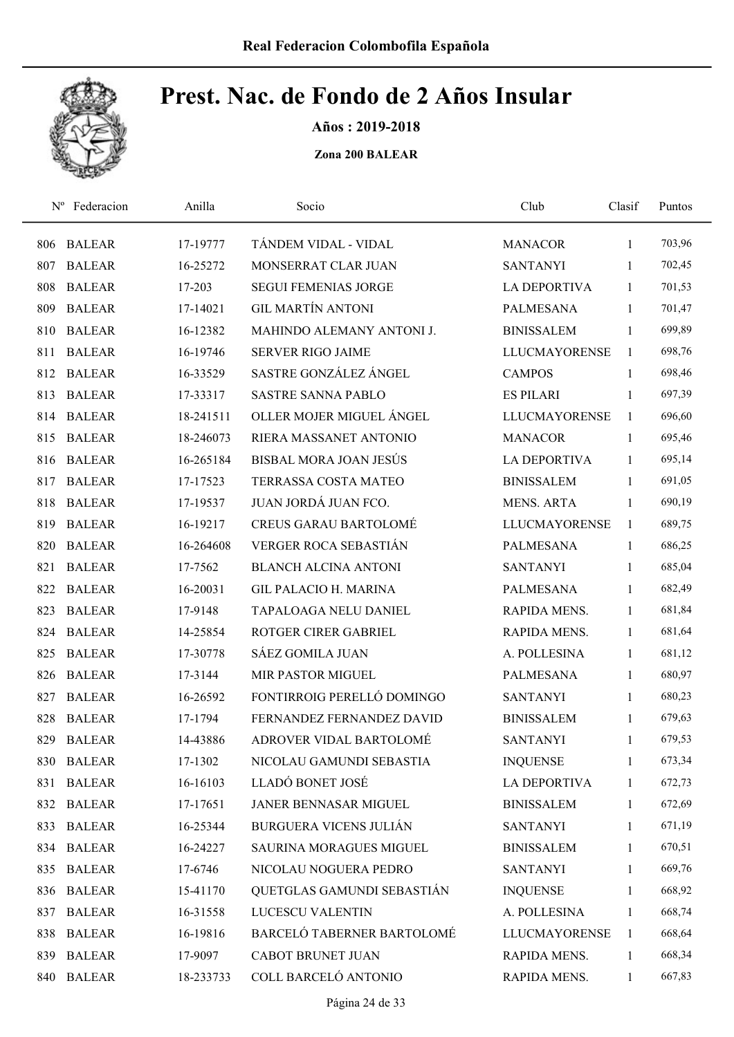# Prest. Nac. de Fondo de 2 Años Insular

**Años : 2019-2018**

**Zona 200 BALEAR**

| Nº | Federacion | Anilla | Socio | Club | Clasif | Puntos |
|---|---|---|---|---|---|---|
| 806 | BALEAR | 17-19777 | TÁNDEM VIDAL - VIDAL | MANACOR | 1 | 703,96 |
| 807 | BALEAR | 16-25272 | MONSERRAT CLAR JUAN | SANTANYI | 1 | 702,45 |
| 808 | BALEAR | 17-203 | SEGUI FEMENIAS JORGE | LA DEPORTIVA | 1 | 701,53 |
| 809 | BALEAR | 17-14021 | GIL MARTÍN ANTONI | PALMESANA | 1 | 701,47 |
| 810 | BALEAR | 16-12382 | MAHINDO ALEMANY ANTONI J. | BINISSALEM | 1 | 699,89 |
| 811 | BALEAR | 16-19746 | SERVER RIGO JAIME | LLUCMAYORENSE | 1 | 698,76 |
| 812 | BALEAR | 16-33529 | SASTRE GONZÁLEZ ÁNGEL | CAMPOS | 1 | 698,46 |
| 813 | BALEAR | 17-33317 | SASTRE SANNA PABLO | ES PILARI | 1 | 697,39 |
| 814 | BALEAR | 18-241511 | OLLER MOJER MIGUEL ÁNGEL | LLUCMAYORENSE | 1 | 696,60 |
| 815 | BALEAR | 18-246073 | RIERA MASSANET ANTONIO | MANACOR | 1 | 695,46 |
| 816 | BALEAR | 16-265184 | BISBAL MORA JOAN JESÚS | LA DEPORTIVA | 1 | 695,14 |
| 817 | BALEAR | 17-17523 | TERRASSA COSTA MATEO | BINISSALEM | 1 | 691,05 |
| 818 | BALEAR | 17-19537 | JUAN JORDÁ JUAN FCO. | MENS. ARTA | 1 | 690,19 |
| 819 | BALEAR | 16-19217 | CREUS GARAU BARTOLOMÉ | LLUCMAYORENSE | 1 | 689,75 |
| 820 | BALEAR | 16-264608 | VERGER ROCA SEBASTIÁN | PALMESANA | 1 | 686,25 |
| 821 | BALEAR | 17-7562 | BLANCH ALCINA ANTONI | SANTANYI | 1 | 685,04 |
| 822 | BALEAR | 16-20031 | GIL PALACIO H. MARINA | PALMESANA | 1 | 682,49 |
| 823 | BALEAR | 17-9148 | TAPALOAGA NELU DANIEL | RAPIDA MENS. | 1 | 681,84 |
| 824 | BALEAR | 14-25854 | ROTGER CIRER GABRIEL | RAPIDA MENS. | 1 | 681,64 |
| 825 | BALEAR | 17-30778 | SÁEZ GOMILA JUAN | A. POLLESINA | 1 | 681,12 |
| 826 | BALEAR | 17-3144 | MIR PASTOR MIGUEL | PALMESANA | 1 | 680,97 |
| 827 | BALEAR | 16-26592 | FONTIRROIG PERELLÓ DOMINGO | SANTANYI | 1 | 680,23 |
| 828 | BALEAR | 17-1794 | FERNANDEZ FERNANDEZ DAVID | BINISSALEM | 1 | 679,63 |
| 829 | BALEAR | 14-43886 | ADROVER VIDAL BARTOLOMÉ | SANTANYI | 1 | 679,53 |
| 830 | BALEAR | 17-1302 | NICOLAU GAMUNDI SEBASTIA | INQUENSE | 1 | 673,34 |
| 831 | BALEAR | 16-16103 | LLADÓ BONET JOSÉ | LA DEPORTIVA | 1 | 672,73 |
| 832 | BALEAR | 17-17651 | JANER BENNASAR MIGUEL | BINISSALEM | 1 | 672,69 |
| 833 | BALEAR | 16-25344 | BURGUERA VICENS JULIÁN | SANTANYI | 1 | 671,19 |
| 834 | BALEAR | 16-24227 | SAURINA MORAGUES MIGUEL | BINISSALEM | 1 | 670,51 |
| 835 | BALEAR | 17-6746 | NICOLAU NOGUERA PEDRO | SANTANYI | 1 | 669,76 |
| 836 | BALEAR | 15-41170 | QUETGLAS GAMUNDI SEBASTIÁN | INQUENSE | 1 | 668,92 |
| 837 | BALEAR | 16-31558 | LUCESCU VALENTIN | A. POLLESINA | 1 | 668,74 |
| 838 | BALEAR | 16-19816 | BARCELÓ TABERNER BARTOLOMÉ | LLUCMAYORENSE | 1 | 668,64 |
| 839 | BALEAR | 17-9097 | CABOT BRUNET JUAN | RAPIDA MENS. | 1 | 668,34 |
| 840 | BALEAR | 18-233733 | COLL BARCELÓ ANTONIO | RAPIDA MENS. | 1 | 667,83 |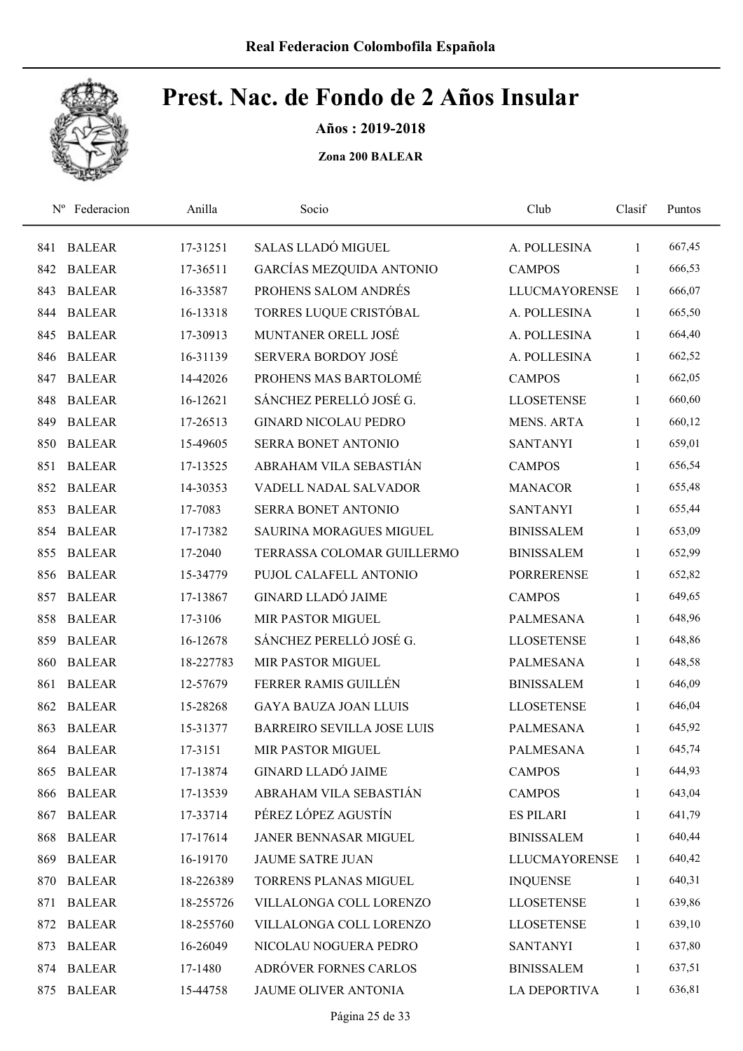# Prest. Nac. de Fondo de 2 Años Insular

**Años : 2019-2018**

**Zona 200 BALEAR**

| Nº | Federacion | Anilla | Socio | Club | Clasif | Puntos |
|---|---|---|---|---|---|---|
| 841 | BALEAR | 17-31251 | SALAS LLADÓ MIGUEL | A. POLLESINA | 1 | 667,45 |
| 842 | BALEAR | 17-36511 | GARCÍAS MEZQUIDA ANTONIO | CAMPOS | 1 | 666,53 |
| 843 | BALEAR | 16-33587 | PROHENS SALOM ANDRÉS | LLUCMAYORENSE | 1 | 666,07 |
| 844 | BALEAR | 16-13318 | TORRES LUQUE CRISTÓBAL | A. POLLESINA | 1 | 665,50 |
| 845 | BALEAR | 17-30913 | MUNTANER ORELL JOSÉ | A. POLLESINA | 1 | 664,40 |
| 846 | BALEAR | 16-31139 | SERVERA BORDOY JOSÉ | A. POLLESINA | 1 | 662,52 |
| 847 | BALEAR | 14-42026 | PROHENS MAS BARTOLOMÉ | CAMPOS | 1 | 662,05 |
| 848 | BALEAR | 16-12621 | SÁNCHEZ PERELLÓ JOSÉ G. | LLOSETENSE | 1 | 660,60 |
| 849 | BALEAR | 17-26513 | GINARD NICOLAU PEDRO | MENS. ARTA | 1 | 660,12 |
| 850 | BALEAR | 15-49605 | SERRA BONET ANTONIO | SANTANYI | 1 | 659,01 |
| 851 | BALEAR | 17-13525 | ABRAHAM VILA SEBASTIÁN | CAMPOS | 1 | 656,54 |
| 852 | BALEAR | 14-30353 | VADELL NADAL SALVADOR | MANACOR | 1 | 655,48 |
| 853 | BALEAR | 17-7083 | SERRA BONET ANTONIO | SANTANYI | 1 | 655,44 |
| 854 | BALEAR | 17-17382 | SAURINA MORAGUES MIGUEL | BINISSALEM | 1 | 653,09 |
| 855 | BALEAR | 17-2040 | TERRASSA COLOMAR GUILLERMO | BINISSALEM | 1 | 652,99 |
| 856 | BALEAR | 15-34779 | PUJOL CALAFELL ANTONIO | PORRERENSE | 1 | 652,82 |
| 857 | BALEAR | 17-13867 | GINARD LLADÓ JAIME | CAMPOS | 1 | 649,65 |
| 858 | BALEAR | 17-3106 | MIR PASTOR MIGUEL | PALMESANA | 1 | 648,96 |
| 859 | BALEAR | 16-12678 | SÁNCHEZ PERELLÓ JOSÉ G. | LLOSETENSE | 1 | 648,86 |
| 860 | BALEAR | 18-227783 | MIR PASTOR MIGUEL | PALMESANA | 1 | 648,58 |
| 861 | BALEAR | 12-57679 | FERRER RAMIS GUILLÉN | BINISSALEM | 1 | 646,09 |
| 862 | BALEAR | 15-28268 | GAYA BAUZA JOAN LLUIS | LLOSETENSE | 1 | 646,04 |
| 863 | BALEAR | 15-31377 | BARREIRO SEVILLA JOSE LUIS | PALMESANA | 1 | 645,92 |
| 864 | BALEAR | 17-3151 | MIR PASTOR MIGUEL | PALMESANA | 1 | 645,74 |
| 865 | BALEAR | 17-13874 | GINARD LLADÓ JAIME | CAMPOS | 1 | 644,93 |
| 866 | BALEAR | 17-13539 | ABRAHAM VILA SEBASTIÁN | CAMPOS | 1 | 643,04 |
| 867 | BALEAR | 17-33714 | PÉREZ LÓPEZ AGUSTÍN | ES PILARI | 1 | 641,79 |
| 868 | BALEAR | 17-17614 | JANER BENNASAR MIGUEL | BINISSALEM | 1 | 640,44 |
| 869 | BALEAR | 16-19170 | JAUME SATRE JUAN | LLUCMAYORENSE | 1 | 640,42 |
| 870 | BALEAR | 18-226389 | TORRENS PLANAS MIGUEL | INQUENSE | 1 | 640,31 |
| 871 | BALEAR | 18-255726 | VILLALONGA COLL LORENZO | LLOSETENSE | 1 | 639,86 |
| 872 | BALEAR | 18-255760 | VILLALONGA COLL LORENZO | LLOSETENSE | 1 | 639,10 |
| 873 | BALEAR | 16-26049 | NICOLAU NOGUERA PEDRO | SANTANYI | 1 | 637,80 |
| 874 | BALEAR | 17-1480 | ADRÓVER FORNES CARLOS | BINISSALEM | 1 | 637,51 |
| 875 | BALEAR | 15-44758 | JAUME OLIVER ANTONIA | LA DEPORTIVA | 1 | 636,81 |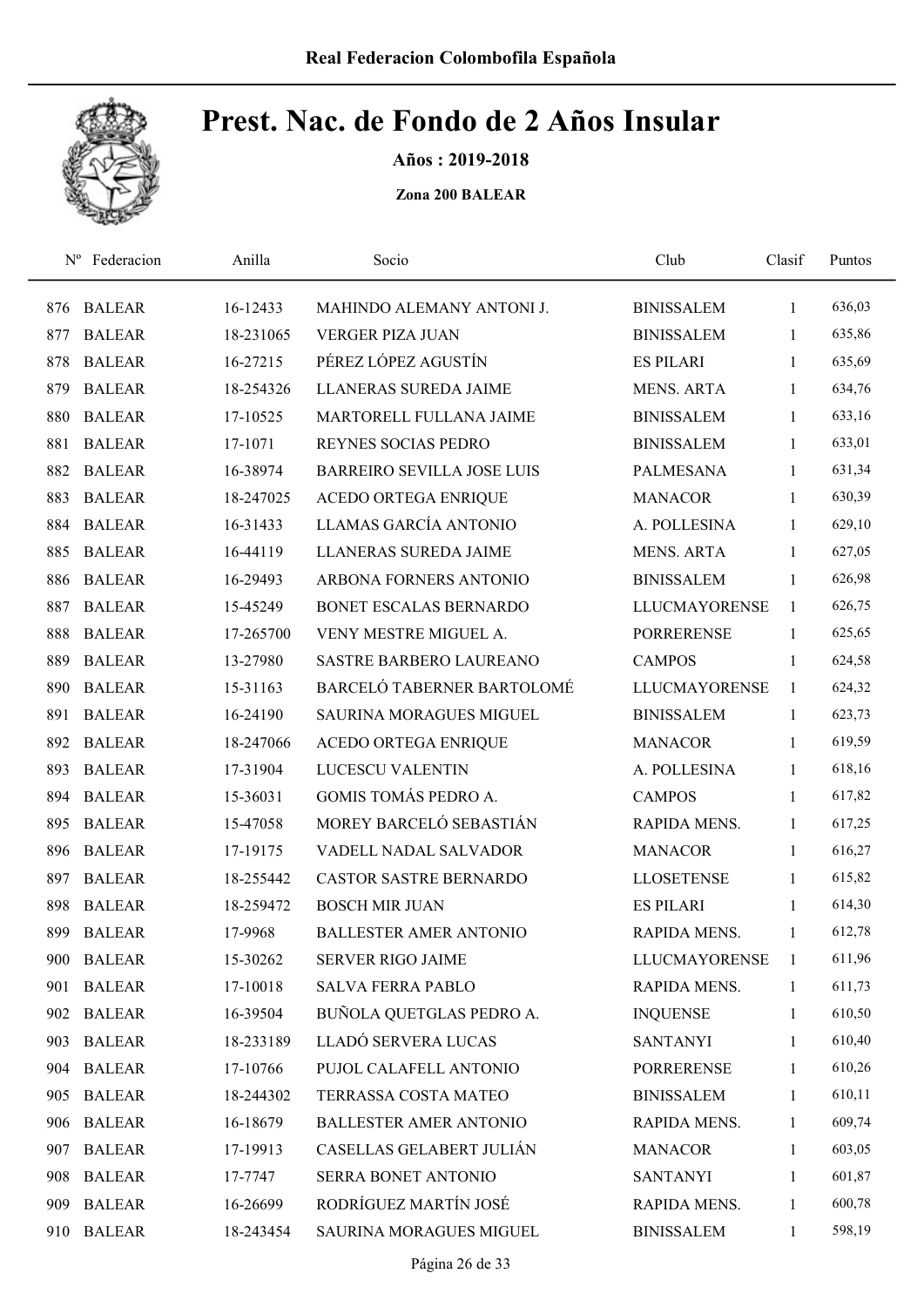Real Federacion Colombofila Española

# Prest. Nac. de Fondo de 2 Años Insular

**Años : 2019-2018**

**Zona 200 BALEAR**

| Nº | Federacion | Anilla | Socio | Club | Clasif | Puntos |
|---|---|---|---|---|---|---|
| 876 | BALEAR | 16-12433 | MAHINDO ALEMANY ANTONI J. | BINISSALEM | 1 | 636,03 |
| 877 | BALEAR | 18-231065 | VERGER PIZA JUAN | BINISSALEM | 1 | 635,86 |
| 878 | BALEAR | 16-27215 | PÉREZ LÓPEZ AGUSTÍN | ES PILARI | 1 | 635,69 |
| 879 | BALEAR | 18-254326 | LLANERAS SUREDA JAIME | MENS. ARTA | 1 | 634,76 |
| 880 | BALEAR | 17-10525 | MARTORELL FULLANA JAIME | BINISSALEM | 1 | 633,16 |
| 881 | BALEAR | 17-1071 | REYNES SOCIAS PEDRO | BINISSALEM | 1 | 633,01 |
| 882 | BALEAR | 16-38974 | BARREIRO SEVILLA JOSE LUIS | PALMESANA | 1 | 631,34 |
| 883 | BALEAR | 18-247025 | ACEDO ORTEGA ENRIQUE | MANACOR | 1 | 630,39 |
| 884 | BALEAR | 16-31433 | LLAMAS GARCÍA ANTONIO | A. POLLESINA | 1 | 629,10 |
| 885 | BALEAR | 16-44119 | LLANERAS SUREDA JAIME | MENS. ARTA | 1 | 627,05 |
| 886 | BALEAR | 16-29493 | ARBONA FORNERS ANTONIO | BINISSALEM | 1 | 626,98 |
| 887 | BALEAR | 15-45249 | BONET ESCALAS BERNARDO | LLUCMAYORENSE | 1 | 626,75 |
| 888 | BALEAR | 17-265700 | VENY MESTRE MIGUEL A. | PORRERENSE | 1 | 625,65 |
| 889 | BALEAR | 13-27980 | SASTRE BARBERO LAUREANO | CAMPOS | 1 | 624,58 |
| 890 | BALEAR | 15-31163 | BARCELÓ TABERNER BARTOLOMÉ | LLUCMAYORENSE | 1 | 624,32 |
| 891 | BALEAR | 16-24190 | SAURINA MORAGUES MIGUEL | BINISSALEM | 1 | 623,73 |
| 892 | BALEAR | 18-247066 | ACEDO ORTEGA ENRIQUE | MANACOR | 1 | 619,59 |
| 893 | BALEAR | 17-31904 | LUCESCU VALENTIN | A. POLLESINA | 1 | 618,16 |
| 894 | BALEAR | 15-36031 | GOMIS TOMÁS PEDRO A. | CAMPOS | 1 | 617,82 |
| 895 | BALEAR | 15-47058 | MOREY BARCELÓ SEBASTIÁN | RAPIDA MENS. | 1 | 617,25 |
| 896 | BALEAR | 17-19175 | VADELL NADAL SALVADOR | MANACOR | 1 | 616,27 |
| 897 | BALEAR | 18-255442 | CASTOR SASTRE BERNARDO | LLOSETENSE | 1 | 615,82 |
| 898 | BALEAR | 18-259472 | BOSCH MIR JUAN | ES PILARI | 1 | 614,30 |
| 899 | BALEAR | 17-9968 | BALLESTER AMER ANTONIO | RAPIDA MENS. | 1 | 612,78 |
| 900 | BALEAR | 15-30262 | SERVER RIGO JAIME | LLUCMAYORENSE | 1 | 611,96 |
| 901 | BALEAR | 17-10018 | SALVA FERRA PABLO | RAPIDA MENS. | 1 | 611,73 |
| 902 | BALEAR | 16-39504 | BUÑOLA QUETGLAS PEDRO A. | INQUENSE | 1 | 610,50 |
| 903 | BALEAR | 18-233189 | LLADÓ SERVERA LUCAS | SANTANYI | 1 | 610,40 |
| 904 | BALEAR | 17-10766 | PUJOL CALAFELL ANTONIO | PORRERENSE | 1 | 610,26 |
| 905 | BALEAR | 18-244302 | TERRASSA COSTA MATEO | BINISSALEM | 1 | 610,11 |
| 906 | BALEAR | 16-18679 | BALLESTER AMER ANTONIO | RAPIDA MENS. | 1 | 609,74 |
| 907 | BALEAR | 17-19913 | CASELLAS GELABERT JULIÁN | MANACOR | 1 | 603,05 |
| 908 | BALEAR | 17-7747 | SERRA BONET ANTONIO | SANTANYI | 1 | 601,87 |
| 909 | BALEAR | 16-26699 | RODRÍGUEZ MARTÍN JOSÉ | RAPIDA MENS. | 1 | 600,78 |
| 910 | BALEAR | 18-243454 | SAURINA MORAGUES MIGUEL | BINISSALEM | 1 | 598,19 |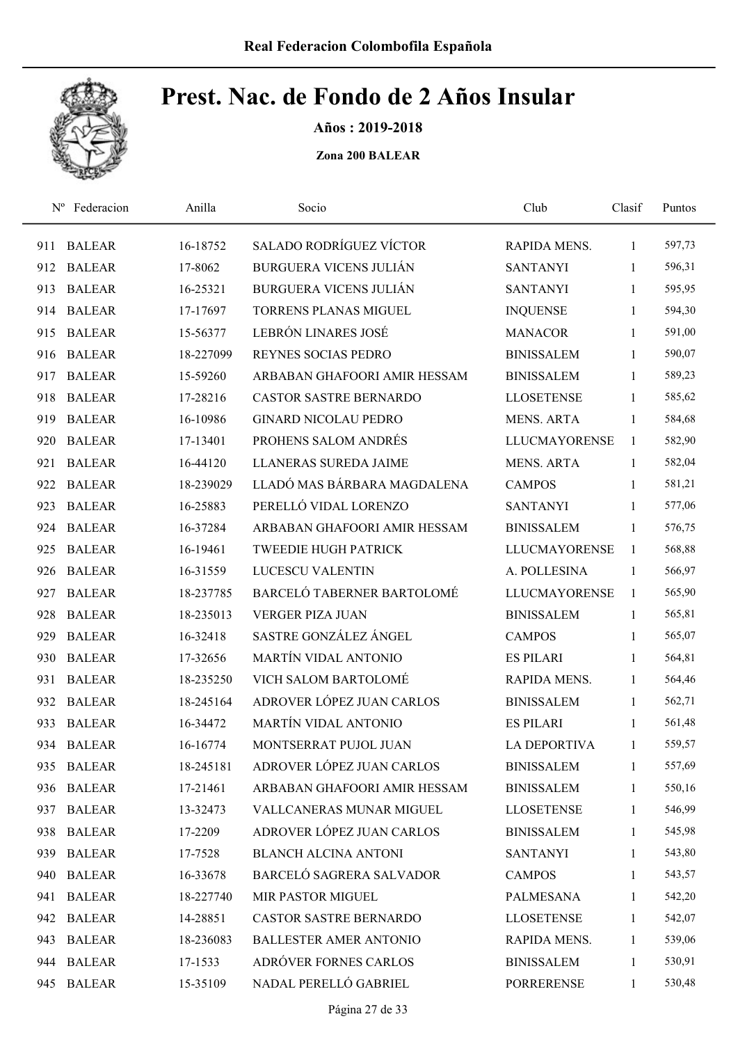# Prest. Nac. de Fondo de 2 Años Insular

**Años : 2019-2018**

**Zona 200 BALEAR**

| Nº | Federacion | Anilla | Socio | Club | Clasif | Puntos |
|---|---|---|---|---|---|---|
| 911 | BALEAR | 16-18752 | SALADO RODRÍGUEZ VÍCTOR | RAPIDA MENS. | 1 | 597,73 |
| 912 | BALEAR | 17-8062 | BURGUERA VICENS JULIÁN | SANTANYI | 1 | 596,31 |
| 913 | BALEAR | 16-25321 | BURGUERA VICENS JULIÁN | SANTANYI | 1 | 595,95 |
| 914 | BALEAR | 17-17697 | TORRENS PLANAS MIGUEL | INQUENSE | 1 | 594,30 |
| 915 | BALEAR | 15-56377 | LEBRÓN LINARES JOSÉ | MANACOR | 1 | 591,00 |
| 916 | BALEAR | 18-227099 | REYNES SOCIAS PEDRO | BINISSALEM | 1 | 590,07 |
| 917 | BALEAR | 15-59260 | ARBABAN GHAFOORI AMIR HESSAM | BINISSALEM | 1 | 589,23 |
| 918 | BALEAR | 17-28216 | CASTOR SASTRE BERNARDO | LLOSETENSE | 1 | 585,62 |
| 919 | BALEAR | 16-10986 | GINARD NICOLAU PEDRO | MENS. ARTA | 1 | 584,68 |
| 920 | BALEAR | 17-13401 | PROHENS SALOM ANDRÉS | LLUCMAYORENSE | 1 | 582,90 |
| 921 | BALEAR | 16-44120 | LLANERAS SUREDA JAIME | MENS. ARTA | 1 | 582,04 |
| 922 | BALEAR | 18-239029 | LLADÓ MAS BÁRBARA MAGDALENA | CAMPOS | 1 | 581,21 |
| 923 | BALEAR | 16-25883 | PERELLÓ VIDAL LORENZO | SANTANYI | 1 | 577,06 |
| 924 | BALEAR | 16-37284 | ARBABAN GHAFOORI AMIR HESSAM | BINISSALEM | 1 | 576,75 |
| 925 | BALEAR | 16-19461 | TWEEDIE HUGH PATRICK | LLUCMAYORENSE | 1 | 568,88 |
| 926 | BALEAR | 16-31559 | LUCESCU VALENTIN | A. POLLESINA | 1 | 566,97 |
| 927 | BALEAR | 18-237785 | BARCELÓ TABERNER BARTOLOMÉ | LLUCMAYORENSE | 1 | 565,90 |
| 928 | BALEAR | 18-235013 | VERGER PIZA JUAN | BINISSALEM | 1 | 565,81 |
| 929 | BALEAR | 16-32418 | SASTRE GONZÁLEZ ÁNGEL | CAMPOS | 1 | 565,07 |
| 930 | BALEAR | 17-32656 | MARTÍN VIDAL ANTONIO | ES PILARI | 1 | 564,81 |
| 931 | BALEAR | 18-235250 | VICH SALOM BARTOLOMÉ | RAPIDA MENS. | 1 | 564,46 |
| 932 | BALEAR | 18-245164 | ADROVER LÓPEZ JUAN CARLOS | BINISSALEM | 1 | 562,71 |
| 933 | BALEAR | 16-34472 | MARTÍN VIDAL ANTONIO | ES PILARI | 1 | 561,48 |
| 934 | BALEAR | 16-16774 | MONTSERRAT PUJOL JUAN | LA DEPORTIVA | 1 | 559,57 |
| 935 | BALEAR | 18-245181 | ADROVER LÓPEZ JUAN CARLOS | BINISSALEM | 1 | 557,69 |
| 936 | BALEAR | 17-21461 | ARBABAN GHAFOORI AMIR HESSAM | BINISSALEM | 1 | 550,16 |
| 937 | BALEAR | 13-32473 | VALLCANERAS MUNAR MIGUEL | LLOSETENSE | 1 | 546,99 |
| 938 | BALEAR | 17-2209 | ADROVER LÓPEZ JUAN CARLOS | BINISSALEM | 1 | 545,98 |
| 939 | BALEAR | 17-7528 | BLANCH ALCINA ANTONI | SANTANYI | 1 | 543,80 |
| 940 | BALEAR | 16-33678 | BARCELÓ SAGRERA SALVADOR | CAMPOS | 1 | 543,57 |
| 941 | BALEAR | 18-227740 | MIR PASTOR MIGUEL | PALMESANA | 1 | 542,20 |
| 942 | BALEAR | 14-28851 | CASTOR SASTRE BERNARDO | LLOSETENSE | 1 | 542,07 |
| 943 | BALEAR | 18-236083 | BALLESTER AMER ANTONIO | RAPIDA MENS. | 1 | 539,06 |
| 944 | BALEAR | 17-1533 | ADRÓVER FORNES CARLOS | BINISSALEM | 1 | 530,91 |
| 945 | BALEAR | 15-35109 | NADAL PERELLÓ GABRIEL | PORRERENSE | 1 | 530,48 |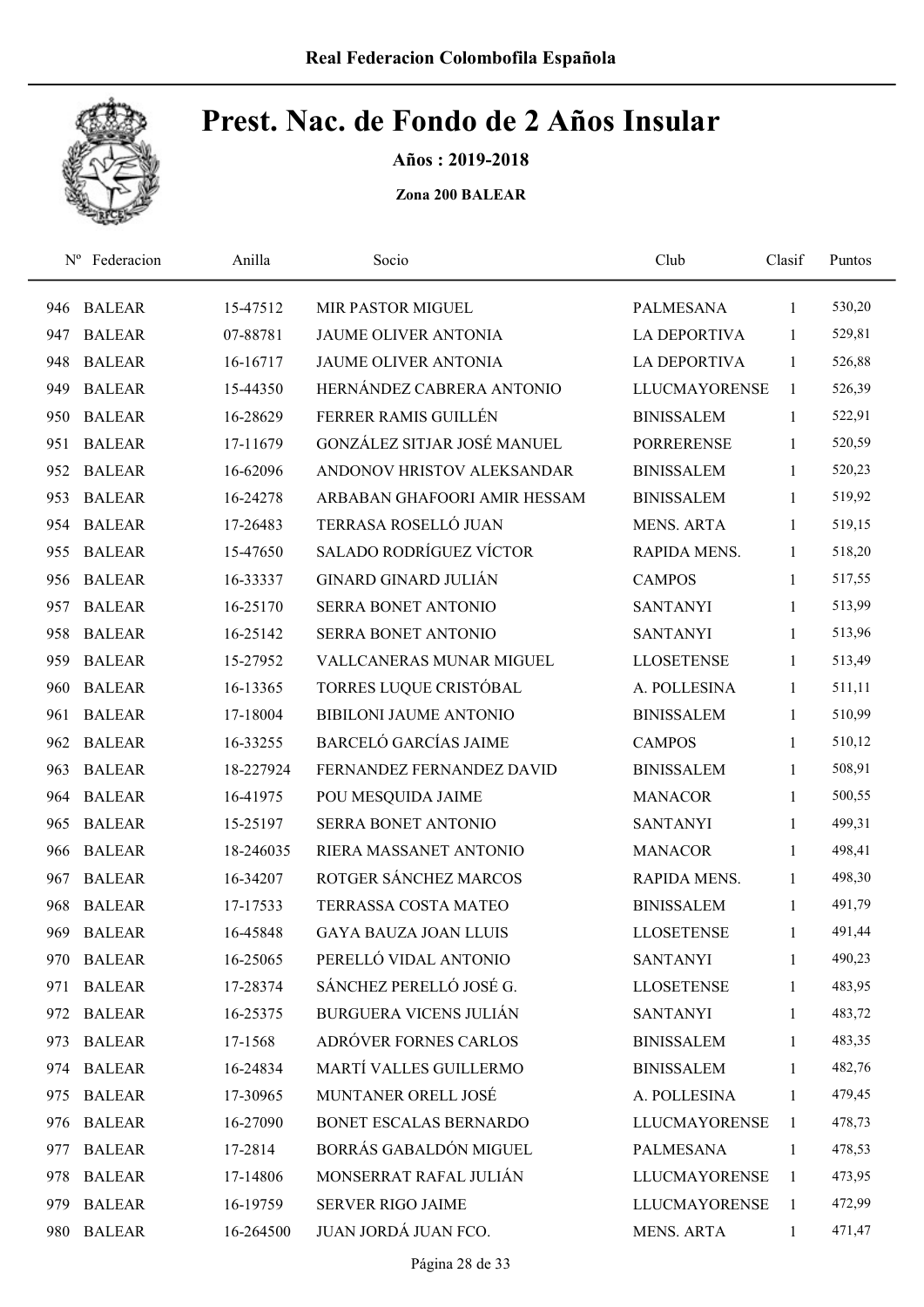# Prest. Nac. de Fondo de 2 Años Insular

**Años : 2019-2018**

**Zona 200 BALEAR**

| Nº | Federacion | Anilla | Socio | Club | Clasif | Puntos |
|---|---|---|---|---|---|---|
| 946 | BALEAR | 15-47512 | MIR PASTOR MIGUEL | PALMESANA | 1 | 530,20 |
| 947 | BALEAR | 07-88781 | JAUME OLIVER ANTONIA | LA DEPORTIVA | 1 | 529,81 |
| 948 | BALEAR | 16-16717 | JAUME OLIVER ANTONIA | LA DEPORTIVA | 1 | 526,88 |
| 949 | BALEAR | 15-44350 | HERNÁNDEZ CABRERA ANTONIO | LLUCMAYORENSE | 1 | 526,39 |
| 950 | BALEAR | 16-28629 | FERRER RAMIS GUILLÉN | BINISSALEM | 1 | 522,91 |
| 951 | BALEAR | 17-11679 | GONZÁLEZ SITJAR JOSÉ MANUEL | PORRERENSE | 1 | 520,59 |
| 952 | BALEAR | 16-62096 | ANDONOV HRISTOV ALEKSANDAR | BINISSALEM | 1 | 520,23 |
| 953 | BALEAR | 16-24278 | ARBABAN GHAFOORI AMIR HESSAM | BINISSALEM | 1 | 519,92 |
| 954 | BALEAR | 17-26483 | TERRASA ROSELLÓ JUAN | MENS. ARTA | 1 | 519,15 |
| 955 | BALEAR | 15-47650 | SALADO RODRÍGUEZ VÍCTOR | RAPIDA MENS. | 1 | 518,20 |
| 956 | BALEAR | 16-33337 | GINARD GINARD JULIÁN | CAMPOS | 1 | 517,55 |
| 957 | BALEAR | 16-25170 | SERRA BONET ANTONIO | SANTANYI | 1 | 513,99 |
| 958 | BALEAR | 16-25142 | SERRA BONET ANTONIO | SANTANYI | 1 | 513,96 |
| 959 | BALEAR | 15-27952 | VALLCANERAS MUNAR MIGUEL | LLOSETENSE | 1 | 513,49 |
| 960 | BALEAR | 16-13365 | TORRES LUQUE CRISTÓBAL | A. POLLESINA | 1 | 511,11 |
| 961 | BALEAR | 17-18004 | BIBILONI JAUME ANTONIO | BINISSALEM | 1 | 510,99 |
| 962 | BALEAR | 16-33255 | BARCELÓ GARCÍAS JAIME | CAMPOS | 1 | 510,12 |
| 963 | BALEAR | 18-227924 | FERNANDEZ FERNANDEZ DAVID | BINISSALEM | 1 | 508,91 |
| 964 | BALEAR | 16-41975 | POU MESQUIDA JAIME | MANACOR | 1 | 500,55 |
| 965 | BALEAR | 15-25197 | SERRA BONET ANTONIO | SANTANYI | 1 | 499,31 |
| 966 | BALEAR | 18-246035 | RIERA MASSANET ANTONIO | MANACOR | 1 | 498,41 |
| 967 | BALEAR | 16-34207 | ROTGER SÁNCHEZ MARCOS | RAPIDA MENS. | 1 | 498,30 |
| 968 | BALEAR | 17-17533 | TERRASSA COSTA MATEO | BINISSALEM | 1 | 491,79 |
| 969 | BALEAR | 16-45848 | GAYA BAUZA JOAN LLUIS | LLOSETENSE | 1 | 491,44 |
| 970 | BALEAR | 16-25065 | PERELLÓ VIDAL ANTONIO | SANTANYI | 1 | 490,23 |
| 971 | BALEAR | 17-28374 | SÁNCHEZ PERELLÓ JOSÉ G. | LLOSETENSE | 1 | 483,95 |
| 972 | BALEAR | 16-25375 | BURGUERA VICENS JULIÁN | SANTANYI | 1 | 483,72 |
| 973 | BALEAR | 17-1568 | ADRÓVER FORNES CARLOS | BINISSALEM | 1 | 483,35 |
| 974 | BALEAR | 16-24834 | MARTÍ VALLES GUILLERMO | BINISSALEM | 1 | 482,76 |
| 975 | BALEAR | 17-30965 | MUNTANER ORELL JOSÉ | A. POLLESINA | 1 | 479,45 |
| 976 | BALEAR | 16-27090 | BONET ESCALAS BERNARDO | LLUCMAYORENSE | 1 | 478,73 |
| 977 | BALEAR | 17-2814 | BORRÁS GABALDÓN MIGUEL | PALMESANA | 1 | 478,53 |
| 978 | BALEAR | 17-14806 | MONSERRAT RAFAL JULIÁN | LLUCMAYORENSE | 1 | 473,95 |
| 979 | BALEAR | 16-19759 | SERVER RIGO JAIME | LLUCMAYORENSE | 1 | 472,99 |
| 980 | BALEAR | 16-264500 | JUAN JORDÁ JUAN FCO. | MENS. ARTA | 1 | 471,47 |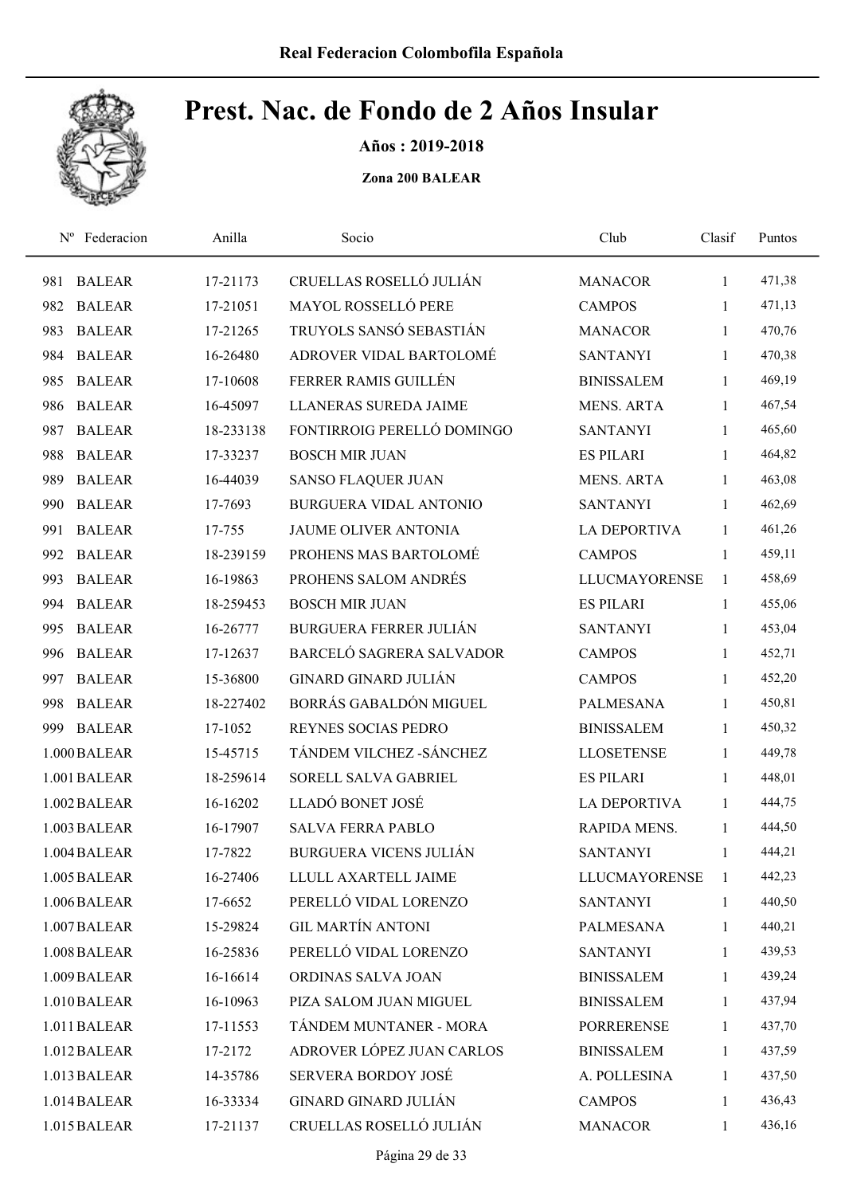# Prest. Nac. de Fondo de 2 Años Insular

**Años : 2019-2018**

**Zona 200 BALEAR**

| Nº | Federacion | Anilla | Socio | Club | Clasif | Puntos |
|---|---|---|---|---|---|---|
| 981 | BALEAR | 17-21173 | CRUELLAS ROSELLÓ JULIÁN | MANACOR | 1 | 471,38 |
| 982 | BALEAR | 17-21051 | MAYOL ROSSELLÓ PERE | CAMPOS | 1 | 471,13 |
| 983 | BALEAR | 17-21265 | TRUYOLS SANSÓ SEBASTIÁN | MANACOR | 1 | 470,76 |
| 984 | BALEAR | 16-26480 | ADROVER VIDAL BARTOLOMÉ | SANTANYI | 1 | 470,38 |
| 985 | BALEAR | 17-10608 | FERRER RAMIS GUILLÉN | BINISSALEM | 1 | 469,19 |
| 986 | BALEAR | 16-45097 | LLANERAS SUREDA JAIME | MENS. ARTA | 1 | 467,54 |
| 987 | BALEAR | 18-233138 | FONTIRROIG PERELLÓ DOMINGO | SANTANYI | 1 | 465,60 |
| 988 | BALEAR | 17-33237 | BOSCH MIR JUAN | ES PILARI | 1 | 464,82 |
| 989 | BALEAR | 16-44039 | SANSO FLAQUER JUAN | MENS. ARTA | 1 | 463,08 |
| 990 | BALEAR | 17-7693 | BURGUERA VIDAL ANTONIO | SANTANYI | 1 | 462,69 |
| 991 | BALEAR | 17-755 | JAUME OLIVER ANTONIA | LA DEPORTIVA | 1 | 461,26 |
| 992 | BALEAR | 18-239159 | PROHENS MAS BARTOLOMÉ | CAMPOS | 1 | 459,11 |
| 993 | BALEAR | 16-19863 | PROHENS SALOM ANDRÉS | LLUCMAYORENSE | 1 | 458,69 |
| 994 | BALEAR | 18-259453 | BOSCH MIR JUAN | ES PILARI | 1 | 455,06 |
| 995 | BALEAR | 16-26777 | BURGUERA FERRER JULIÁN | SANTANYI | 1 | 453,04 |
| 996 | BALEAR | 17-12637 | BARCELÓ SAGRERA SALVADOR | CAMPOS | 1 | 452,71 |
| 997 | BALEAR | 15-36800 | GINARD GINARD JULIÁN | CAMPOS | 1 | 452,20 |
| 998 | BALEAR | 18-227402 | BORRÁS GABALDÓN MIGUEL | PALMESANA | 1 | 450,81 |
| 999 | BALEAR | 17-1052 | REYNES SOCIAS PEDRO | BINISSALEM | 1 | 450,32 |
| 1.000 | BALEAR | 15-45715 | TÁNDEM VILCHEZ -SÁNCHEZ | LLOSETENSE | 1 | 449,78 |
| 1.001 | BALEAR | 18-259614 | SORELL SALVA GABRIEL | ES PILARI | 1 | 448,01 |
| 1.002 | BALEAR | 16-16202 | LLADÓ BONET JOSÉ | LA DEPORTIVA | 1 | 444,75 |
| 1.003 | BALEAR | 16-17907 | SALVA FERRA PABLO | RAPIDA MENS. | 1 | 444,50 |
| 1.004 | BALEAR | 17-7822 | BURGUERA VICENS JULIÁN | SANTANYI | 1 | 444,21 |
| 1.005 | BALEAR | 16-27406 | LLULL AXARTELL JAIME | LLUCMAYORENSE | 1 | 442,23 |
| 1.006 | BALEAR | 17-6652 | PERELLÓ VIDAL LORENZO | SANTANYI | 1 | 440,50 |
| 1.007 | BALEAR | 15-29824 | GIL MARTÍN ANTONI | PALMESANA | 1 | 440,21 |
| 1.008 | BALEAR | 16-25836 | PERELLÓ VIDAL LORENZO | SANTANYI | 1 | 439,53 |
| 1.009 | BALEAR | 16-16614 | ORDINAS SALVA JOAN | BINISSALEM | 1 | 439,24 |
| 1.010 | BALEAR | 16-10963 | PIZA SALOM JUAN MIGUEL | BINISSALEM | 1 | 437,94 |
| 1.011 | BALEAR | 17-11553 | TÁNDEM MUNTANER - MORA | PORRERENSE | 1 | 437,70 |
| 1.012 | BALEAR | 17-2172 | ADROVER LÓPEZ JUAN CARLOS | BINISSALEM | 1 | 437,59 |
| 1.013 | BALEAR | 14-35786 | SERVERA BORDOY JOSÉ | A. POLLESINA | 1 | 437,50 |
| 1.014 | BALEAR | 16-33334 | GINARD GINARD JULIÁN | CAMPOS | 1 | 436,43 |
| 1.015 | BALEAR | 17-21137 | CRUELLAS ROSELLÓ JULIÁN | MANACOR | 1 | 436,16 |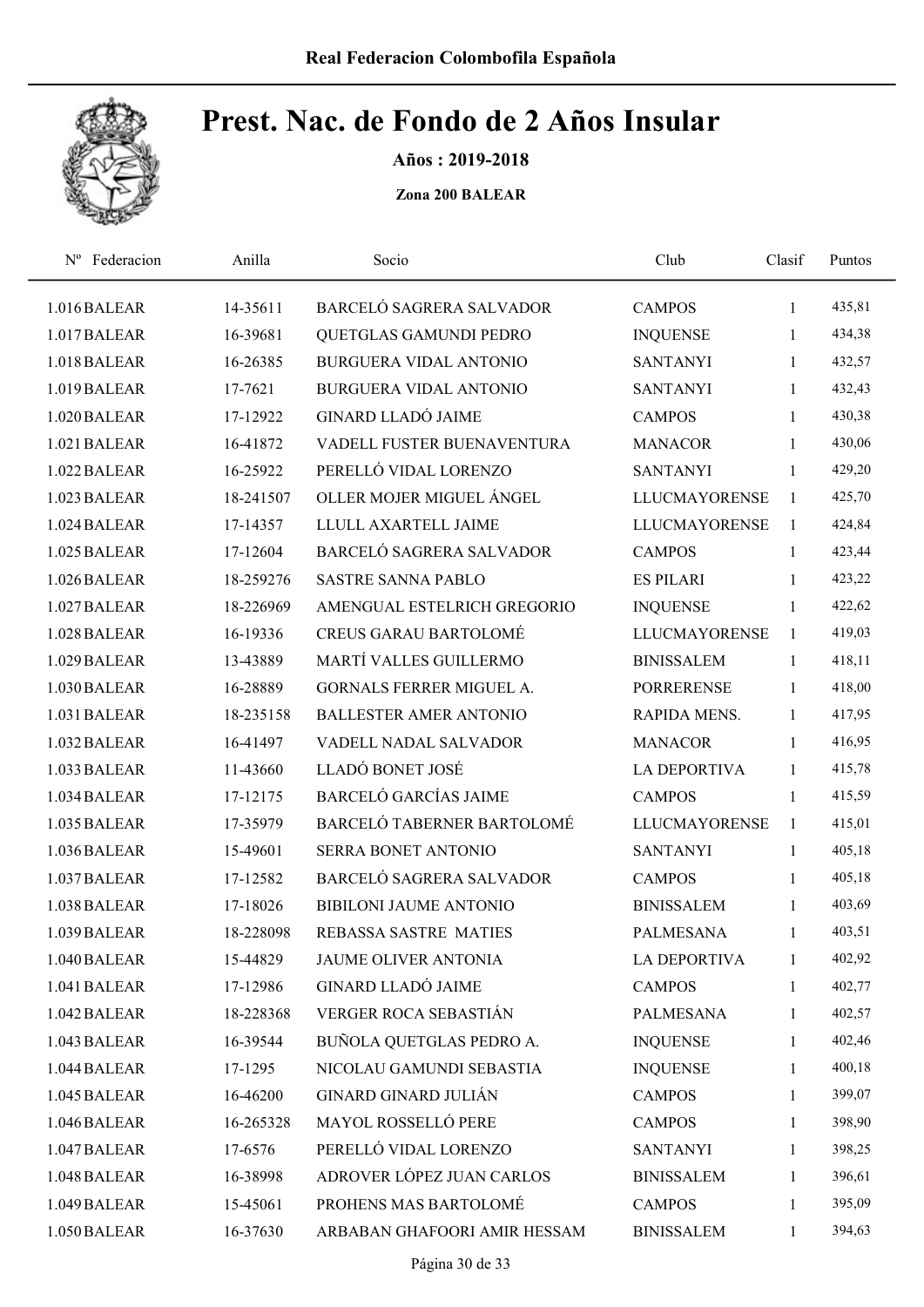# Prest. Nac. de Fondo de 2 Años Insular

**Años : 2019-2018**

**Zona 200 BALEAR**

| Nº Federacion | Anilla | Socio | Club | Clasif | Puntos |
|---|---|---|---|---|---|
| 1.016 BALEAR | 14-35611 | BARCELÓ SAGRERA SALVADOR | CAMPOS | 1 | 435,81 |
| 1.017 BALEAR | 16-39681 | QUETGLAS GAMUNDI PEDRO | INQUENSE | 1 | 434,38 |
| 1.018 BALEAR | 16-26385 | BURGUERA VIDAL ANTONIO | SANTANYI | 1 | 432,57 |
| 1.019 BALEAR | 17-7621 | BURGUERA VIDAL ANTONIO | SANTANYI | 1 | 432,43 |
| 1.020 BALEAR | 17-12922 | GINARD LLADÓ JAIME | CAMPOS | 1 | 430,38 |
| 1.021 BALEAR | 16-41872 | VADELL FUSTER BUENAVENTURA | MANACOR | 1 | 430,06 |
| 1.022 BALEAR | 16-25922 | PERELLÓ VIDAL LORENZO | SANTANYI | 1 | 429,20 |
| 1.023 BALEAR | 18-241507 | OLLER MOJER MIGUEL ÁNGEL | LLUCMAYORENSE | 1 | 425,70 |
| 1.024 BALEAR | 17-14357 | LLULL AXARTELL JAIME | LLUCMAYORENSE | 1 | 424,84 |
| 1.025 BALEAR | 17-12604 | BARCELÓ SAGRERA SALVADOR | CAMPOS | 1 | 423,44 |
| 1.026 BALEAR | 18-259276 | SASTRE SANNA PABLO | ES PILARI | 1 | 423,22 |
| 1.027 BALEAR | 18-226969 | AMENGUAL ESTELRICH GREGORIO | INQUENSE | 1 | 422,62 |
| 1.028 BALEAR | 16-19336 | CREUS GARAU BARTOLOMÉ | LLUCMAYORENSE | 1 | 419,03 |
| 1.029 BALEAR | 13-43889 | MARTÍ VALLES GUILLERMO | BINISSALEM | 1 | 418,11 |
| 1.030 BALEAR | 16-28889 | GORNALS FERRER MIGUEL A. | PORRERENSE | 1 | 418,00 |
| 1.031 BALEAR | 18-235158 | BALLESTER AMER ANTONIO | RAPIDA MENS. | 1 | 417,95 |
| 1.032 BALEAR | 16-41497 | VADELL NADAL SALVADOR | MANACOR | 1 | 416,95 |
| 1.033 BALEAR | 11-43660 | LLADÓ BONET JOSÉ | LA DEPORTIVA | 1 | 415,78 |
| 1.034 BALEAR | 17-12175 | BARCELÓ GARCÍAS JAIME | CAMPOS | 1 | 415,59 |
| 1.035 BALEAR | 17-35979 | BARCELÓ TABERNER BARTOLOMÉ | LLUCMAYORENSE | 1 | 415,01 |
| 1.036 BALEAR | 15-49601 | SERRA BONET ANTONIO | SANTANYI | 1 | 405,18 |
| 1.037 BALEAR | 17-12582 | BARCELÓ SAGRERA SALVADOR | CAMPOS | 1 | 405,18 |
| 1.038 BALEAR | 17-18026 | BIBILONI JAUME ANTONIO | BINISSALEM | 1 | 403,69 |
| 1.039 BALEAR | 18-228098 | REBASSA SASTRE MATIES | PALMESANA | 1 | 403,51 |
| 1.040 BALEAR | 15-44829 | JAUME OLIVER ANTONIA | LA DEPORTIVA | 1 | 402,92 |
| 1.041 BALEAR | 17-12986 | GINARD LLADÓ JAIME | CAMPOS | 1 | 402,77 |
| 1.042 BALEAR | 18-228368 | VERGER ROCA SEBASTIÁN | PALMESANA | 1 | 402,57 |
| 1.043 BALEAR | 16-39544 | BUÑOLA QUETGLAS PEDRO A. | INQUENSE | 1 | 402,46 |
| 1.044 BALEAR | 17-1295 | NICOLAU GAMUNDI SEBASTIA | INQUENSE | 1 | 400,18 |
| 1.045 BALEAR | 16-46200 | GINARD GINARD JULIÁN | CAMPOS | 1 | 399,07 |
| 1.046 BALEAR | 16-265328 | MAYOL ROSSELLÓ PERE | CAMPOS | 1 | 398,90 |
| 1.047 BALEAR | 17-6576 | PERELLÓ VIDAL LORENZO | SANTANYI | 1 | 398,25 |
| 1.048 BALEAR | 16-38998 | ADROVER LÓPEZ JUAN CARLOS | BINISSALEM | 1 | 396,61 |
| 1.049 BALEAR | 15-45061 | PROHENS MAS BARTOLOMÉ | CAMPOS | 1 | 395,09 |
| 1.050 BALEAR | 16-37630 | ARBABAN GHAFOORI AMIR HESSAM | BINISSALEM | 1 | 394,63 |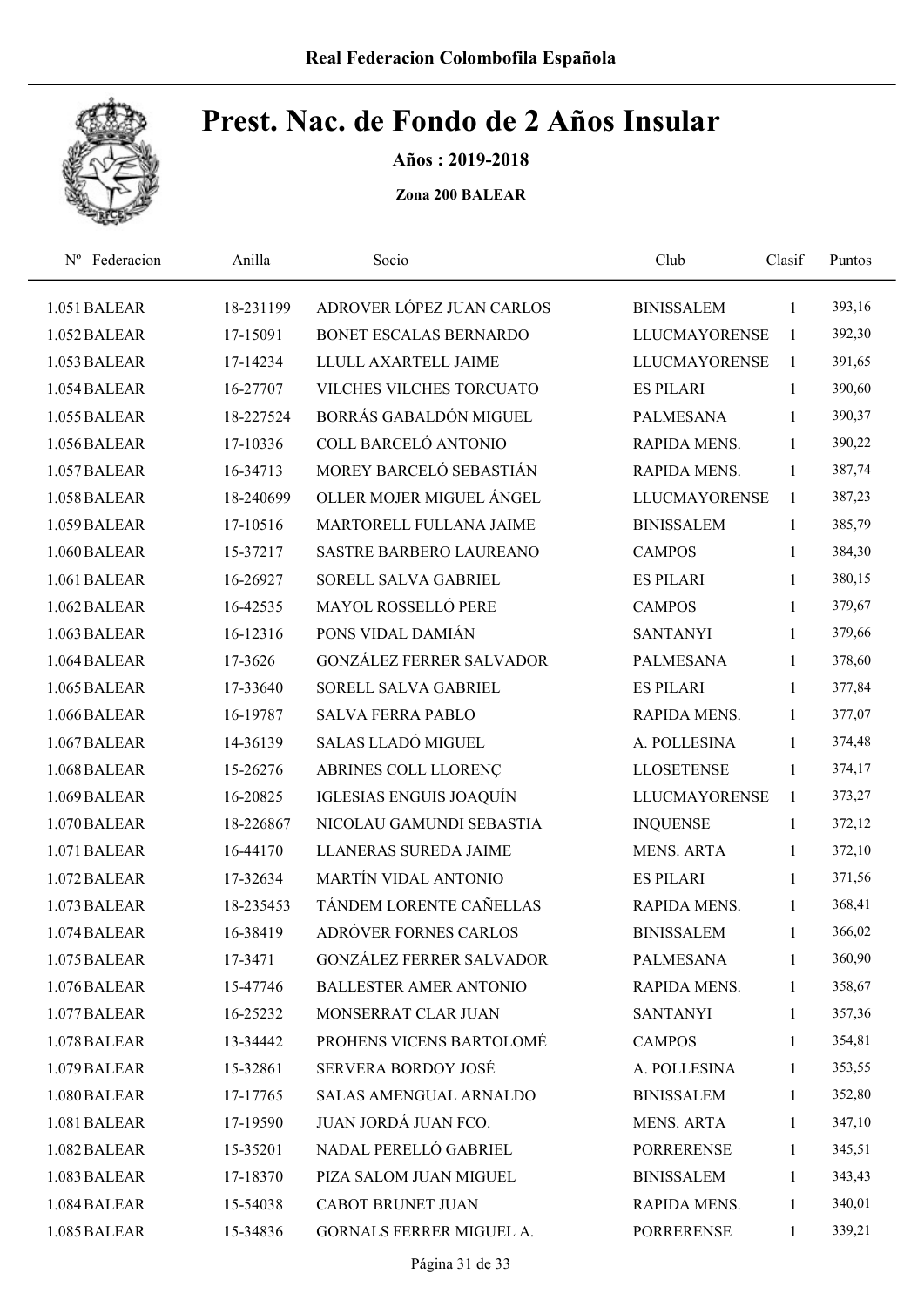# Prest. Nac. de Fondo de 2 Años Insular

**Años : 2019-2018**

**Zona 200 BALEAR**

| Nº | Federacion | Anilla | Socio | Club | Clasif | Puntos |
|---|---|---|---|---|---|---|
| 1.051 | BALEAR | 18-231199 | ADROVER LÓPEZ JUAN CARLOS | BINISSALEM | 1 | 393,16 |
| 1.052 | BALEAR | 17-15091 | BONET ESCALAS BERNARDO | LLUCMAYORENSE | 1 | 392,30 |
| 1.053 | BALEAR | 17-14234 | LLULL AXARTELL JAIME | LLUCMAYORENSE | 1 | 391,65 |
| 1.054 | BALEAR | 16-27707 | VILCHES VILCHES TORCUATO | ES PILARI | 1 | 390,60 |
| 1.055 | BALEAR | 18-227524 | BORRÁS GABALDÓN MIGUEL | PALMESANA | 1 | 390,37 |
| 1.056 | BALEAR | 17-10336 | COLL BARCELÓ ANTONIO | RAPIDA MENS. | 1 | 390,22 |
| 1.057 | BALEAR | 16-34713 | MOREY BARCELÓ SEBASTIÁN | RAPIDA MENS. | 1 | 387,74 |
| 1.058 | BALEAR | 18-240699 | OLLER MOJER MIGUEL ÁNGEL | LLUCMAYORENSE | 1 | 387,23 |
| 1.059 | BALEAR | 17-10516 | MARTORELL FULLANA JAIME | BINISSALEM | 1 | 385,79 |
| 1.060 | BALEAR | 15-37217 | SASTRE BARBERO LAUREANO | CAMPOS | 1 | 384,30 |
| 1.061 | BALEAR | 16-26927 | SORELL SALVA GABRIEL | ES PILARI | 1 | 380,15 |
| 1.062 | BALEAR | 16-42535 | MAYOL ROSSELLÓ PERE | CAMPOS | 1 | 379,67 |
| 1.063 | BALEAR | 16-12316 | PONS VIDAL DAMIÁN | SANTANYI | 1 | 379,66 |
| 1.064 | BALEAR | 17-3626 | GONZÁLEZ FERRER SALVADOR | PALMESANA | 1 | 378,60 |
| 1.065 | BALEAR | 17-33640 | SORELL SALVA GABRIEL | ES PILARI | 1 | 377,84 |
| 1.066 | BALEAR | 16-19787 | SALVA FERRA PABLO | RAPIDA MENS. | 1 | 377,07 |
| 1.067 | BALEAR | 14-36139 | SALAS LLADÓ MIGUEL | A. POLLESINA | 1 | 374,48 |
| 1.068 | BALEAR | 15-26276 | ABRINES COLL LLORENÇ | LLOSETENSE | 1 | 374,17 |
| 1.069 | BALEAR | 16-20825 | IGLESIAS ENGUIS JOAQUÍN | LLUCMAYORENSE | 1 | 373,27 |
| 1.070 | BALEAR | 18-226867 | NICOLAU GAMUNDI SEBASTIA | INQUENSE | 1 | 372,12 |
| 1.071 | BALEAR | 16-44170 | LLANERAS SUREDA JAIME | MENS. ARTA | 1 | 372,10 |
| 1.072 | BALEAR | 17-32634 | MARTÍN VIDAL ANTONIO | ES PILARI | 1 | 371,56 |
| 1.073 | BALEAR | 18-235453 | TÁNDEM LORENTE CAÑELLAS | RAPIDA MENS. | 1 | 368,41 |
| 1.074 | BALEAR | 16-38419 | ADRÓVER FORNES CARLOS | BINISSALEM | 1 | 366,02 |
| 1.075 | BALEAR | 17-3471 | GONZÁLEZ FERRER SALVADOR | PALMESANA | 1 | 360,90 |
| 1.076 | BALEAR | 15-47746 | BALLESTER AMER ANTONIO | RAPIDA MENS. | 1 | 358,67 |
| 1.077 | BALEAR | 16-25232 | MONSERRAT CLAR JUAN | SANTANYI | 1 | 357,36 |
| 1.078 | BALEAR | 13-34442 | PROHENS VICENS BARTOLOMÉ | CAMPOS | 1 | 354,81 |
| 1.079 | BALEAR | 15-32861 | SERVERA BORDOY JOSÉ | A. POLLESINA | 1 | 353,55 |
| 1.080 | BALEAR | 17-17765 | SALAS AMENGUAL ARNALDO | BINISSALEM | 1 | 352,80 |
| 1.081 | BALEAR | 17-19590 | JUAN JORDÁ JUAN FCO. | MENS. ARTA | 1 | 347,10 |
| 1.082 | BALEAR | 15-35201 | NADAL PERELLÓ GABRIEL | PORRERENSE | 1 | 345,51 |
| 1.083 | BALEAR | 17-18370 | PIZA SALOM JUAN MIGUEL | BINISSALEM | 1 | 343,43 |
| 1.084 | BALEAR | 15-54038 | CABOT BRUNET JUAN | RAPIDA MENS. | 1 | 340,01 |
| 1.085 | BALEAR | 15-34836 | GORNALS FERRER MIGUEL A. | PORRERENSE | 1 | 339,21 |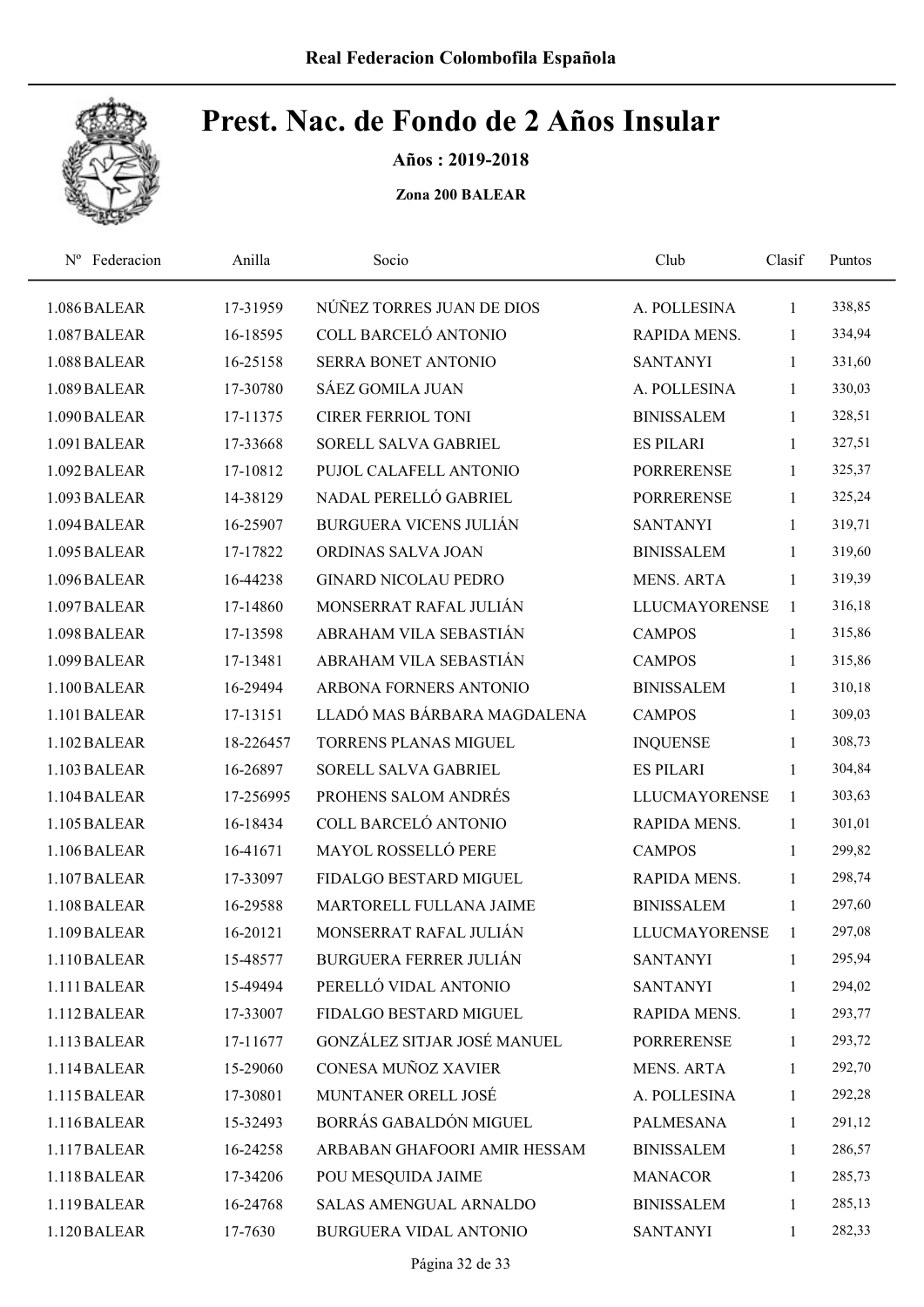**Real Federacion Colombofila Española**

# Prest. Nac. de Fondo de 2 Años Insular

**Años : 2019-2018**

**Zona 200 BALEAR**

| Nº Federacion | Anilla | Socio | Club | Clasif | Puntos |
|---|---|---|---|---|---|
| 1.086 BALEAR | 17-31959 | NÚÑEZ TORRES JUAN DE DIOS | A. POLLESINA | 1 | 338,85 |
| 1.087 BALEAR | 16-18595 | COLL BARCELÓ ANTONIO | RAPIDA MENS. | 1 | 334,94 |
| 1.088 BALEAR | 16-25158 | SERRA BONET ANTONIO | SANTANYI | 1 | 331,60 |
| 1.089 BALEAR | 17-30780 | SÁEZ GOMILA JUAN | A. POLLESINA | 1 | 330,03 |
| 1.090 BALEAR | 17-11375 | CIRER FERRIOL TONI | BINISSALEM | 1 | 328,51 |
| 1.091 BALEAR | 17-33668 | SORELL SALVA GABRIEL | ES PILARI | 1 | 327,51 |
| 1.092 BALEAR | 17-10812 | PUJOL CALAFELL ANTONIO | PORRERENSE | 1 | 325,37 |
| 1.093 BALEAR | 14-38129 | NADAL PERELLÓ GABRIEL | PORRERENSE | 1 | 325,24 |
| 1.094 BALEAR | 16-25907 | BURGUERA VICENS JULIÁN | SANTANYI | 1 | 319,71 |
| 1.095 BALEAR | 17-17822 | ORDINAS SALVA JOAN | BINISSALEM | 1 | 319,60 |
| 1.096 BALEAR | 16-44238 | GINARD NICOLAU PEDRO | MENS. ARTA | 1 | 319,39 |
| 1.097 BALEAR | 17-14860 | MONSERRAT RAFAL JULIÁN | LLUCMAYORENSE | 1 | 316,18 |
| 1.098 BALEAR | 17-13598 | ABRAHAM VILA SEBASTIÁN | CAMPOS | 1 | 315,86 |
| 1.099 BALEAR | 17-13481 | ABRAHAM VILA SEBASTIÁN | CAMPOS | 1 | 315,86 |
| 1.100 BALEAR | 16-29494 | ARBONA FORNERS ANTONIO | BINISSALEM | 1 | 310,18 |
| 1.101 BALEAR | 17-13151 | LLADÓ MAS BÁRBARA MAGDALENA | CAMPOS | 1 | 309,03 |
| 1.102 BALEAR | 18-226457 | TORRENS PLANAS MIGUEL | INQUENSE | 1 | 308,73 |
| 1.103 BALEAR | 16-26897 | SORELL SALVA GABRIEL | ES PILARI | 1 | 304,84 |
| 1.104 BALEAR | 17-256995 | PROHENS SALOM ANDRÉS | LLUCMAYORENSE | 1 | 303,63 |
| 1.105 BALEAR | 16-18434 | COLL BARCELÓ ANTONIO | RAPIDA MENS. | 1 | 301,01 |
| 1.106 BALEAR | 16-41671 | MAYOL ROSSELLÓ PERE | CAMPOS | 1 | 299,82 |
| 1.107 BALEAR | 17-33097 | FIDALGO BESTARD MIGUEL | RAPIDA MENS. | 1 | 298,74 |
| 1.108 BALEAR | 16-29588 | MARTORELL FULLANA JAIME | BINISSALEM | 1 | 297,60 |
| 1.109 BALEAR | 16-20121 | MONSERRAT RAFAL JULIÁN | LLUCMAYORENSE | 1 | 297,08 |
| 1.110 BALEAR | 15-48577 | BURGUERA FERRER JULIÁN | SANTANYI | 1 | 295,94 |
| 1.111 BALEAR | 15-49494 | PERELLÓ VIDAL ANTONIO | SANTANYI | 1 | 294,02 |
| 1.112 BALEAR | 17-33007 | FIDALGO BESTARD MIGUEL | RAPIDA MENS. | 1 | 293,77 |
| 1.113 BALEAR | 17-11677 | GONZÁLEZ SITJAR JOSÉ MANUEL | PORRERENSE | 1 | 293,72 |
| 1.114 BALEAR | 15-29060 | CONESA MUÑOZ XAVIER | MENS. ARTA | 1 | 292,70 |
| 1.115 BALEAR | 17-30801 | MUNTANER ORELL JOSÉ | A. POLLESINA | 1 | 292,28 |
| 1.116 BALEAR | 15-32493 | BORRÁS GABALDÓN MIGUEL | PALMESANA | 1 | 291,12 |
| 1.117 BALEAR | 16-24258 | ARBABAN GHAFOORI AMIR HESSAM | BINISSALEM | 1 | 286,57 |
| 1.118 BALEAR | 17-34206 | POU MESQUIDA JAIME | MANACOR | 1 | 285,73 |
| 1.119 BALEAR | 16-24768 | SALAS AMENGUAL ARNALDO | BINISSALEM | 1 | 285,13 |
| 1.120 BALEAR | 17-7630 | BURGUERA VIDAL ANTONIO | SANTANYI | 1 | 282,33 |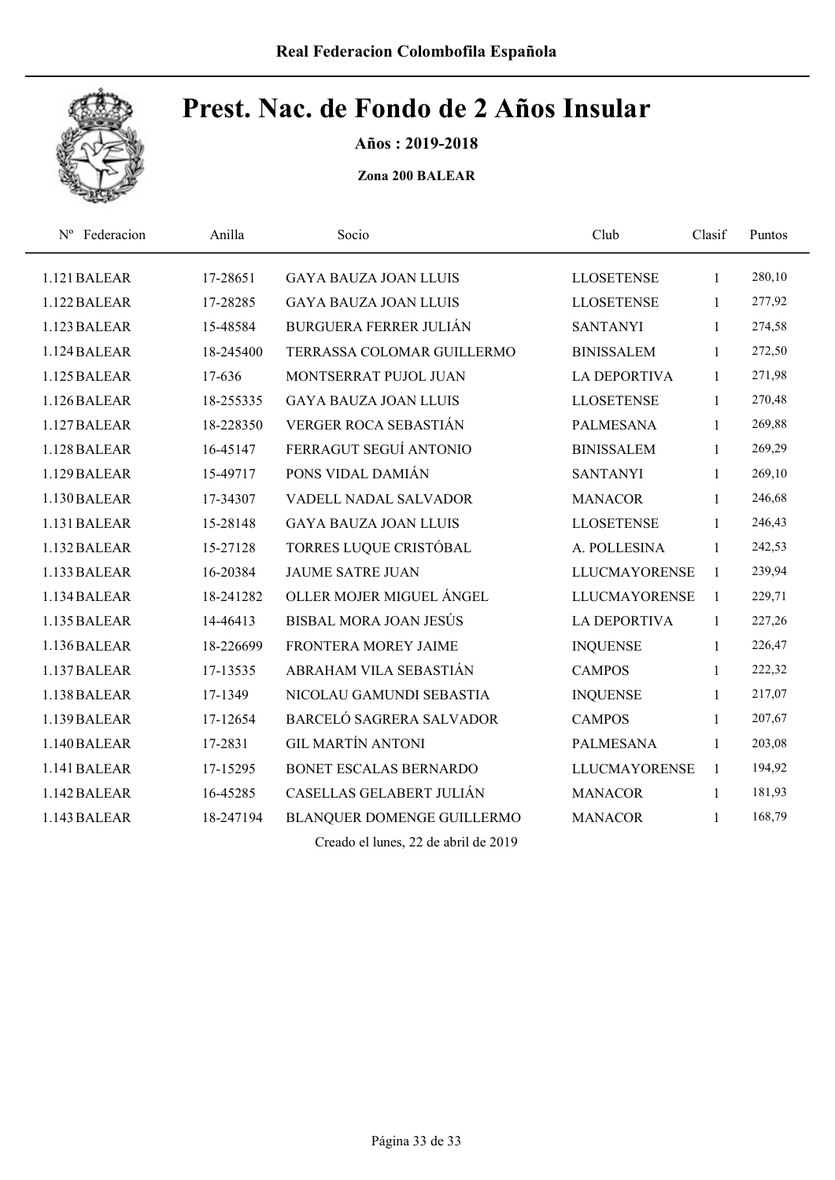Real Federacion Colombofila Española

# Prest. Nac. de Fondo de 2 Años Insular

**Años : 2019-2018**

**Zona 200 BALEAR**

| Nº Federacion | Anilla | Socio | Club | Clasif | Puntos |
|---|---|---|---|---|---|
| 1.121 BALEAR | 17-28651 | GAYA BAUZA JOAN LLUIS | LLOSETENSE | 1 | 280,10 |
| 1.122 BALEAR | 17-28285 | GAYA BAUZA JOAN LLUIS | LLOSETENSE | 1 | 277,92 |
| 1.123 BALEAR | 15-48584 | BURGUERA FERRER JULIÁN | SANTANYI | 1 | 274,58 |
| 1.124 BALEAR | 18-245400 | TERRASSA COLOMAR GUILLERMO | BINISSALEM | 1 | 272,50 |
| 1.125 BALEAR | 17-636 | MONTSERRAT PUJOL JUAN | LA DEPORTIVA | 1 | 271,98 |
| 1.126 BALEAR | 18-255335 | GAYA BAUZA JOAN LLUIS | LLOSETENSE | 1 | 270,48 |
| 1.127 BALEAR | 18-228350 | VERGER ROCA SEBASTIÁN | PALMESANA | 1 | 269,88 |
| 1.128 BALEAR | 16-45147 | FERRAGUT SEGUÍ ANTONIO | BINISSALEM | 1 | 269,29 |
| 1.129 BALEAR | 15-49717 | PONS VIDAL DAMIÁN | SANTANYI | 1 | 269,10 |
| 1.130 BALEAR | 17-34307 | VADELL NADAL SALVADOR | MANACOR | 1 | 246,68 |
| 1.131 BALEAR | 15-28148 | GAYA BAUZA JOAN LLUIS | LLOSETENSE | 1 | 246,43 |
| 1.132 BALEAR | 15-27128 | TORRES LUQUE CRISTÓBAL | A. POLLESINA | 1 | 242,53 |
| 1.133 BALEAR | 16-20384 | JAUME SATRE JUAN | LLUCMAYORENSE | 1 | 239,94 |
| 1.134 BALEAR | 18-241282 | OLLER MOJER MIGUEL ÁNGEL | LLUCMAYORENSE | 1 | 229,71 |
| 1.135 BALEAR | 14-46413 | BISBAL MORA JOAN JESÚS | LA DEPORTIVA | 1 | 227,26 |
| 1.136 BALEAR | 18-226699 | FRONTERA MOREY JAIME | INQUENSE | 1 | 226,47 |
| 1.137 BALEAR | 17-13535 | ABRAHAM VILA SEBASTIÁN | CAMPOS | 1 | 222,32 |
| 1.138 BALEAR | 17-1349 | NICOLAU GAMUNDI SEBASTIA | INQUENSE | 1 | 217,07 |
| 1.139 BALEAR | 17-12654 | BARCELÓ SAGRERA SALVADOR | CAMPOS | 1 | 207,67 |
| 1.140 BALEAR | 17-2831 | GIL MARTÍN ANTONI | PALMESANA | 1 | 203,08 |
| 1.141 BALEAR | 17-15295 | BONET ESCALAS BERNARDO | LLUCMAYORENSE | 1 | 194,92 |
| 1.142 BALEAR | 16-45285 | CASELLAS GELABERT JULIÁN | MANACOR | 1 | 181,93 |
| 1.143 BALEAR | 18-247194 | BLANQUER DOMENGE GUILLERMO | MANACOR | 1 | 168,79 |

Creado el lunes, 22 de abril de 2019